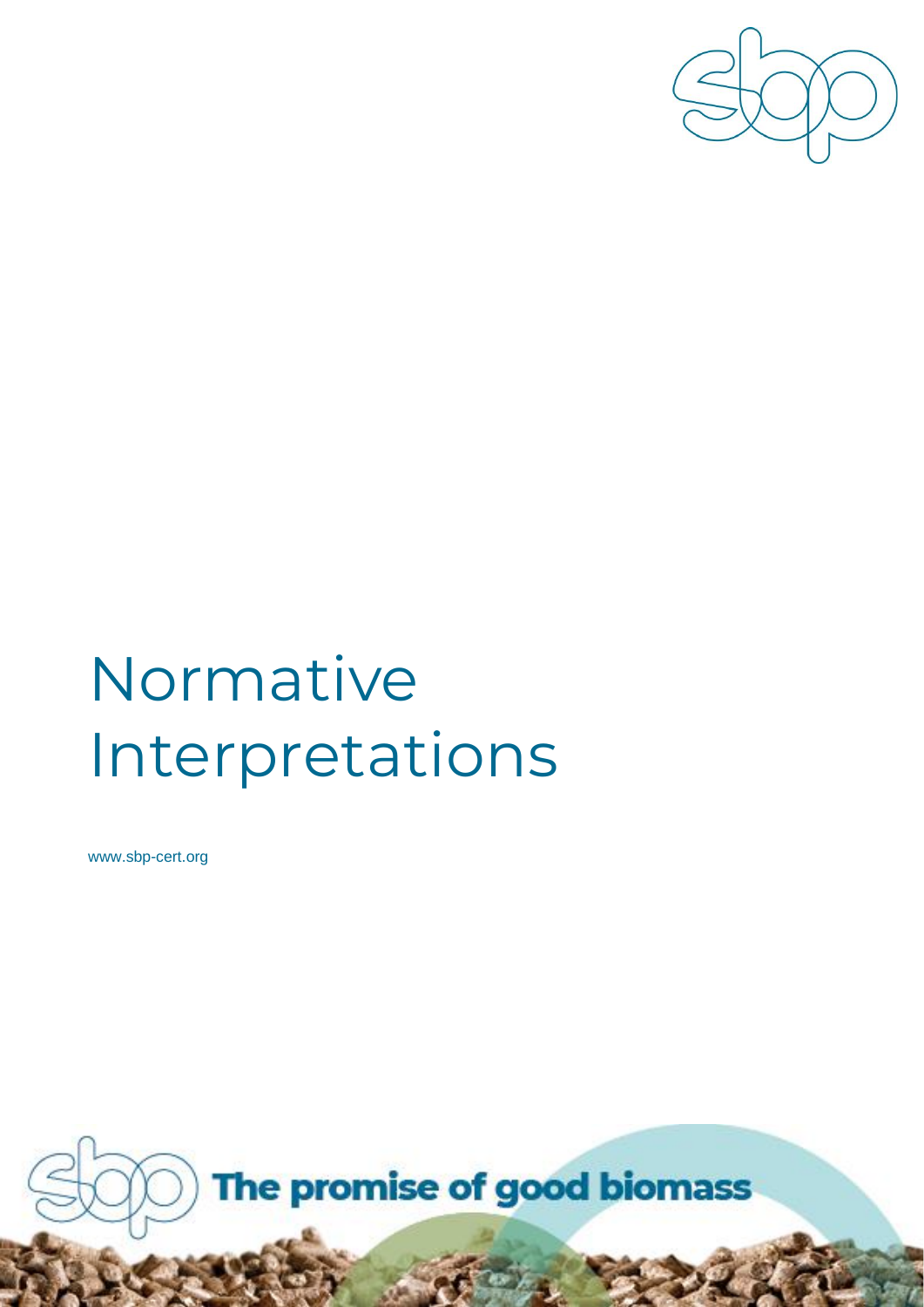# Normative Interpretations

www.sbp-cert.org

The promise of good biomass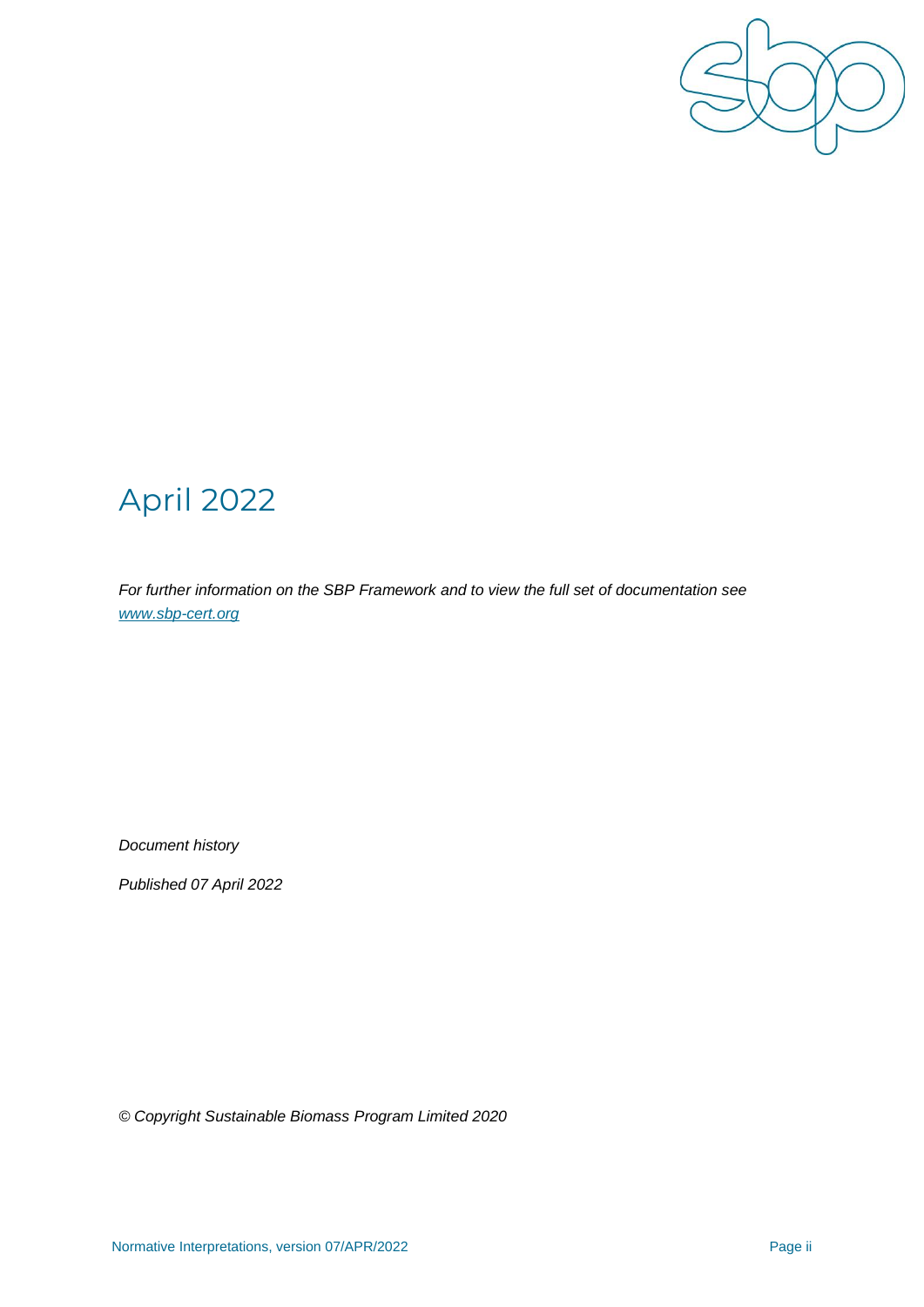# April 2022

*For further information on the SBP Framework and to view the full set of documentation see [www.sbp-cert.org](http://www.sbp-cert.org)*

*Document history*

*Published 07 April 2022*

*© Copyright Sustainable Biomass Program Limited 2020*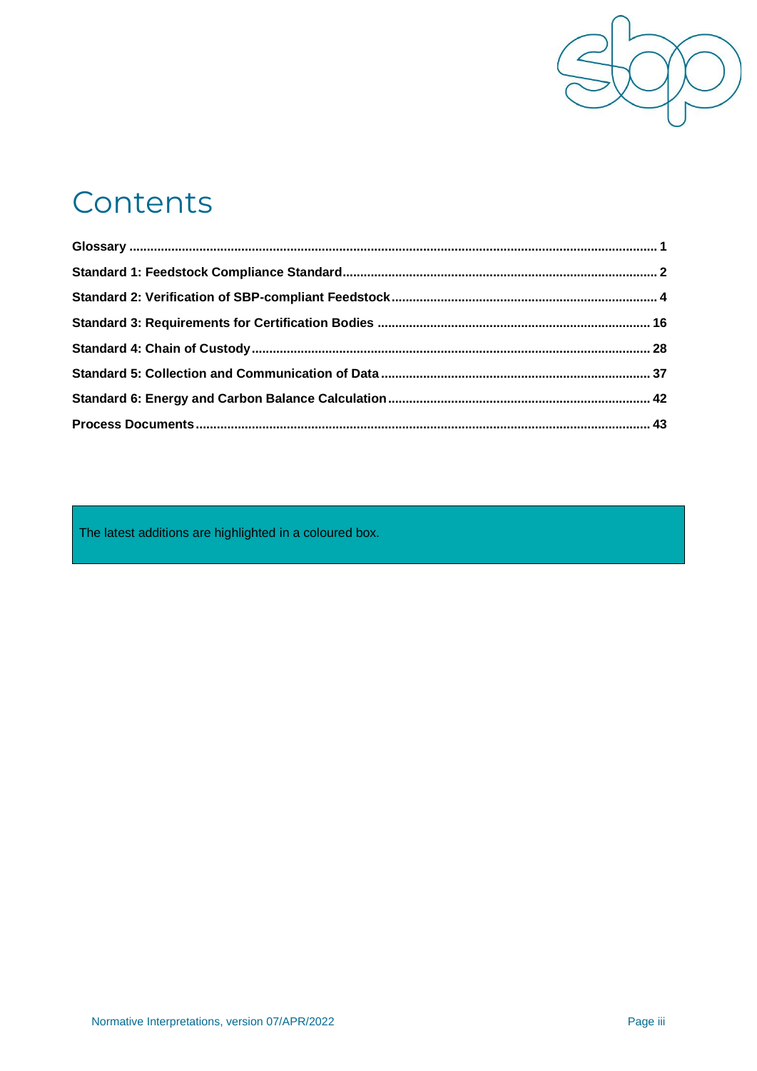# Contents

**Glossary** .................................................................................................................................................. **1**

**Standard 1: Feedstock Compliance Standard** ........................................................................................ **2**

**Standard 2: Verification of SBP-compliant Feedstock** ............................................................................ **4**

**Standard 3: Requirements for Certification Bodies** ............................................................................. **16**

**Standard 4: Chain of Custody** ................................................................................................................. **28**

**Standard 5: Collection and Communication of Data** ............................................................................ **37**

**Standard 6: Energy and Carbon Balance Calculation** .......................................................................... **42**

**Process Documents** ................................................................................................................................. **43**

The latest additions are highlighted in a coloured box.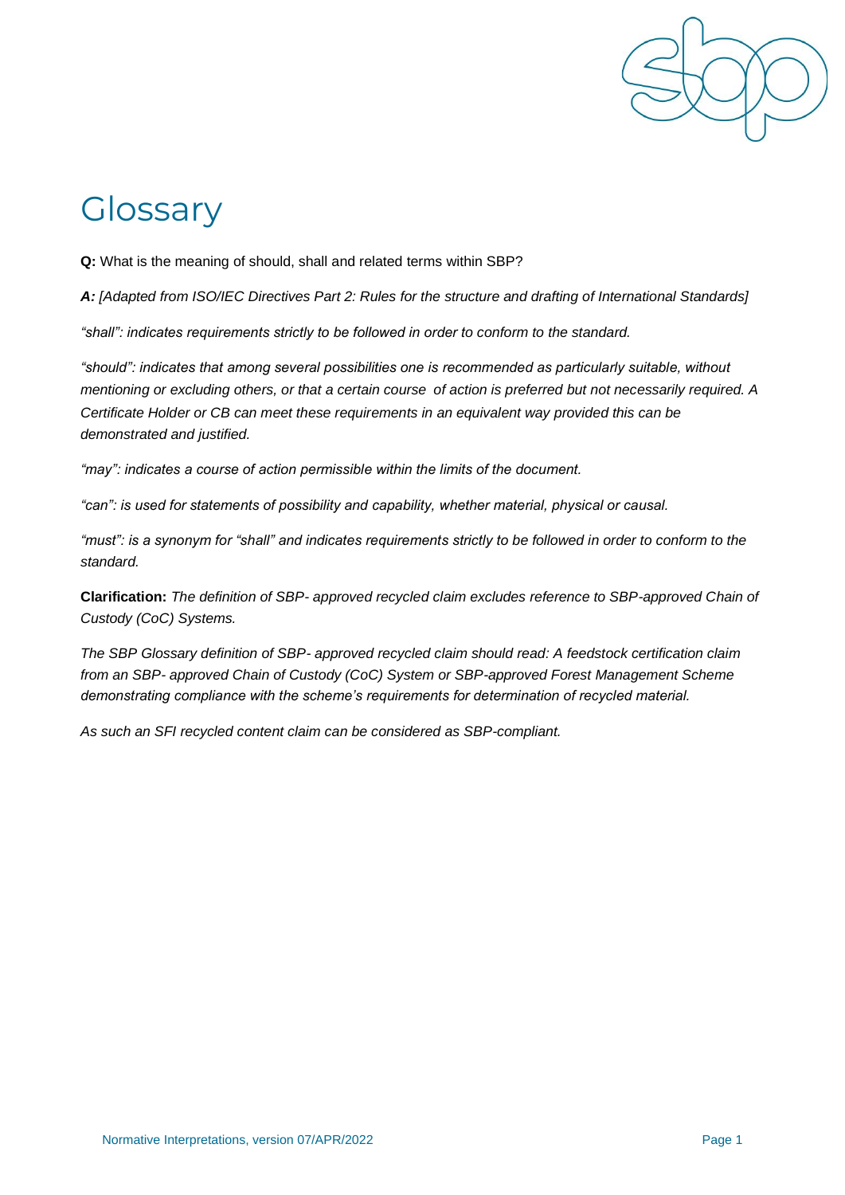# Glossary

**Q:** What is the meaning of should, shall and related terms within SBP?

***A:*** *[Adapted from ISO/IEC Directives Part 2: Rules for the structure and drafting of International Standards]*

*"shall": indicates requirements strictly to be followed in order to conform to the standard.*

*"should": indicates that among several possibilities one is recommended as particularly suitable, without mentioning or excluding others, or that a certain course of action is preferred but not necessarily required. A Certificate Holder or CB can meet these requirements in an equivalent way provided this can be demonstrated and justified.*

*"may": indicates a course of action permissible within the limits of the document.*

*"can": is used for statements of possibility and capability, whether material, physical or causal.*

*"must": is a synonym for "shall" and indicates requirements strictly to be followed in order to conform to the standard.*

**Clarification:** *The definition of SBP- approved recycled claim excludes reference to SBP-approved Chain of Custody (CoC) Systems.*

*The SBP Glossary definition of SBP- approved recycled claim should read: A feedstock certification claim from an SBP- approved Chain of Custody (CoC) System or SBP-approved Forest Management Scheme demonstrating compliance with the scheme's requirements for determination of recycled material.*

*As such an SFI recycled content claim can be considered as SBP-compliant.*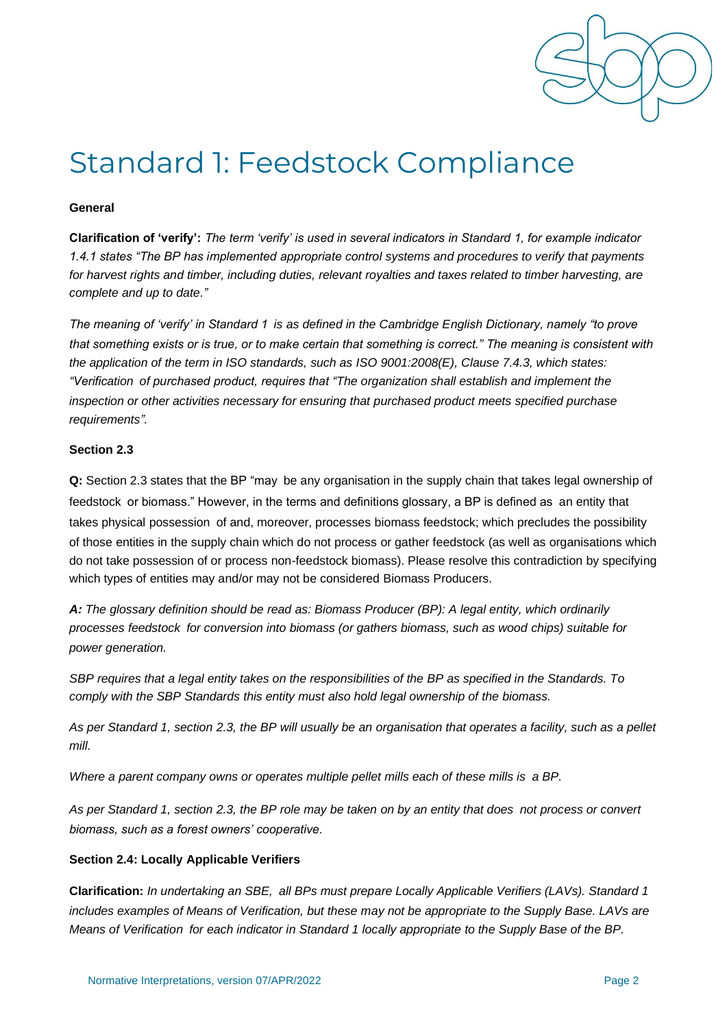# Standard 1: Feedstock Compliance

**General**

**Clarification of 'verify':** *The term 'verify' is used in several indicators in Standard 1, for example indicator 1.4.1 states "The BP has implemented appropriate control systems and procedures to verify that payments for harvest rights and timber, including duties, relevant royalties and taxes related to timber harvesting, are complete and up to date."*

*The meaning of 'verify' in Standard 1 is as defined in the Cambridge English Dictionary, namely "to prove that something exists or is true, or to make certain that something is correct." The meaning is consistent with the application of the term in ISO standards, such as ISO 9001:2008(E), Clause 7.4.3, which states: "Verification of purchased product, requires that "The organization shall establish and implement the inspection or other activities necessary for ensuring that purchased product meets specified purchase requirements".*

**Section 2.3**

**Q:** Section 2.3 states that the BP "may be any organisation in the supply chain that takes legal ownership of feedstock or biomass." However, in the terms and definitions glossary, a BP is defined as an entity that takes physical possession of and, moreover, processes biomass feedstock; which precludes the possibility of those entities in the supply chain which do not process or gather feedstock (as well as organisations which do not take possession of or process non-feedstock biomass). Please resolve this contradiction by specifying which types of entities may and/or may not be considered Biomass Producers.

***A:*** *The glossary definition should be read as: Biomass Producer (BP): A legal entity, which ordinarily processes feedstock for conversion into biomass (or gathers biomass, such as wood chips) suitable for power generation.*

*SBP requires that a legal entity takes on the responsibilities of the BP as specified in the Standards. To comply with the SBP Standards this entity must also hold legal ownership of the biomass.*

*As per Standard 1, section 2.3, the BP will usually be an organisation that operates a facility, such as a pellet mill.*

*Where a parent company owns or operates multiple pellet mills each of these mills is a BP.*

*As per Standard 1, section 2.3, the BP role may be taken on by an entity that does not process or convert biomass, such as a forest owners' cooperative.*

**Section 2.4: Locally Applicable Verifiers**

**Clarification:** *In undertaking an SBE, all BPs must prepare Locally Applicable Verifiers (LAVs). Standard 1 includes examples of Means of Verification, but these may not be appropriate to the Supply Base. LAVs are Means of Verification for each indicator in Standard 1 locally appropriate to the Supply Base of the BP.*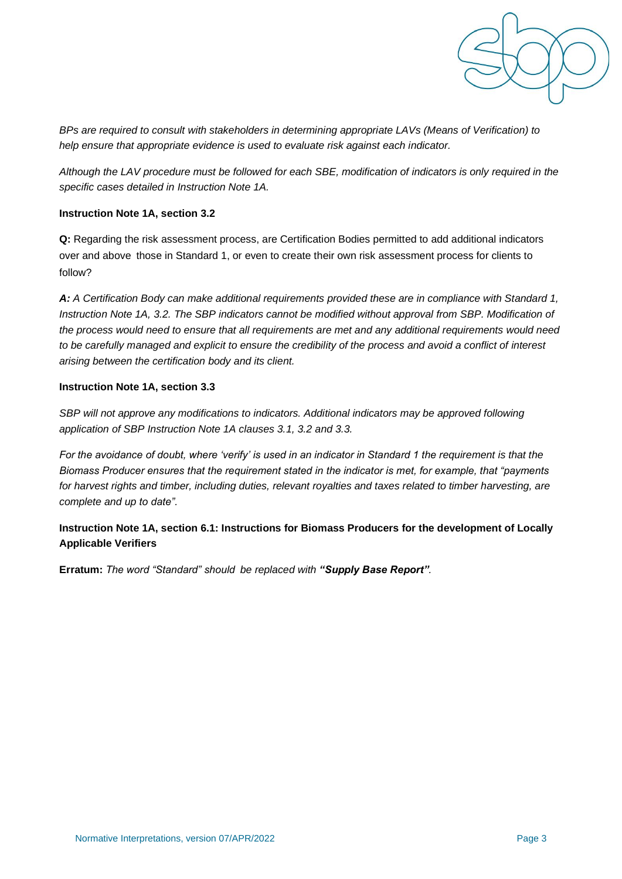*BPs are required to consult with stakeholders in determining appropriate LAVs (Means of Verification) to help ensure that appropriate evidence is used to evaluate risk against each indicator.*

*Although the LAV procedure must be followed for each SBE, modification of indicators is only required in the specific cases detailed in Instruction Note 1A.*

**Instruction Note 1A, section 3.2**

**Q:** Regarding the risk assessment process, are Certification Bodies permitted to add additional indicators over and above those in Standard 1, or even to create their own risk assessment process for clients to follow?

***A:*** *A Certification Body can make additional requirements provided these are in compliance with Standard 1, Instruction Note 1A, 3.2. The SBP indicators cannot be modified without approval from SBP. Modification of the process would need to ensure that all requirements are met and any additional requirements would need to be carefully managed and explicit to ensure the credibility of the process and avoid a conflict of interest arising between the certification body and its client.*

**Instruction Note 1A, section 3.3**

*SBP will not approve any modifications to indicators. Additional indicators may be approved following application of SBP Instruction Note 1A clauses 3.1, 3.2 and 3.3.*

*For the avoidance of doubt, where 'verify' is used in an indicator in Standard 1 the requirement is that the Biomass Producer ensures that the requirement stated in the indicator is met, for example, that "payments for harvest rights and timber, including duties, relevant royalties and taxes related to timber harvesting, are complete and up to date".*

**Instruction Note 1A, section 6.1: Instructions for Biomass Producers for the development of Locally Applicable Verifiers**

**Erratum:** *The word "Standard" should be replaced with **"Supply Base Report"**.*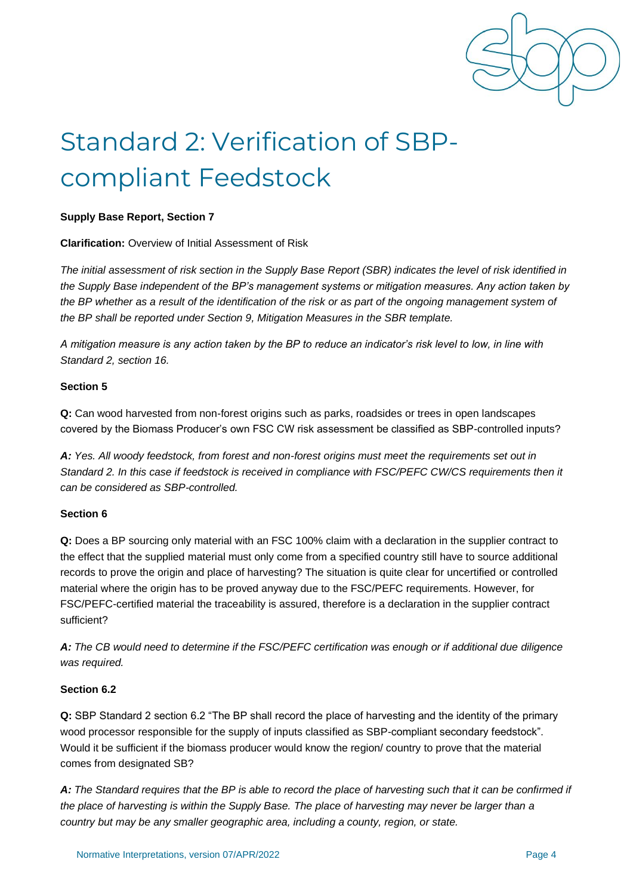# Standard 2: Verification of SBP-compliant Feedstock

**Supply Base Report, Section 7**

**Clarification:** Overview of Initial Assessment of Risk

*The initial assessment of risk section in the Supply Base Report (SBR) indicates the level of risk identified in the Supply Base independent of the BP's management systems or mitigation measures. Any action taken by the BP whether as a result of the identification of the risk or as part of the ongoing management system of the BP shall be reported under Section 9, Mitigation Measures in the SBR template.*

*A mitigation measure is any action taken by the BP to reduce an indicator's risk level to low, in line with Standard 2, section 16.*

**Section 5**

**Q:** Can wood harvested from non-forest origins such as parks, roadsides or trees in open landscapes covered by the Biomass Producer's own FSC CW risk assessment be classified as SBP-controlled inputs?

***A:*** *Yes. All woody feedstock, from forest and non-forest origins must meet the requirements set out in Standard 2. In this case if feedstock is received in compliance with FSC/PEFC CW/CS requirements then it can be considered as SBP-controlled.*

**Section 6**

**Q:** Does a BP sourcing only material with an FSC 100% claim with a declaration in the supplier contract to the effect that the supplied material must only come from a specified country still have to source additional records to prove the origin and place of harvesting? The situation is quite clear for uncertified or controlled material where the origin has to be proved anyway due to the FSC/PEFC requirements. However, for FSC/PEFC-certified material the traceability is assured, therefore is a declaration in the supplier contract sufficient?

***A:*** *The CB would need to determine if the FSC/PEFC certification was enough or if additional due diligence was required.*

**Section 6.2**

**Q:** SBP Standard 2 section 6.2 "The BP shall record the place of harvesting and the identity of the primary wood processor responsible for the supply of inputs classified as SBP-compliant secondary feedstock". Would it be sufficient if the biomass producer would know the region/ country to prove that the material comes from designated SB?

***A:*** *The Standard requires that the BP is able to record the place of harvesting such that it can be confirmed if the place of harvesting is within the Supply Base. The place of harvesting may never be larger than a country but may be any smaller geographic area, including a county, region, or state.*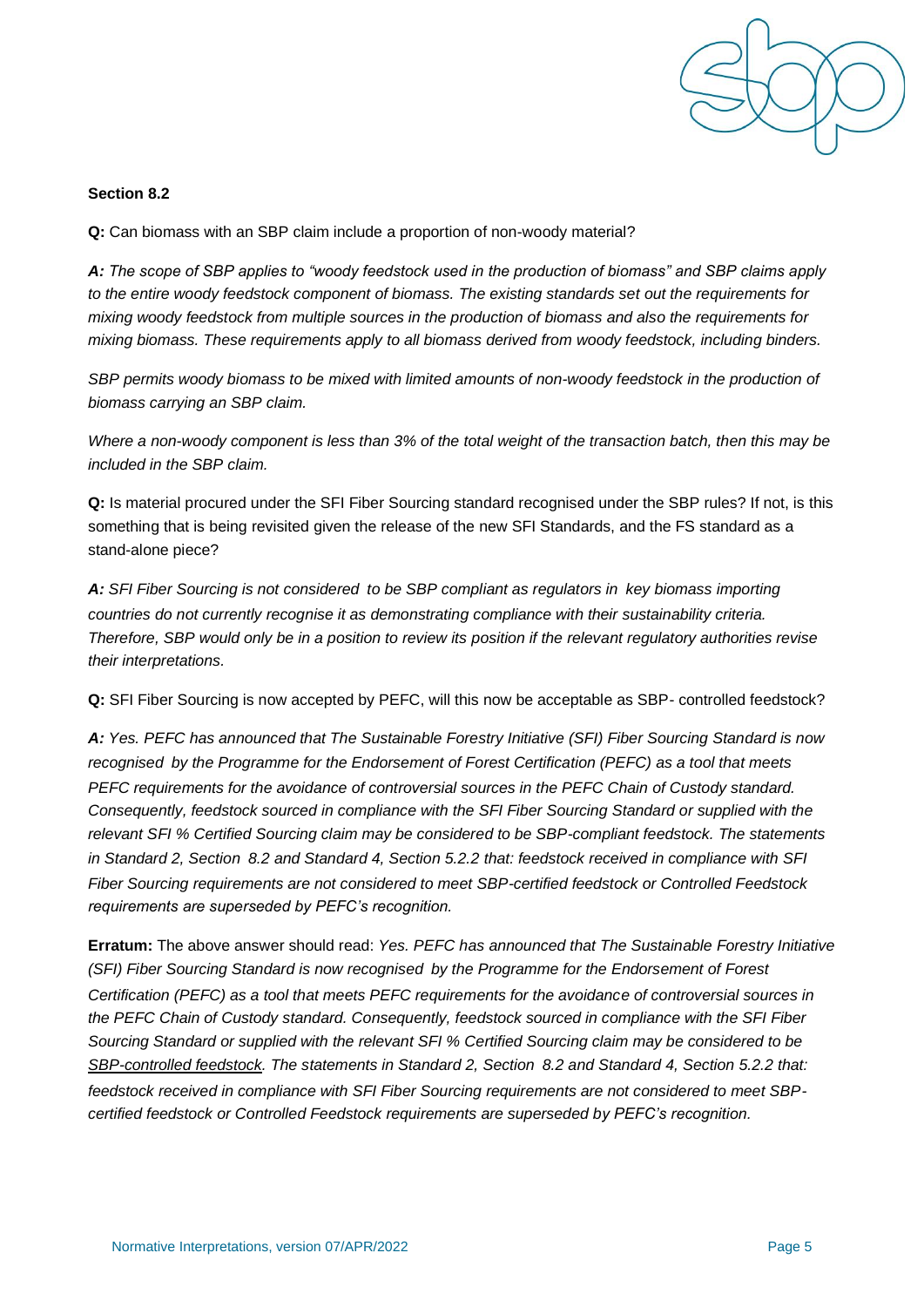**Section 8.2**

**Q:** Can biomass with an SBP claim include a proportion of non-woody material?

***A:*** *The scope of SBP applies to "woody feedstock used in the production of biomass" and SBP claims apply to the entire woody feedstock component of biomass. The existing standards set out the requirements for mixing woody feedstock from multiple sources in the production of biomass and also the requirements for mixing biomass. These requirements apply to all biomass derived from woody feedstock, including binders.*

*SBP permits woody biomass to be mixed with limited amounts of non-woody feedstock in the production of biomass carrying an SBP claim.*

*Where a non-woody component is less than 3% of the total weight of the transaction batch, then this may be included in the SBP claim.*

**Q:** Is material procured under the SFI Fiber Sourcing standard recognised under the SBP rules? If not, is this something that is being revisited given the release of the new SFI Standards, and the FS standard as a stand-alone piece?

***A:*** *SFI Fiber Sourcing is not considered to be SBP compliant as regulators in key biomass importing countries do not currently recognise it as demonstrating compliance with their sustainability criteria. Therefore, SBP would only be in a position to review its position if the relevant regulatory authorities revise their interpretations.*

**Q:** SFI Fiber Sourcing is now accepted by PEFC, will this now be acceptable as SBP- controlled feedstock?

***A:*** *Yes. PEFC has announced that The Sustainable Forestry Initiative (SFI) Fiber Sourcing Standard is now recognised by the Programme for the Endorsement of Forest Certification (PEFC) as a tool that meets PEFC requirements for the avoidance of controversial sources in the PEFC Chain of Custody standard. Consequently, feedstock sourced in compliance with the SFI Fiber Sourcing Standard or supplied with the relevant SFI % Certified Sourcing claim may be considered to be SBP-compliant feedstock. The statements in Standard 2, Section 8.2 and Standard 4, Section 5.2.2 that: feedstock received in compliance with SFI Fiber Sourcing requirements are not considered to meet SBP-certified feedstock or Controlled Feedstock requirements are superseded by PEFC's recognition.*

**Erratum:** The above answer should read: *Yes. PEFC has announced that The Sustainable Forestry Initiative (SFI) Fiber Sourcing Standard is now recognised by the Programme for the Endorsement of Forest Certification (PEFC) as a tool that meets PEFC requirements for the avoidance of controversial sources in the PEFC Chain of Custody standard. Consequently, feedstock sourced in compliance with the SFI Fiber Sourcing Standard or supplied with the relevant SFI % Certified Sourcing claim may be considered to be <u>SBP-controlled feedstock</u>. The statements in Standard 2, Section 8.2 and Standard 4, Section 5.2.2 that: feedstock received in compliance with SFI Fiber Sourcing requirements are not considered to meet SBP-certified feedstock or Controlled Feedstock requirements are superseded by PEFC's recognition.*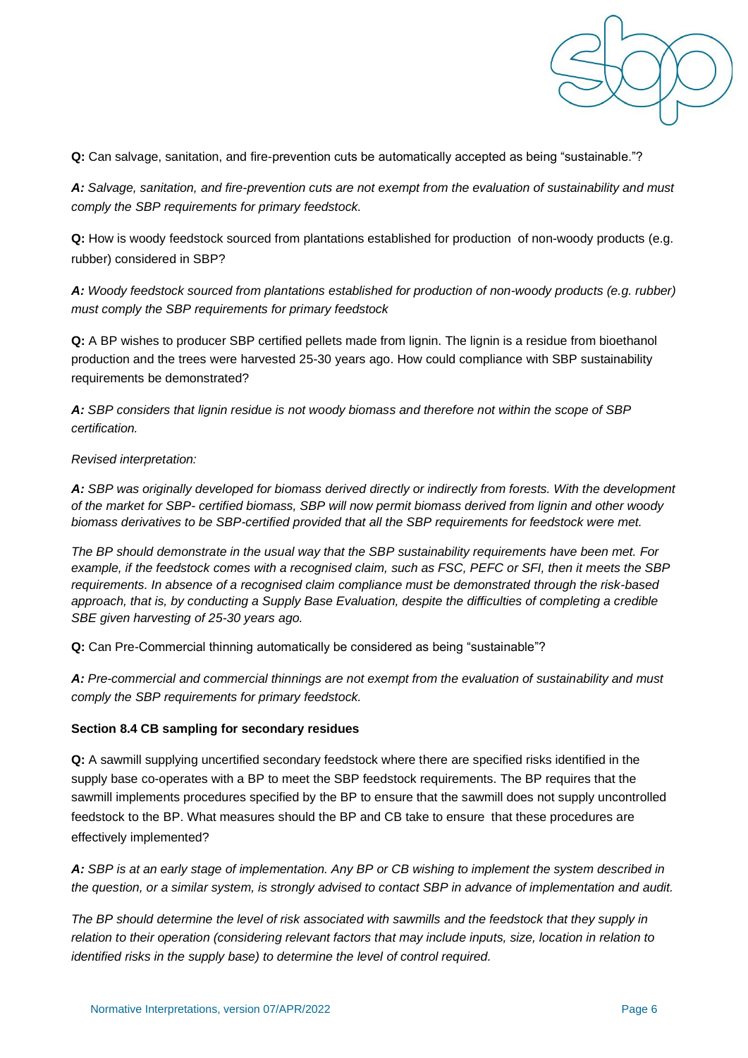**Q:** Can salvage, sanitation, and fire-prevention cuts be automatically accepted as being "sustainable."?

***A:*** *Salvage, sanitation, and fire-prevention cuts are not exempt from the evaluation of sustainability and must comply the SBP requirements for primary feedstock.*

**Q:** How is woody feedstock sourced from plantations established for production of non-woody products (e.g. rubber) considered in SBP?

***A:*** *Woody feedstock sourced from plantations established for production of non-woody products (e.g. rubber) must comply the SBP requirements for primary feedstock*

**Q:** A BP wishes to producer SBP certified pellets made from lignin. The lignin is a residue from bioethanol production and the trees were harvested 25-30 years ago. How could compliance with SBP sustainability requirements be demonstrated?

***A:*** *SBP considers that lignin residue is not woody biomass and therefore not within the scope of SBP certification.*

*Revised interpretation:*

***A:*** *SBP was originally developed for biomass derived directly or indirectly from forests. With the development of the market for SBP- certified biomass, SBP will now permit biomass derived from lignin and other woody biomass derivatives to be SBP-certified provided that all the SBP requirements for feedstock were met.*

*The BP should demonstrate in the usual way that the SBP sustainability requirements have been met. For example, if the feedstock comes with a recognised claim, such as FSC, PEFC or SFI, then it meets the SBP requirements. In absence of a recognised claim compliance must be demonstrated through the risk-based approach, that is, by conducting a Supply Base Evaluation, despite the difficulties of completing a credible SBE given harvesting of 25-30 years ago.*

**Q:** Can Pre-Commercial thinning automatically be considered as being "sustainable"?

***A:*** *Pre-commercial and commercial thinnings are not exempt from the evaluation of sustainability and must comply the SBP requirements for primary feedstock.*

**Section 8.4 CB sampling for secondary residues**

**Q:** A sawmill supplying uncertified secondary feedstock where there are specified risks identified in the supply base co-operates with a BP to meet the SBP feedstock requirements. The BP requires that the sawmill implements procedures specified by the BP to ensure that the sawmill does not supply uncontrolled feedstock to the BP. What measures should the BP and CB take to ensure that these procedures are effectively implemented?

***A:*** *SBP is at an early stage of implementation. Any BP or CB wishing to implement the system described in the question, or a similar system, is strongly advised to contact SBP in advance of implementation and audit.*

*The BP should determine the level of risk associated with sawmills and the feedstock that they supply in relation to their operation (considering relevant factors that may include inputs, size, location in relation to identified risks in the supply base) to determine the level of control required.*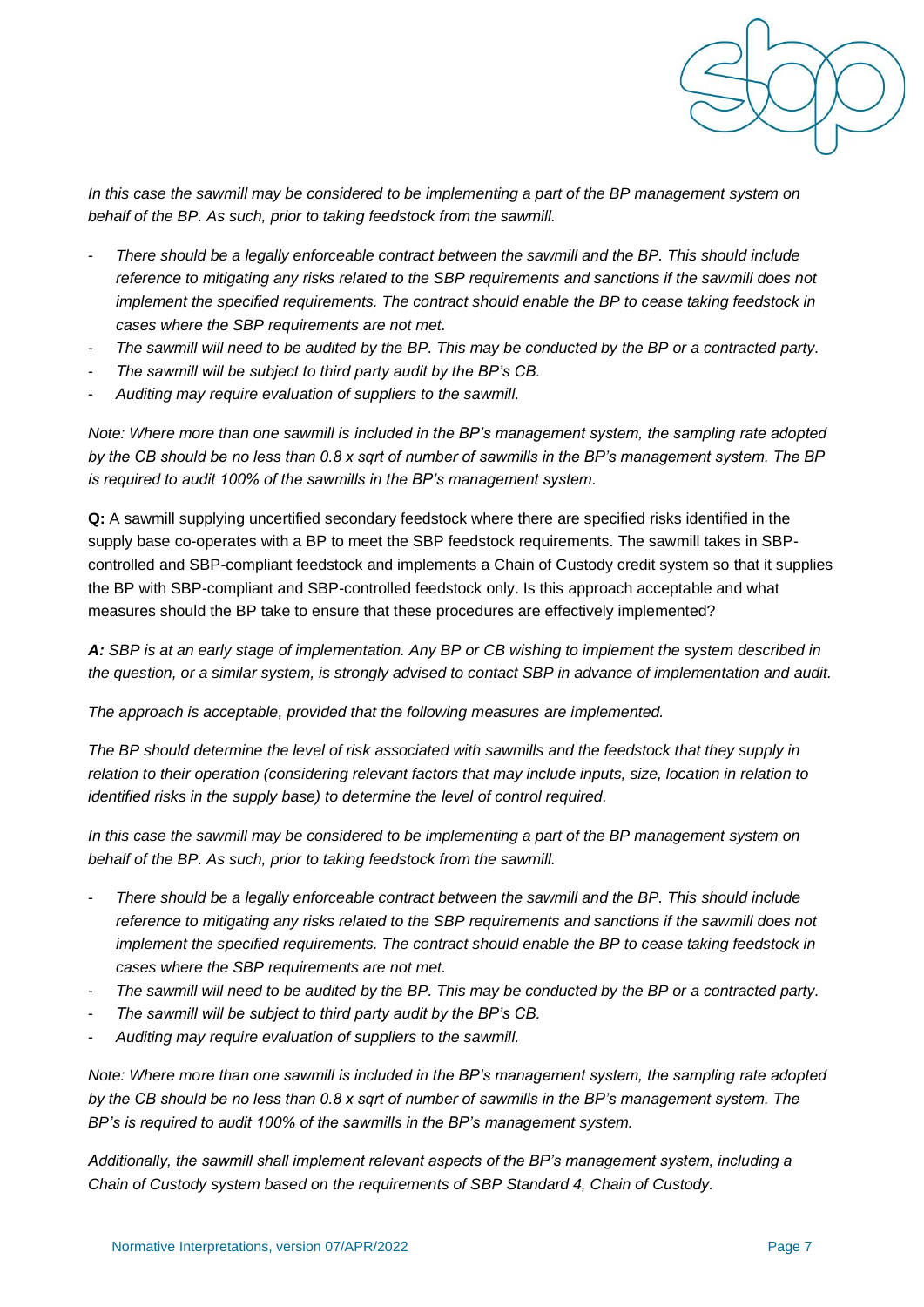*In this case the sawmill may be considered to be implementing a part of the BP management system on behalf of the BP. As such, prior to taking feedstock from the sawmill.*

- *There should be a legally enforceable contract between the sawmill and the BP. This should include reference to mitigating any risks related to the SBP requirements and sanctions if the sawmill does not implement the specified requirements. The contract should enable the BP to cease taking feedstock in cases where the SBP requirements are not met.*
- *The sawmill will need to be audited by the BP. This may be conducted by the BP or a contracted party.*
- *The sawmill will be subject to third party audit by the BP's CB.*
- *Auditing may require evaluation of suppliers to the sawmill.*

*Note: Where more than one sawmill is included in the BP's management system, the sampling rate adopted by the CB should be no less than 0.8 x sqrt of number of sawmills in the BP's management system. The BP is required to audit 100% of the sawmills in the BP's management system.*

**Q:** A sawmill supplying uncertified secondary feedstock where there are specified risks identified in the supply base co-operates with a BP to meet the SBP feedstock requirements. The sawmill takes in SBP-controlled and SBP-compliant feedstock and implements a Chain of Custody credit system so that it supplies the BP with SBP-compliant and SBP-controlled feedstock only. Is this approach acceptable and what measures should the BP take to ensure that these procedures are effectively implemented?

***A:*** *SBP is at an early stage of implementation. Any BP or CB wishing to implement the system described in the question, or a similar system, is strongly advised to contact SBP in advance of implementation and audit.*

*The approach is acceptable, provided that the following measures are implemented.*

*The BP should determine the level of risk associated with sawmills and the feedstock that they supply in relation to their operation (considering relevant factors that may include inputs, size, location in relation to identified risks in the supply base) to determine the level of control required.*

*In this case the sawmill may be considered to be implementing a part of the BP management system on behalf of the BP. As such, prior to taking feedstock from the sawmill.*

- *There should be a legally enforceable contract between the sawmill and the BP. This should include reference to mitigating any risks related to the SBP requirements and sanctions if the sawmill does not implement the specified requirements. The contract should enable the BP to cease taking feedstock in cases where the SBP requirements are not met.*
- *The sawmill will need to be audited by the BP. This may be conducted by the BP or a contracted party.*
- *The sawmill will be subject to third party audit by the BP's CB.*
- *Auditing may require evaluation of suppliers to the sawmill.*

*Note: Where more than one sawmill is included in the BP's management system, the sampling rate adopted by the CB should be no less than 0.8 x sqrt of number of sawmills in the BP's management system. The BP's is required to audit 100% of the sawmills in the BP's management system.*

*Additionally, the sawmill shall implement relevant aspects of the BP's management system, including a Chain of Custody system based on the requirements of SBP Standard 4, Chain of Custody.*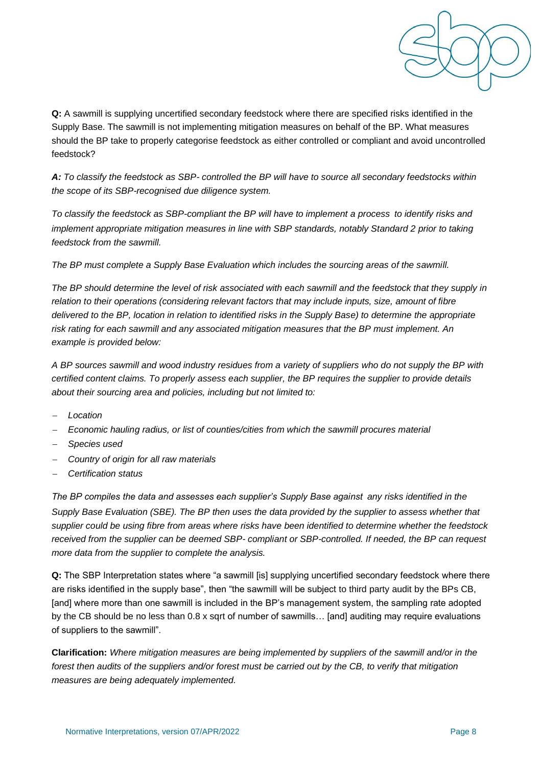**Q:** A sawmill is supplying uncertified secondary feedstock where there are specified risks identified in the Supply Base. The sawmill is not implementing mitigation measures on behalf of the BP. What measures should the BP take to properly categorise feedstock as either controlled or compliant and avoid uncontrolled feedstock?

***A:*** *To classify the feedstock as SBP- controlled the BP will have to source all secondary feedstocks within the scope of its SBP-recognised due diligence system.*

*To classify the feedstock as SBP-compliant the BP will have to implement a process to identify risks and implement appropriate mitigation measures in line with SBP standards, notably Standard 2 prior to taking feedstock from the sawmill.*

*The BP must complete a Supply Base Evaluation which includes the sourcing areas of the sawmill.*

*The BP should determine the level of risk associated with each sawmill and the feedstock that they supply in relation to their operations (considering relevant factors that may include inputs, size, amount of fibre delivered to the BP, location in relation to identified risks in the Supply Base) to determine the appropriate risk rating for each sawmill and any associated mitigation measures that the BP must implement. An example is provided below:*

*A BP sources sawmill and wood industry residues from a variety of suppliers who do not supply the BP with certified content claims. To properly assess each supplier, the BP requires the supplier to provide details about their sourcing area and policies, including but not limited to:*

- *Location*
- *Economic hauling radius, or list of counties/cities from which the sawmill procures material*
- *Species used*
- *Country of origin for all raw materials*
- *Certification status*

*The BP compiles the data and assesses each supplier's Supply Base against any risks identified in the Supply Base Evaluation (SBE). The BP then uses the data provided by the supplier to assess whether that supplier could be using fibre from areas where risks have been identified to determine whether the feedstock received from the supplier can be deemed SBP- compliant or SBP-controlled. If needed, the BP can request more data from the supplier to complete the analysis.*

**Q:** The SBP Interpretation states where "a sawmill [is] supplying uncertified secondary feedstock where there are risks identified in the supply base", then "the sawmill will be subject to third party audit by the BPs CB, [and] where more than one sawmill is included in the BP's management system, the sampling rate adopted by the CB should be no less than 0.8 x sqrt of number of sawmills… [and] auditing may require evaluations of suppliers to the sawmill".

**Clarification:** *Where mitigation measures are being implemented by suppliers of the sawmill and/or in the forest then audits of the suppliers and/or forest must be carried out by the CB, to verify that mitigation measures are being adequately implemented.*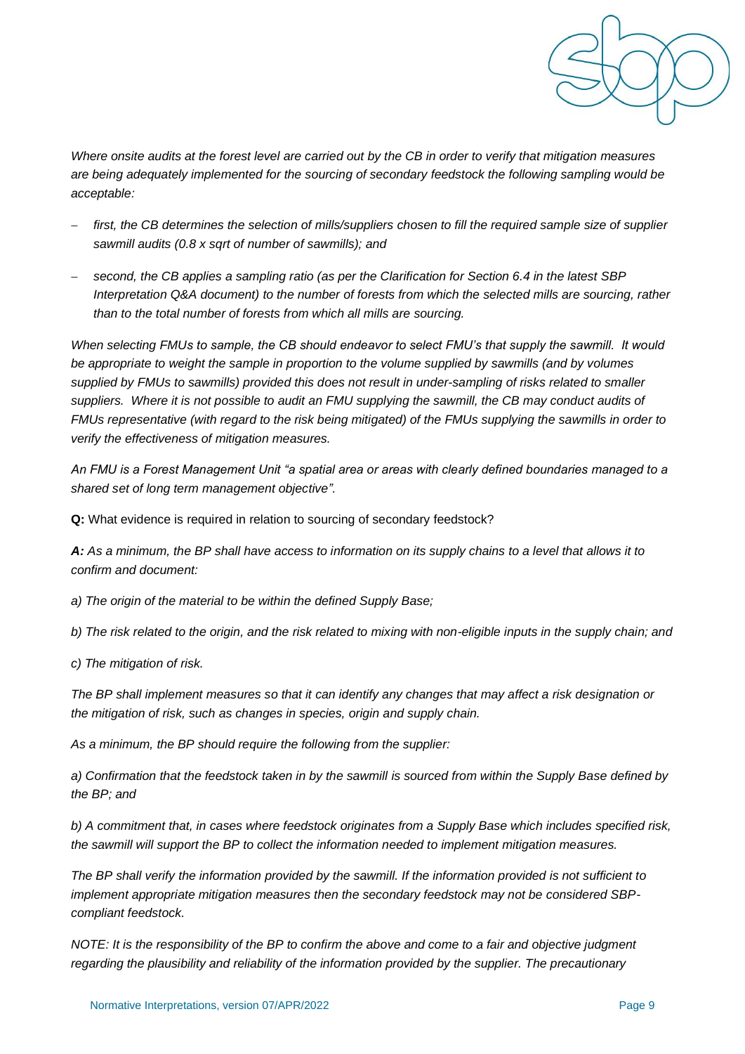*Where onsite audits at the forest level are carried out by the CB in order to verify that mitigation measures are being adequately implemented for the sourcing of secondary feedstock the following sampling would be acceptable:*

- *first, the CB determines the selection of mills/suppliers chosen to fill the required sample size of supplier sawmill audits (0.8 x sqrt of number of sawmills); and*
- *second, the CB applies a sampling ratio (as per the Clarification for Section 6.4 in the latest SBP Interpretation Q&A document) to the number of forests from which the selected mills are sourcing, rather than to the total number of forests from which all mills are sourcing.*

*When selecting FMUs to sample, the CB should endeavor to select FMU's that supply the sawmill. It would be appropriate to weight the sample in proportion to the volume supplied by sawmills (and by volumes supplied by FMUs to sawmills) provided this does not result in under-sampling of risks related to smaller suppliers. Where it is not possible to audit an FMU supplying the sawmill, the CB may conduct audits of FMUs representative (with regard to the risk being mitigated) of the FMUs supplying the sawmills in order to verify the effectiveness of mitigation measures.*

*An FMU is a Forest Management Unit "a spatial area or areas with clearly defined boundaries managed to a shared set of long term management objective".*

**Q:** What evidence is required in relation to sourcing of secondary feedstock?

***A:*** *As a minimum, the BP shall have access to information on its supply chains to a level that allows it to confirm and document:*

*a) The origin of the material to be within the defined Supply Base;*

*b) The risk related to the origin, and the risk related to mixing with non-eligible inputs in the supply chain; and*

*c) The mitigation of risk.*

*The BP shall implement measures so that it can identify any changes that may affect a risk designation or the mitigation of risk, such as changes in species, origin and supply chain.*

*As a minimum, the BP should require the following from the supplier:*

*a) Confirmation that the feedstock taken in by the sawmill is sourced from within the Supply Base defined by the BP; and*

*b) A commitment that, in cases where feedstock originates from a Supply Base which includes specified risk, the sawmill will support the BP to collect the information needed to implement mitigation measures.*

*The BP shall verify the information provided by the sawmill. If the information provided is not sufficient to implement appropriate mitigation measures then the secondary feedstock may not be considered SBP-compliant feedstock.*

*NOTE: It is the responsibility of the BP to confirm the above and come to a fair and objective judgment regarding the plausibility and reliability of the information provided by the supplier. The precautionary*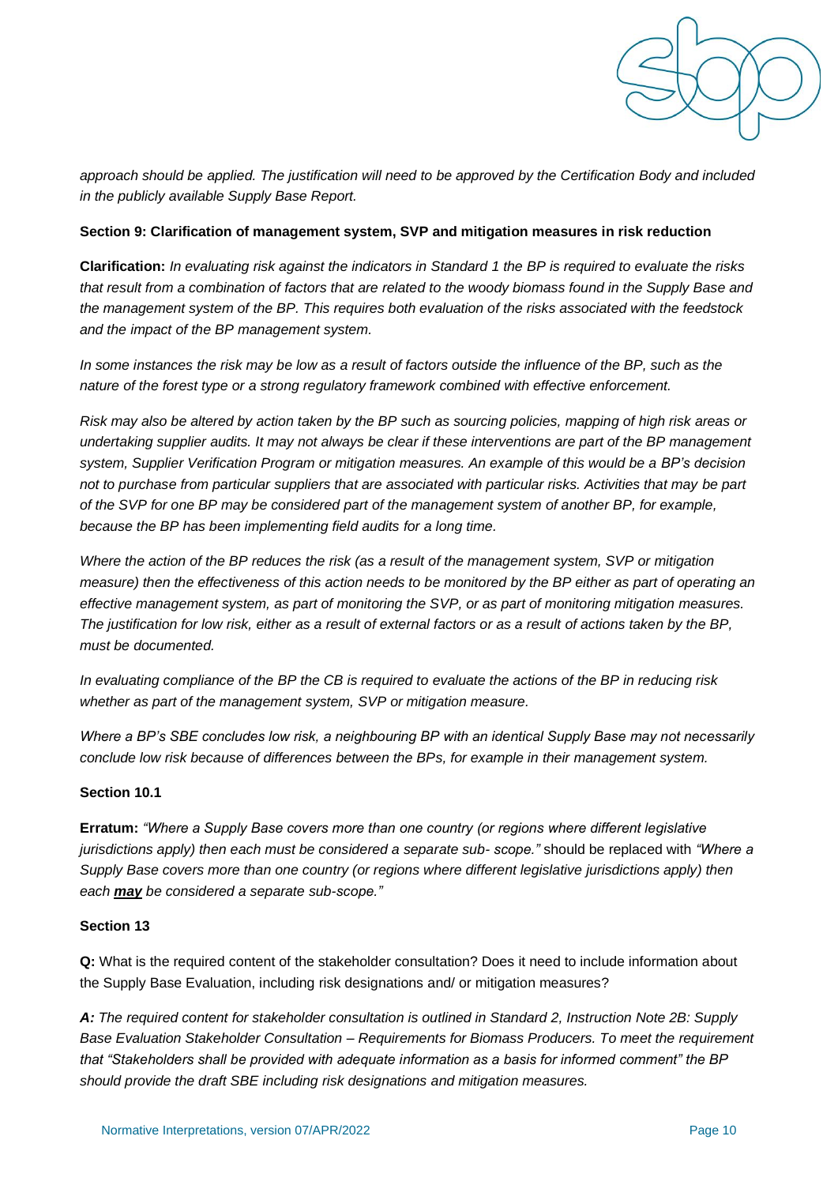*approach should be applied. The justification will need to be approved by the Certification Body and included in the publicly available Supply Base Report.*

**Section 9: Clarification of management system, SVP and mitigation measures in risk reduction**

**Clarification:** *In evaluating risk against the indicators in Standard 1 the BP is required to evaluate the risks that result from a combination of factors that are related to the woody biomass found in the Supply Base and the management system of the BP. This requires both evaluation of the risks associated with the feedstock and the impact of the BP management system.*

*In some instances the risk may be low as a result of factors outside the influence of the BP, such as the nature of the forest type or a strong regulatory framework combined with effective enforcement.*

*Risk may also be altered by action taken by the BP such as sourcing policies, mapping of high risk areas or undertaking supplier audits. It may not always be clear if these interventions are part of the BP management system, Supplier Verification Program or mitigation measures. An example of this would be a BP's decision not to purchase from particular suppliers that are associated with particular risks. Activities that may be part of the SVP for one BP may be considered part of the management system of another BP, for example, because the BP has been implementing field audits for a long time.*

*Where the action of the BP reduces the risk (as a result of the management system, SVP or mitigation measure) then the effectiveness of this action needs to be monitored by the BP either as part of operating an effective management system, as part of monitoring the SVP, or as part of monitoring mitigation measures. The justification for low risk, either as a result of external factors or as a result of actions taken by the BP, must be documented.*

*In evaluating compliance of the BP the CB is required to evaluate the actions of the BP in reducing risk whether as part of the management system, SVP or mitigation measure.*

*Where a BP's SBE concludes low risk, a neighbouring BP with an identical Supply Base may not necessarily conclude low risk because of differences between the BPs, for example in their management system.*

**Section 10.1**

**Erratum:** *"Where a Supply Base covers more than one country (or regions where different legislative jurisdictions apply) then each must be considered a separate sub- scope."* should be replaced with *"Where a Supply Base covers more than one country (or regions where different legislative jurisdictions apply) then each* ***may*** *be considered a separate sub-scope."*

**Section 13**

**Q:** What is the required content of the stakeholder consultation? Does it need to include information about the Supply Base Evaluation, including risk designations and/ or mitigation measures?

***A:*** *The required content for stakeholder consultation is outlined in Standard 2, Instruction Note 2B: Supply Base Evaluation Stakeholder Consultation – Requirements for Biomass Producers. To meet the requirement that "Stakeholders shall be provided with adequate information as a basis for informed comment" the BP should provide the draft SBE including risk designations and mitigation measures.*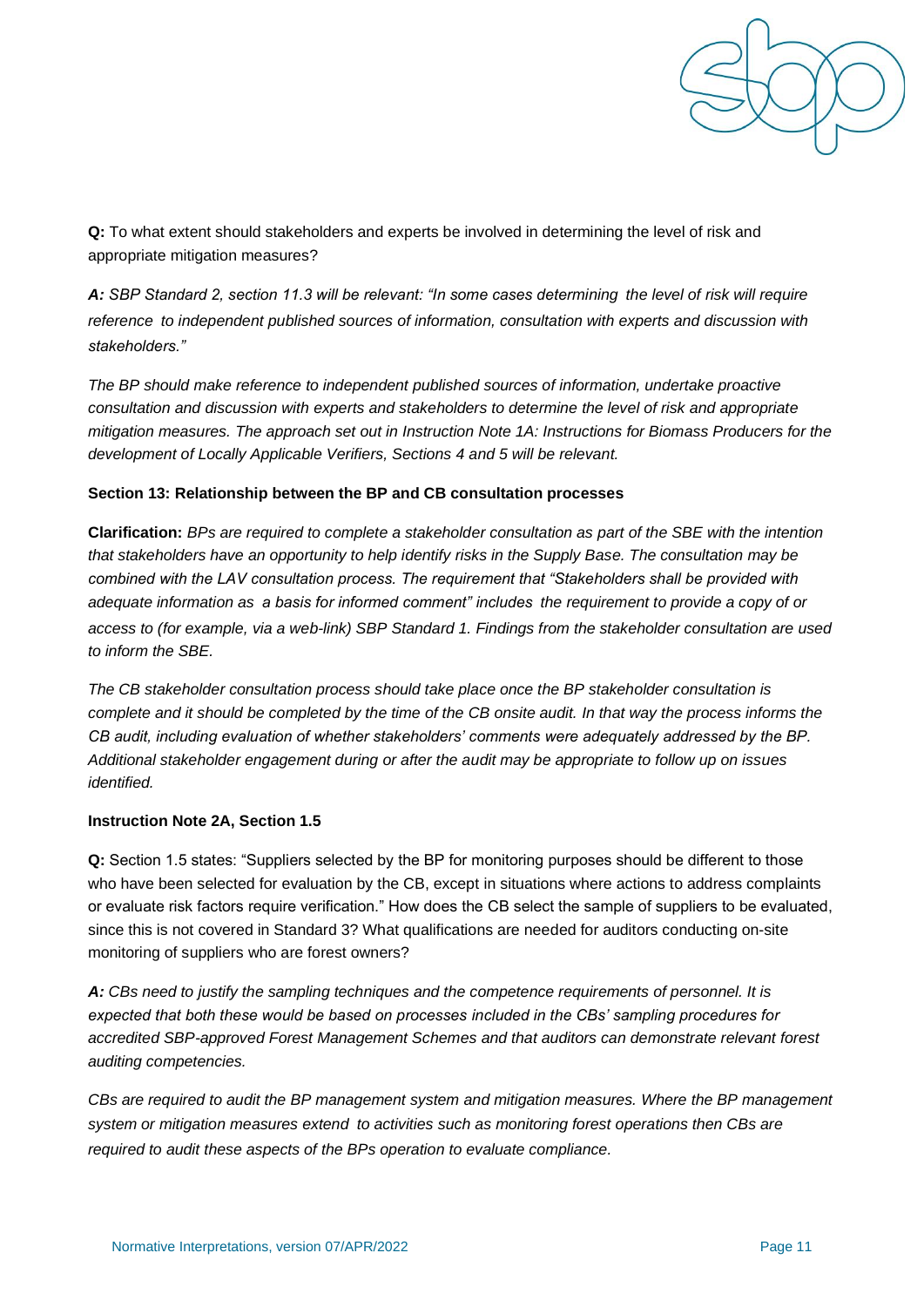**Q:** To what extent should stakeholders and experts be involved in determining the level of risk and appropriate mitigation measures?

***A:*** *SBP Standard 2, section 11.3 will be relevant: "In some cases determining the level of risk will require reference to independent published sources of information, consultation with experts and discussion with stakeholders."*

*The BP should make reference to independent published sources of information, undertake proactive consultation and discussion with experts and stakeholders to determine the level of risk and appropriate mitigation measures. The approach set out in Instruction Note 1A: Instructions for Biomass Producers for the development of Locally Applicable Verifiers, Sections 4 and 5 will be relevant.*

**Section 13: Relationship between the BP and CB consultation processes**

**Clarification:** *BPs are required to complete a stakeholder consultation as part of the SBE with the intention that stakeholders have an opportunity to help identify risks in the Supply Base. The consultation may be combined with the LAV consultation process. The requirement that "Stakeholders shall be provided with adequate information as a basis for informed comment" includes the requirement to provide a copy of or access to (for example, via a web-link) SBP Standard 1. Findings from the stakeholder consultation are used to inform the SBE.*

*The CB stakeholder consultation process should take place once the BP stakeholder consultation is complete and it should be completed by the time of the CB onsite audit. In that way the process informs the CB audit, including evaluation of whether stakeholders' comments were adequately addressed by the BP. Additional stakeholder engagement during or after the audit may be appropriate to follow up on issues identified.*

**Instruction Note 2A, Section 1.5**

**Q:** Section 1.5 states: "Suppliers selected by the BP for monitoring purposes should be different to those who have been selected for evaluation by the CB, except in situations where actions to address complaints or evaluate risk factors require verification." How does the CB select the sample of suppliers to be evaluated, since this is not covered in Standard 3? What qualifications are needed for auditors conducting on-site monitoring of suppliers who are forest owners?

***A:*** *CBs need to justify the sampling techniques and the competence requirements of personnel. It is expected that both these would be based on processes included in the CBs' sampling procedures for accredited SBP-approved Forest Management Schemes and that auditors can demonstrate relevant forest auditing competencies.*

*CBs are required to audit the BP management system and mitigation measures. Where the BP management system or mitigation measures extend to activities such as monitoring forest operations then CBs are required to audit these aspects of the BPs operation to evaluate compliance.*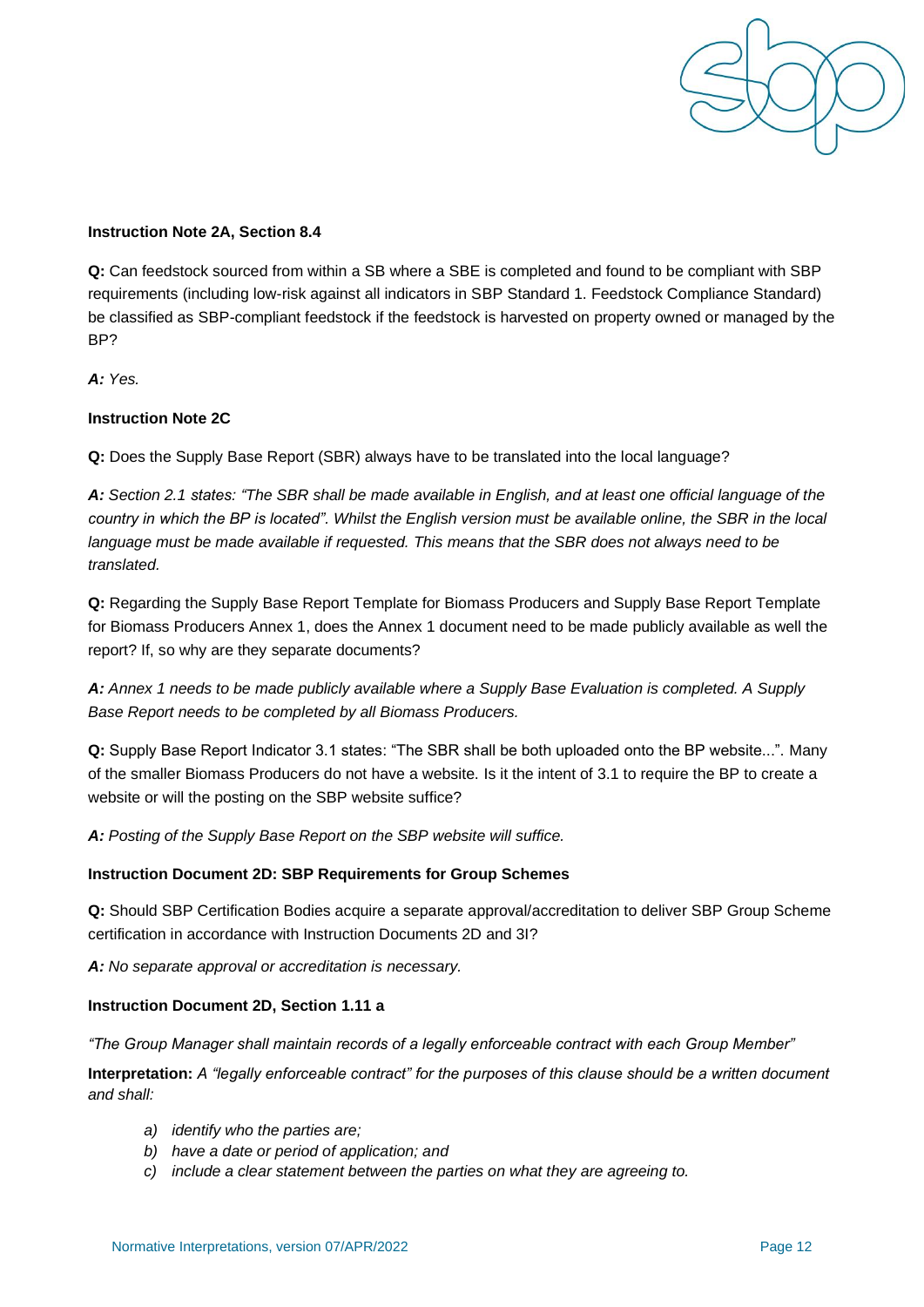**Instruction Note 2A, Section 8.4**

**Q:** Can feedstock sourced from within a SB where a SBE is completed and found to be compliant with SBP requirements (including low-risk against all indicators in SBP Standard 1. Feedstock Compliance Standard) be classified as SBP-compliant feedstock if the feedstock is harvested on property owned or managed by the BP?

***A:** Yes.*

**Instruction Note 2C**

**Q:** Does the Supply Base Report (SBR) always have to be translated into the local language?

***A:** Section 2.1 states: "The SBR shall be made available in English, and at least one official language of the country in which the BP is located". Whilst the English version must be available online, the SBR in the local language must be made available if requested. This means that the SBR does not always need to be translated.*

**Q:** Regarding the Supply Base Report Template for Biomass Producers and Supply Base Report Template for Biomass Producers Annex 1, does the Annex 1 document need to be made publicly available as well the report? If, so why are they separate documents?

***A:** Annex 1 needs to be made publicly available where a Supply Base Evaluation is completed. A Supply Base Report needs to be completed by all Biomass Producers.*

**Q:** Supply Base Report Indicator 3.1 states: "The SBR shall be both uploaded onto the BP website...". Many of the smaller Biomass Producers do not have a website. Is it the intent of 3.1 to require the BP to create a website or will the posting on the SBP website suffice?

***A:** Posting of the Supply Base Report on the SBP website will suffice.*

**Instruction Document 2D: SBP Requirements for Group Schemes**

**Q:** Should SBP Certification Bodies acquire a separate approval/accreditation to deliver SBP Group Scheme certification in accordance with Instruction Documents 2D and 3I?

***A:** No separate approval or accreditation is necessary.*

**Instruction Document 2D, Section 1.11 a**

*"The Group Manager shall maintain records of a legally enforceable contract with each Group Member"*

**Interpretation:** *A "legally enforceable contract" for the purposes of this clause should be a written document and shall:*

- *a) identify who the parties are;*
- *b) have a date or period of application; and*
- *c) include a clear statement between the parties on what they are agreeing to.*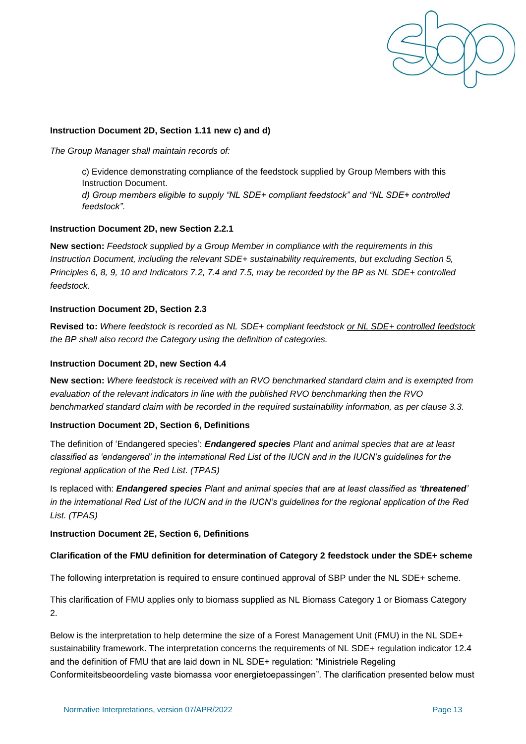**Instruction Document 2D, Section 1.11 new c) and d)**

*The Group Manager shall maintain records of:*

> c) Evidence demonstrating compliance of the feedstock supplied by Group Members with this Instruction Document.
> *d) Group members eligible to supply "NL SDE+ compliant feedstock" and "NL SDE+ controlled feedstock".*

**Instruction Document 2D, new Section 2.2.1**

**New section:** *Feedstock supplied by a Group Member in compliance with the requirements in this Instruction Document, including the relevant SDE+ sustainability requirements, but excluding Section 5, Principles 6, 8, 9, 10 and Indicators 7.2, 7.4 and 7.5, may be recorded by the BP as NL SDE+ controlled feedstock.*

**Instruction Document 2D, Section 2.3**

**Revised to:** *Where feedstock is recorded as NL SDE+ compliant feedstock <u>or NL SDE+ controlled feedstock</u> the BP shall also record the Category using the definition of categories.*

**Instruction Document 2D, new Section 4.4**

**New section:** *Where feedstock is received with an RVO benchmarked standard claim and is exempted from evaluation of the relevant indicators in line with the published RVO benchmarking then the RVO benchmarked standard claim with be recorded in the required sustainability information, as per clause 3.3.*

**Instruction Document 2D, Section 6, Definitions**

The definition of 'Endangered species': ***Endangered species*** *Plant and animal species that are at least classified as 'endangered' in the international Red List of the IUCN and in the IUCN's guidelines for the regional application of the Red List. (TPAS)*

Is replaced with: ***Endangered species*** *Plant and animal species that are at least classified as '**threatened**' in the international Red List of the IUCN and in the IUCN's guidelines for the regional application of the Red List. (TPAS)*

**Instruction Document 2E, Section 6, Definitions**

**Clarification of the FMU definition for determination of Category 2 feedstock under the SDE+ scheme**

The following interpretation is required to ensure continued approval of SBP under the NL SDE+ scheme.

This clarification of FMU applies only to biomass supplied as NL Biomass Category 1 or Biomass Category 2.

Below is the interpretation to help determine the size of a Forest Management Unit (FMU) in the NL SDE+ sustainability framework. The interpretation concerns the requirements of NL SDE+ regulation indicator 12.4 and the definition of FMU that are laid down in NL SDE+ regulation: "Ministriele Regeling Conformiteitsbeoordeling vaste biomassa voor energietoepassingen". The clarification presented below must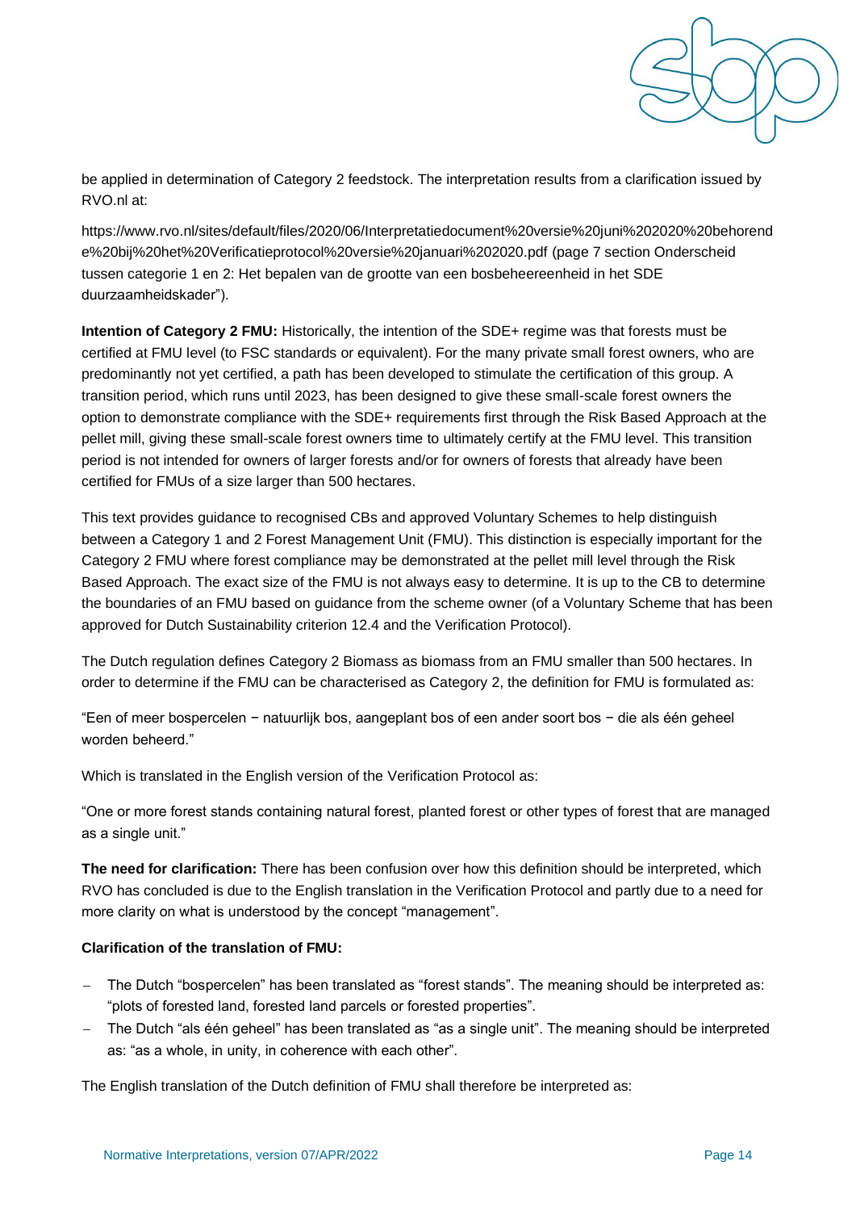be applied in determination of Category 2 feedstock. The interpretation results from a clarification issued by RVO.nl at:

https://www.rvo.nl/sites/default/files/2020/06/Interpretatiedocument%20versie%20juni%202020%20behorende%20bij%20het%20Verificatieprotocol%20versie%20januari%202020.pdf (page 7 section Onderscheid tussen categorie 1 en 2: Het bepalen van de grootte van een bosbeheereenheid in het SDE duurzaamheidskader").

**Intention of Category 2 FMU:** Historically, the intention of the SDE+ regime was that forests must be certified at FMU level (to FSC standards or equivalent). For the many private small forest owners, who are predominantly not yet certified, a path has been developed to stimulate the certification of this group. A transition period, which runs until 2023, has been designed to give these small-scale forest owners the option to demonstrate compliance with the SDE+ requirements first through the Risk Based Approach at the pellet mill, giving these small-scale forest owners time to ultimately certify at the FMU level. This transition period is not intended for owners of larger forests and/or for owners of forests that already have been certified for FMUs of a size larger than 500 hectares.

This text provides guidance to recognised CBs and approved Voluntary Schemes to help distinguish between a Category 1 and 2 Forest Management Unit (FMU). This distinction is especially important for the Category 2 FMU where forest compliance may be demonstrated at the pellet mill level through the Risk Based Approach. The exact size of the FMU is not always easy to determine. It is up to the CB to determine the boundaries of an FMU based on guidance from the scheme owner (of a Voluntary Scheme that has been approved for Dutch Sustainability criterion 12.4 and the Verification Protocol).

The Dutch regulation defines Category 2 Biomass as biomass from an FMU smaller than 500 hectares. In order to determine if the FMU can be characterised as Category 2, the definition for FMU is formulated as:

"Een of meer bospercelen − natuurlijk bos, aangeplant bos of een ander soort bos − die als één geheel worden beheerd."

Which is translated in the English version of the Verification Protocol as:

"One or more forest stands containing natural forest, planted forest or other types of forest that are managed as a single unit."

**The need for clarification:** There has been confusion over how this definition should be interpreted, which RVO has concluded is due to the English translation in the Verification Protocol and partly due to a need for more clarity on what is understood by the concept "management".

**Clarification of the translation of FMU:**

- The Dutch "bospercelen" has been translated as "forest stands". The meaning should be interpreted as: "plots of forested land, forested land parcels or forested properties".
- The Dutch "als één geheel" has been translated as "as a single unit". The meaning should be interpreted as: "as a whole, in unity, in coherence with each other".

The English translation of the Dutch definition of FMU shall therefore be interpreted as: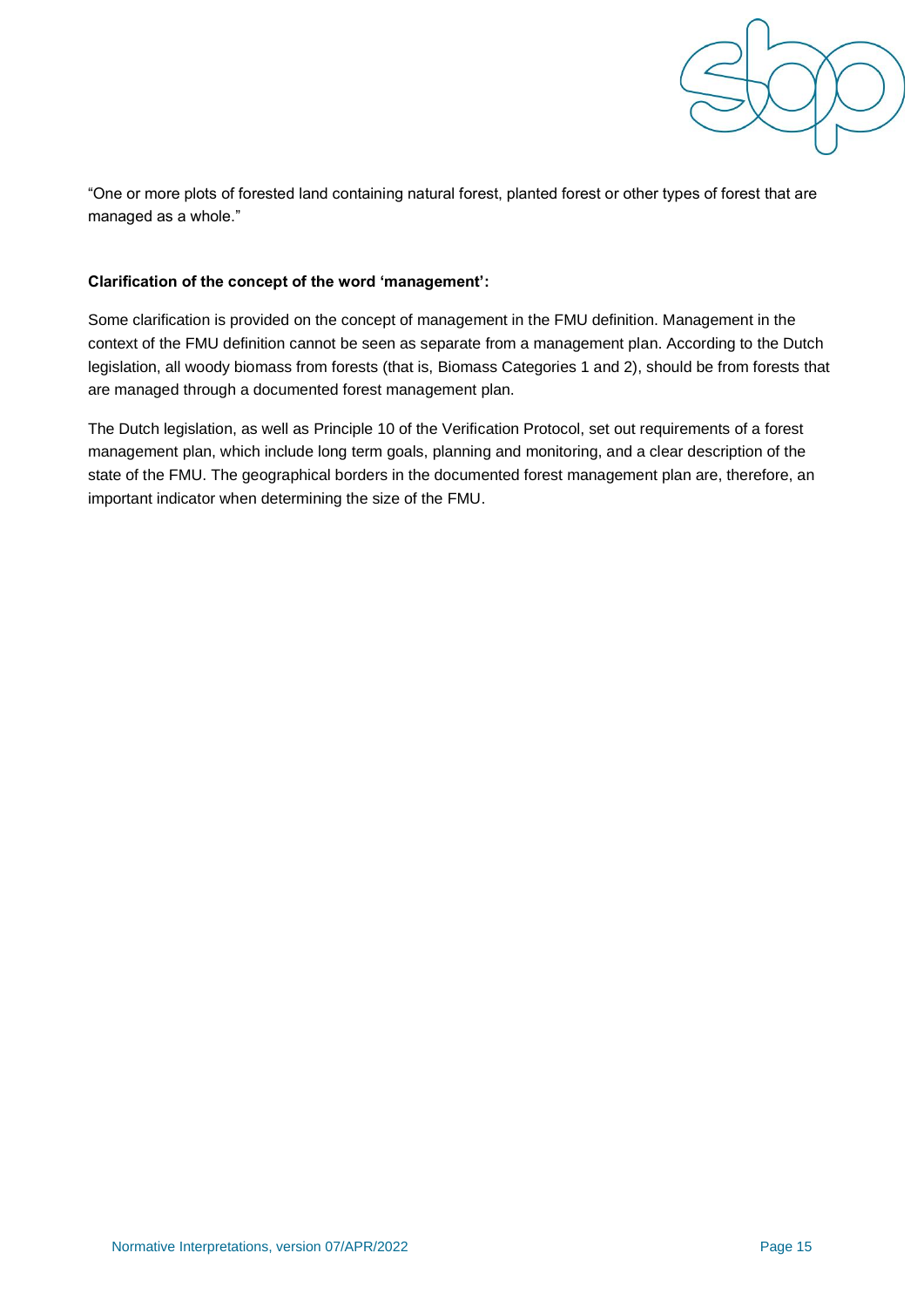"One or more plots of forested land containing natural forest, planted forest or other types of forest that are managed as a whole."

**Clarification of the concept of the word 'management':**

Some clarification is provided on the concept of management in the FMU definition. Management in the context of the FMU definition cannot be seen as separate from a management plan. According to the Dutch legislation, all woody biomass from forests (that is, Biomass Categories 1 and 2), should be from forests that are managed through a documented forest management plan.

The Dutch legislation, as well as Principle 10 of the Verification Protocol, set out requirements of a forest management plan, which include long term goals, planning and monitoring, and a clear description of the state of the FMU. The geographical borders in the documented forest management plan are, therefore, an important indicator when determining the size of the FMU.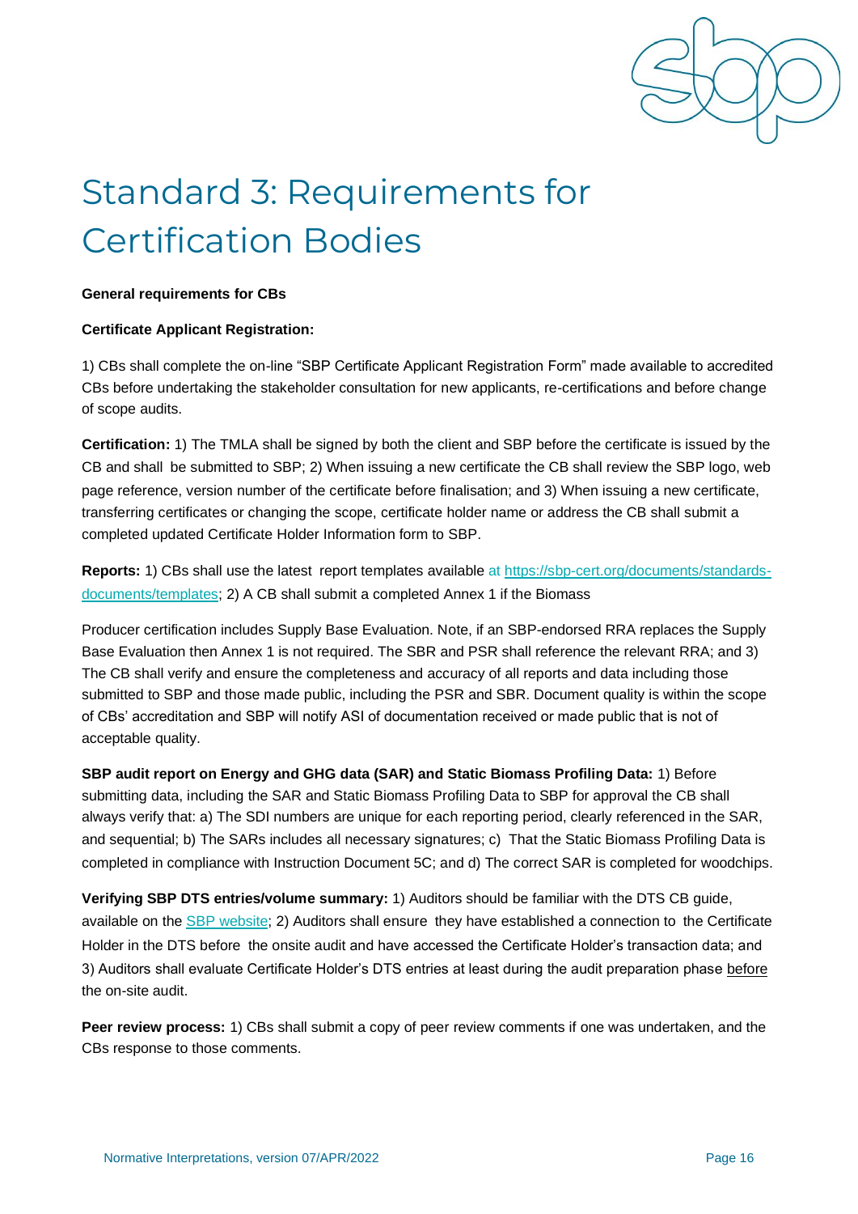# Standard 3: Requirements for Certification Bodies

**General requirements for CBs**

**Certificate Applicant Registration:**

1) CBs shall complete the on-line "SBP Certificate Applicant Registration Form" made available to accredited CBs before undertaking the stakeholder consultation for new applicants, re-certifications and before change of scope audits.

**Certification:** 1) The TMLA shall be signed by both the client and SBP before the certificate is issued by the CB and shall be submitted to SBP; 2) When issuing a new certificate the CB shall review the SBP logo, web page reference, version number of the certificate before finalisation; and 3) When issuing a new certificate, transferring certificates or changing the scope, certificate holder name or address the CB shall submit a completed updated Certificate Holder Information form to SBP.

**Reports:** 1) CBs shall use the latest report templates available at https://sbp-cert.org/documents/standards-documents/templates; 2) A CB shall submit a completed Annex 1 if the Biomass

Producer certification includes Supply Base Evaluation. Note, if an SBP-endorsed RRA replaces the Supply Base Evaluation then Annex 1 is not required. The SBR and PSR shall reference the relevant RRA; and 3) The CB shall verify and ensure the completeness and accuracy of all reports and data including those submitted to SBP and those made public, including the PSR and SBR. Document quality is within the scope of CBs' accreditation and SBP will notify ASI of documentation received or made public that is not of acceptable quality.

**SBP audit report on Energy and GHG data (SAR) and Static Biomass Profiling Data:** 1) Before submitting data, including the SAR and Static Biomass Profiling Data to SBP for approval the CB shall always verify that: a) The SDI numbers are unique for each reporting period, clearly referenced in the SAR, and sequential; b) The SARs includes all necessary signatures; c) That the Static Biomass Profiling Data is completed in compliance with Instruction Document 5C; and d) The correct SAR is completed for woodchips.

**Verifying SBP DTS entries/volume summary:** 1) Auditors should be familiar with the DTS CB guide, available on the SBP website; 2) Auditors shall ensure they have established a connection to the Certificate Holder in the DTS before the onsite audit and have accessed the Certificate Holder's transaction data; and 3) Auditors shall evaluate Certificate Holder's DTS entries at least during the audit preparation phase before the on-site audit.

**Peer review process:** 1) CBs shall submit a copy of peer review comments if one was undertaken, and the CBs response to those comments.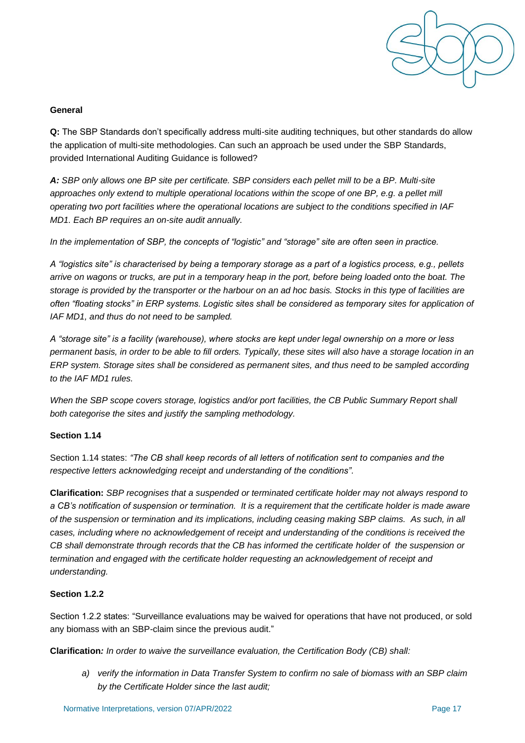**General**

**Q:** The SBP Standards don't specifically address multi-site auditing techniques, but other standards do allow the application of multi-site methodologies. Can such an approach be used under the SBP Standards, provided International Auditing Guidance is followed?

***A:*** *SBP only allows one BP site per certificate. SBP considers each pellet mill to be a BP. Multi-site approaches only extend to multiple operational locations within the scope of one BP, e.g. a pellet mill operating two port facilities where the operational locations are subject to the conditions specified in IAF MD1. Each BP requires an on-site audit annually.*

*In the implementation of SBP, the concepts of "logistic" and "storage" site are often seen in practice.*

*A "logistics site" is characterised by being a temporary storage as a part of a logistics process, e.g., pellets arrive on wagons or trucks, are put in a temporary heap in the port, before being loaded onto the boat. The storage is provided by the transporter or the harbour on an ad hoc basis. Stocks in this type of facilities are often "floating stocks" in ERP systems. Logistic sites shall be considered as temporary sites for application of IAF MD1, and thus do not need to be sampled.*

*A "storage site" is a facility (warehouse), where stocks are kept under legal ownership on a more or less permanent basis, in order to be able to fill orders. Typically, these sites will also have a storage location in an ERP system. Storage sites shall be considered as permanent sites, and thus need to be sampled according to the IAF MD1 rules.*

*When the SBP scope covers storage, logistics and/or port facilities, the CB Public Summary Report shall both categorise the sites and justify the sampling methodology.*

**Section 1.14**

Section 1.14 states: *"The CB shall keep records of all letters of notification sent to companies and the respective letters acknowledging receipt and understanding of the conditions".*

**Clarification:** *SBP recognises that a suspended or terminated certificate holder may not always respond to a CB's notification of suspension or termination. It is a requirement that the certificate holder is made aware of the suspension or termination and its implications, including ceasing making SBP claims. As such, in all cases, including where no acknowledgement of receipt and understanding of the conditions is received the CB shall demonstrate through records that the CB has informed the certificate holder of the suspension or termination and engaged with the certificate holder requesting an acknowledgement of receipt and understanding.*

**Section 1.2.2**

Section 1.2.2 states: "Surveillance evaluations may be waived for operations that have not produced, or sold any biomass with an SBP-claim since the previous audit."

**Clarification***: In order to waive the surveillance evaluation, the Certification Body (CB) shall:*

a) *verify the information in Data Transfer System to confirm no sale of biomass with an SBP claim by the Certificate Holder since the last audit;*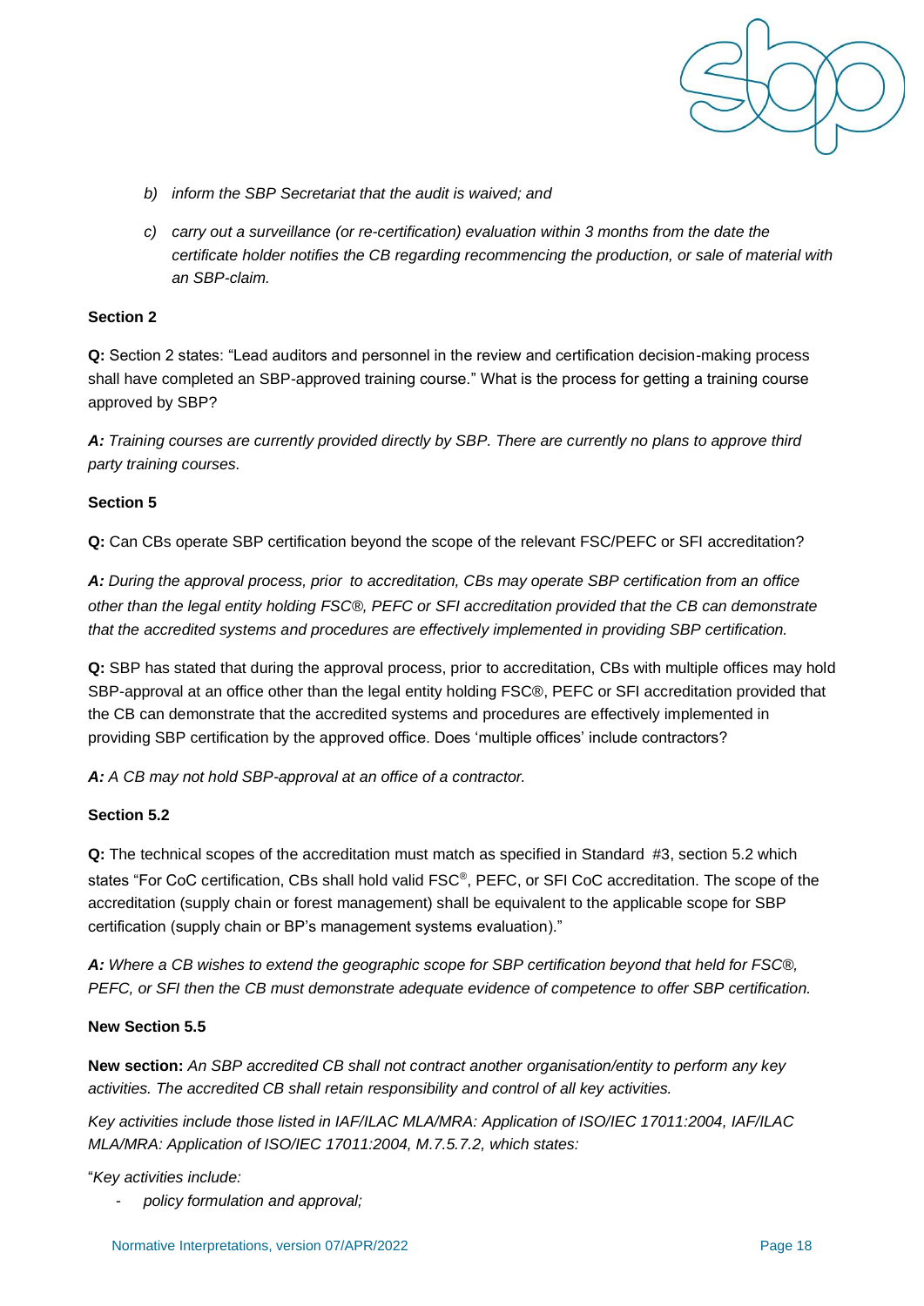b) *inform the SBP Secretariat that the audit is waived; and*

c) *carry out a surveillance (or re-certification) evaluation within 3 months from the date the certificate holder notifies the CB regarding recommencing the production, or sale of material with an SBP-claim.*

**Section 2**

**Q:** Section 2 states: "Lead auditors and personnel in the review and certification decision-making process shall have completed an SBP-approved training course." What is the process for getting a training course approved by SBP?

***A:*** *Training courses are currently provided directly by SBP. There are currently no plans to approve third party training courses.*

**Section 5**

**Q:** Can CBs operate SBP certification beyond the scope of the relevant FSC/PEFC or SFI accreditation?

***A:*** *During the approval process, prior to accreditation, CBs may operate SBP certification from an office other than the legal entity holding FSC®, PEFC or SFI accreditation provided that the CB can demonstrate that the accredited systems and procedures are effectively implemented in providing SBP certification.*

**Q:** SBP has stated that during the approval process, prior to accreditation, CBs with multiple offices may hold SBP-approval at an office other than the legal entity holding FSC®, PEFC or SFI accreditation provided that the CB can demonstrate that the accredited systems and procedures are effectively implemented in providing SBP certification by the approved office. Does 'multiple offices' include contractors?

***A:*** *A CB may not hold SBP-approval at an office of a contractor.*

**Section 5.2**

**Q:** The technical scopes of the accreditation must match as specified in Standard #3, section 5.2 which states "For CoC certification, CBs shall hold valid FSC®, PEFC, or SFI CoC accreditation. The scope of the accreditation (supply chain or forest management) shall be equivalent to the applicable scope for SBP certification (supply chain or BP's management systems evaluation)."

***A:*** *Where a CB wishes to extend the geographic scope for SBP certification beyond that held for FSC®, PEFC, or SFI then the CB must demonstrate adequate evidence of competence to offer SBP certification.*

**New Section 5.5**

**New section:** *An SBP accredited CB shall not contract another organisation/entity to perform any key activities. The accredited CB shall retain responsibility and control of all key activities.*

*Key activities include those listed in IAF/ILAC MLA/MRA: Application of ISO/IEC 17011:2004, IAF/ILAC MLA/MRA: Application of ISO/IEC 17011:2004, M.7.5.7.2, which states:*

"*Key activities include:*

- *policy formulation and approval;*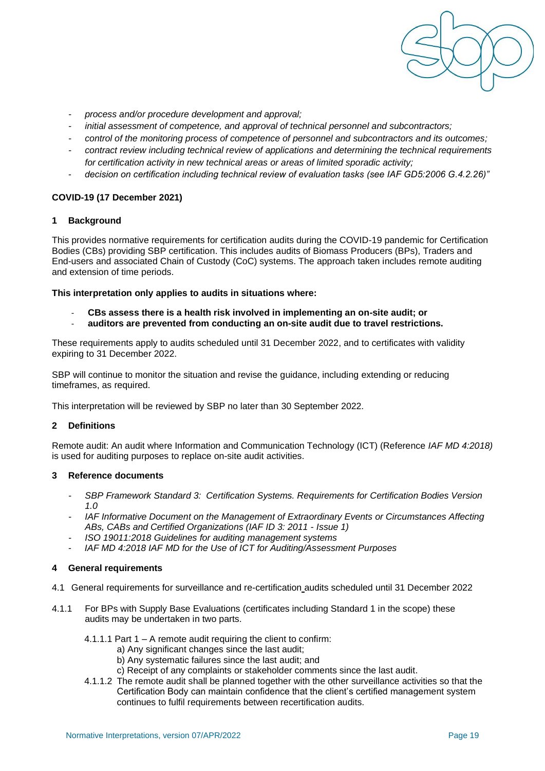- *process and/or procedure development and approval;*
- *initial assessment of competence, and approval of technical personnel and subcontractors;*
- *control of the monitoring process of competence of personnel and subcontractors and its outcomes;*
- *contract review including technical review of applications and determining the technical requirements for certification activity in new technical areas or areas of limited sporadic activity;*
- *decision on certification including technical review of evaluation tasks (see IAF GD5:2006 G.4.2.26)"*

**COVID-19 (17 December 2021)**

**1 Background**

This provides normative requirements for certification audits during the COVID-19 pandemic for Certification Bodies (CBs) providing SBP certification. This includes audits of Biomass Producers (BPs), Traders and End-users and associated Chain of Custody (CoC) systems. The approach taken includes remote auditing and extension of time periods.

**This interpretation only applies to audits in situations where:**

- **CBs assess there is a health risk involved in implementing an on-site audit; or**
- **auditors are prevented from conducting an on-site audit due to travel restrictions.**

These requirements apply to audits scheduled until 31 December 2022, and to certificates with validity expiring to 31 December 2022.

SBP will continue to monitor the situation and revise the guidance, including extending or reducing timeframes, as required.

This interpretation will be reviewed by SBP no later than 30 September 2022.

**2 Definitions**

Remote audit: An audit where Information and Communication Technology (ICT) (Reference *IAF MD 4:2018)* is used for auditing purposes to replace on-site audit activities.

**3 Reference documents**

- *SBP Framework Standard 3: Certification Systems. Requirements for Certification Bodies Version 1.0*
- *IAF Informative Document on the Management of Extraordinary Events or Circumstances Affecting ABs, CABs and Certified Organizations (IAF ID 3: 2011 - Issue 1)*
- *ISO 19011:2018 Guidelines for auditing management systems*
- *IAF MD 4:2018 IAF MD for the Use of ICT for Auditing/Assessment Purposes*

**4 General requirements**

4.1 General requirements for surveillance and re-certification audits scheduled until 31 December 2022

4.1.1 For BPs with Supply Base Evaluations (certificates including Standard 1 in the scope) these audits may be undertaken in two parts.

4.1.1.1 Part 1 – A remote audit requiring the client to confirm:

a) Any significant changes since the last audit;
b) Any systematic failures since the last audit; and
c) Receipt of any complaints or stakeholder comments since the last audit.

4.1.1.2 The remote audit shall be planned together with the other surveillance activities so that the Certification Body can maintain confidence that the client's certified management system continues to fulfil requirements between recertification audits.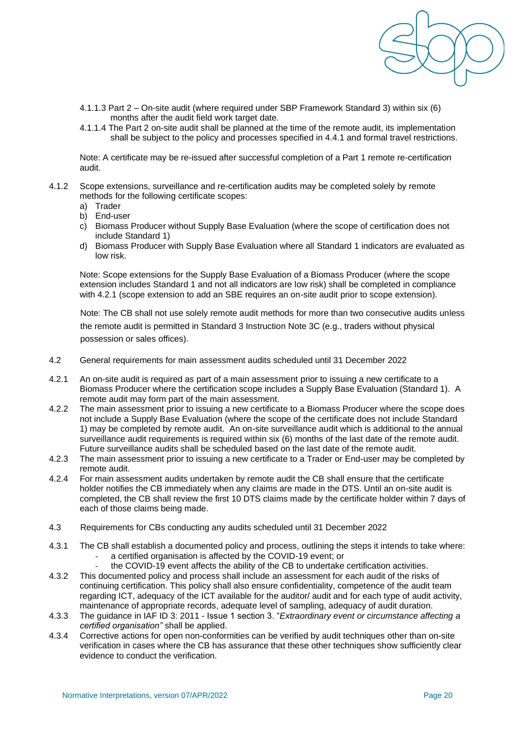4.1.1.3 Part 2 – On-site audit (where required under SBP Framework Standard 3) within six (6) months after the audit field work target date.

4.1.1.4 The Part 2 on-site audit shall be planned at the time of the remote audit, its implementation shall be subject to the policy and processes specified in 4.4.1 and formal travel restrictions.

Note: A certificate may be re-issued after successful completion of a Part 1 remote re-certification audit.

4.1.2 Scope extensions, surveillance and re-certification audits may be completed solely by remote methods for the following certificate scopes:

a) Trader
b) End-user
c) Biomass Producer without Supply Base Evaluation (where the scope of certification does not include Standard 1)
d) Biomass Producer with Supply Base Evaluation where all Standard 1 indicators are evaluated as low risk.

Note: Scope extensions for the Supply Base Evaluation of a Biomass Producer (where the scope extension includes Standard 1 and not all indicators are low risk) shall be completed in compliance with 4.2.1 (scope extension to add an SBE requires an on-site audit prior to scope extension).

Note: The CB shall not use solely remote audit methods for more than two consecutive audits unless the remote audit is permitted in Standard 3 Instruction Note 3C (e.g., traders without physical possession or sales offices).

4.2 General requirements for main assessment audits scheduled until 31 December 2022

4.2.1 An on-site audit is required as part of a main assessment prior to issuing a new certificate to a Biomass Producer where the certification scope includes a Supply Base Evaluation (Standard 1). A remote audit may form part of the main assessment.

4.2.2 The main assessment prior to issuing a new certificate to a Biomass Producer where the scope does not include a Supply Base Evaluation (where the scope of the certificate does not include Standard 1) may be completed by remote audit. An on-site surveillance audit which is additional to the annual surveillance audit requirements is required within six (6) months of the last date of the remote audit. Future surveillance audits shall be scheduled based on the last date of the remote audit.

4.2.3 The main assessment prior to issuing a new certificate to a Trader or End-user may be completed by remote audit.

4.2.4 For main assessment audits undertaken by remote audit the CB shall ensure that the certificate holder notifies the CB immediately when any claims are made in the DTS. Until an on-site audit is completed, the CB shall review the first 10 DTS claims made by the certificate holder within 7 days of each of those claims being made.

4.3 Requirements for CBs conducting any audits scheduled until 31 December 2022

4.3.1 The CB shall establish a documented policy and process, outlining the steps it intends to take where:

- a certified organisation is affected by the COVID-19 event; or
- the COVID-19 event affects the ability of the CB to undertake certification activities.

4.3.2 This documented policy and process shall include an assessment for each audit of the risks of continuing certification. This policy shall also ensure confidentiality, competence of the audit team regarding ICT, adequacy of the ICT available for the auditor/ audit and for each type of audit activity, maintenance of appropriate records, adequate level of sampling, adequacy of audit duration.

4.3.3 The guidance in IAF ID 3: 2011 - Issue 1 section 3. "*Extraordinary event or circumstance affecting a certified organisation"* shall be applied.

4.3.4 Corrective actions for open non-conformities can be verified by audit techniques other than on-site verification in cases where the CB has assurance that these other techniques show sufficiently clear evidence to conduct the verification.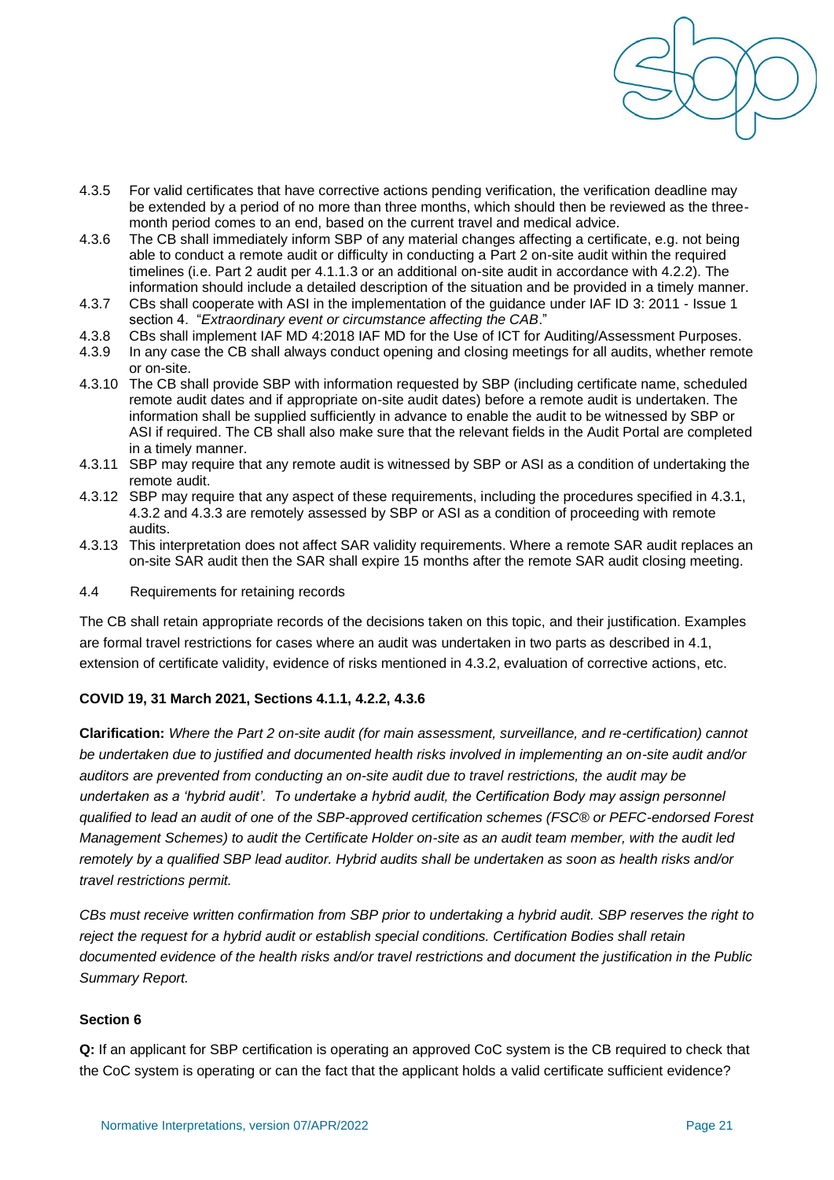4.3.5 For valid certificates that have corrective actions pending verification, the verification deadline may be extended by a period of no more than three months, which should then be reviewed as the three-month period comes to an end, based on the current travel and medical advice.

4.3.6 The CB shall immediately inform SBP of any material changes affecting a certificate, e.g. not being able to conduct a remote audit or difficulty in conducting a Part 2 on-site audit within the required timelines (i.e. Part 2 audit per 4.1.1.3 or an additional on-site audit in accordance with 4.2.2). The information should include a detailed description of the situation and be provided in a timely manner.

4.3.7 CBs shall cooperate with ASI in the implementation of the guidance under IAF ID 3: 2011 - Issue 1 section 4. "*Extraordinary event or circumstance affecting the CAB*."

4.3.8 CBs shall implement IAF MD 4:2018 IAF MD for the Use of ICT for Auditing/Assessment Purposes.

4.3.9 In any case the CB shall always conduct opening and closing meetings for all audits, whether remote or on-site.

4.3.10 The CB shall provide SBP with information requested by SBP (including certificate name, scheduled remote audit dates and if appropriate on-site audit dates) before a remote audit is undertaken. The information shall be supplied sufficiently in advance to enable the audit to be witnessed by SBP or ASI if required. The CB shall also make sure that the relevant fields in the Audit Portal are completed in a timely manner.

4.3.11 SBP may require that any remote audit is witnessed by SBP or ASI as a condition of undertaking the remote audit.

4.3.12 SBP may require that any aspect of these requirements, including the procedures specified in 4.3.1, 4.3.2 and 4.3.3 are remotely assessed by SBP or ASI as a condition of proceeding with remote audits.

4.3.13 This interpretation does not affect SAR validity requirements. Where a remote SAR audit replaces an on-site SAR audit then the SAR shall expire 15 months after the remote SAR audit closing meeting.

4.4 Requirements for retaining records

The CB shall retain appropriate records of the decisions taken on this topic, and their justification. Examples are formal travel restrictions for cases where an audit was undertaken in two parts as described in 4.1, extension of certificate validity, evidence of risks mentioned in 4.3.2, evaluation of corrective actions, etc.

**COVID 19, 31 March 2021, Sections 4.1.1, 4.2.2, 4.3.6**

**Clarification:** *Where the Part 2 on-site audit (for main assessment, surveillance, and re-certification) cannot be undertaken due to justified and documented health risks involved in implementing an on-site audit and/or auditors are prevented from conducting an on-site audit due to travel restrictions, the audit may be undertaken as a 'hybrid audit'. To undertake a hybrid audit, the Certification Body may assign personnel qualified to lead an audit of one of the SBP-approved certification schemes (FSC® or PEFC-endorsed Forest Management Schemes) to audit the Certificate Holder on-site as an audit team member, with the audit led remotely by a qualified SBP lead auditor. Hybrid audits shall be undertaken as soon as health risks and/or travel restrictions permit.*

*CBs must receive written confirmation from SBP prior to undertaking a hybrid audit. SBP reserves the right to reject the request for a hybrid audit or establish special conditions. Certification Bodies shall retain documented evidence of the health risks and/or travel restrictions and document the justification in the Public Summary Report.*

**Section 6**

**Q:** If an applicant for SBP certification is operating an approved CoC system is the CB required to check that the CoC system is operating or can the fact that the applicant holds a valid certificate sufficient evidence?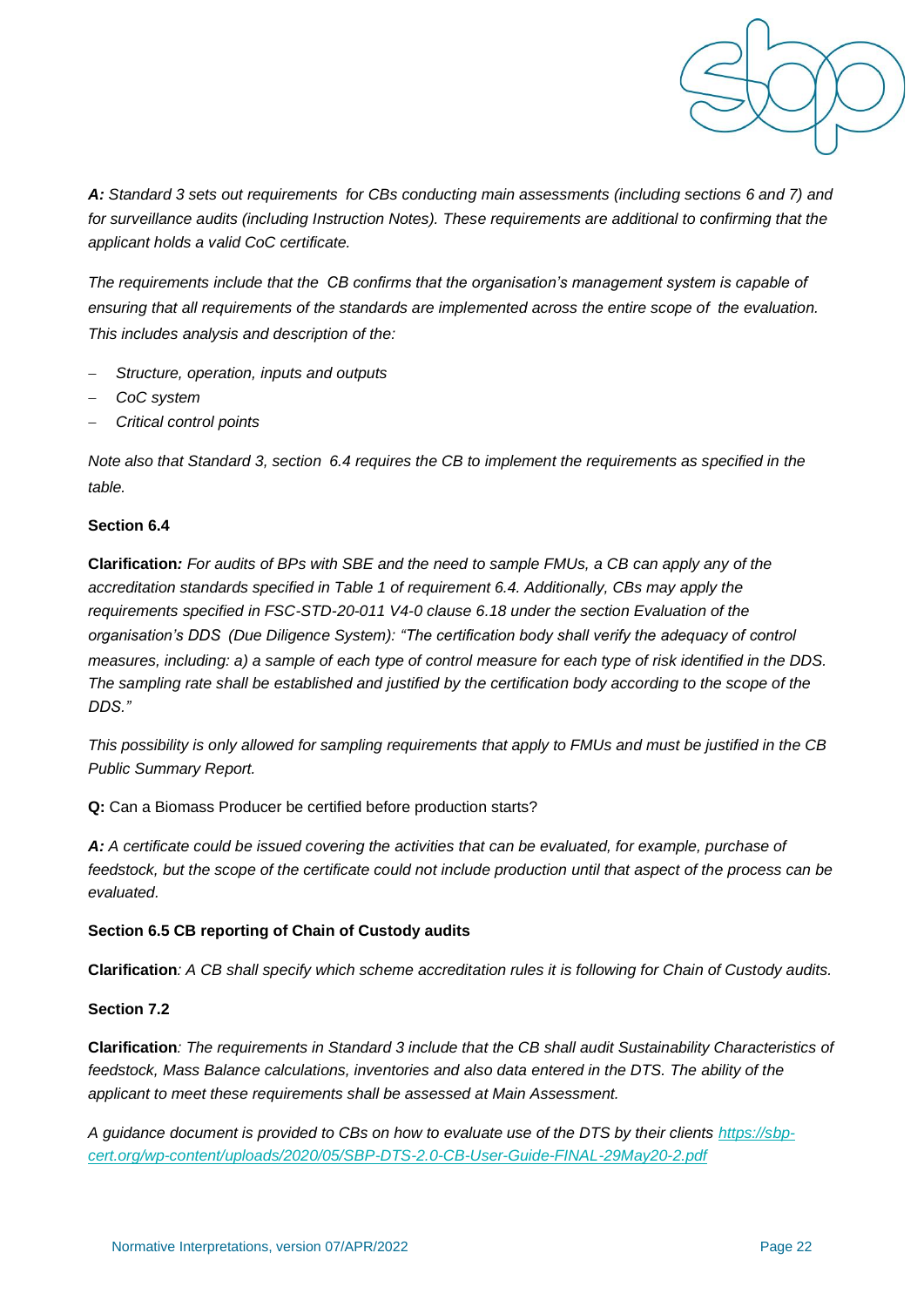***A:*** *Standard 3 sets out requirements for CBs conducting main assessments (including sections 6 and 7) and for surveillance audits (including Instruction Notes). These requirements are additional to confirming that the applicant holds a valid CoC certificate.*

*The requirements include that the CB confirms that the organisation's management system is capable of ensuring that all requirements of the standards are implemented across the entire scope of the evaluation. This includes analysis and description of the:*

- *Structure, operation, inputs and outputs*
- *CoC system*
- *Critical control points*

*Note also that Standard 3, section 6.4 requires the CB to implement the requirements as specified in the table.*

**Section 6.4**

**Clarification***: For audits of BPs with SBE and the need to sample FMUs, a CB can apply any of the accreditation standards specified in Table 1 of requirement 6.4. Additionally, CBs may apply the requirements specified in FSC-STD-20-011 V4-0 clause 6.18 under the section Evaluation of the organisation's DDS (Due Diligence System): "The certification body shall verify the adequacy of control measures, including: a) a sample of each type of control measure for each type of risk identified in the DDS. The sampling rate shall be established and justified by the certification body according to the scope of the DDS."*

*This possibility is only allowed for sampling requirements that apply to FMUs and must be justified in the CB Public Summary Report.*

**Q:** Can a Biomass Producer be certified before production starts?

***A:*** *A certificate could be issued covering the activities that can be evaluated, for example, purchase of feedstock, but the scope of the certificate could not include production until that aspect of the process can be evaluated.*

**Section 6.5 CB reporting of Chain of Custody audits**

**Clarification***: A CB shall specify which scheme accreditation rules it is following for Chain of Custody audits.*

**Section 7.2**

**Clarification***: The requirements in Standard 3 include that the CB shall audit Sustainability Characteristics of feedstock, Mass Balance calculations, inventories and also data entered in the DTS. The ability of the applicant to meet these requirements shall be assessed at Main Assessment.*

*A guidance document is provided to CBs on how to evaluate use of the DTS by their clients [https://sbp-cert.org/wp-content/uploads/2020/05/SBP-DTS-2.0-CB-User-Guide-FINAL-29May20-2.pdf](https://sbp-cert.org/wp-content/uploads/2020/05/SBP-DTS-2.0-CB-User-Guide-FINAL-29May20-2.pdf)*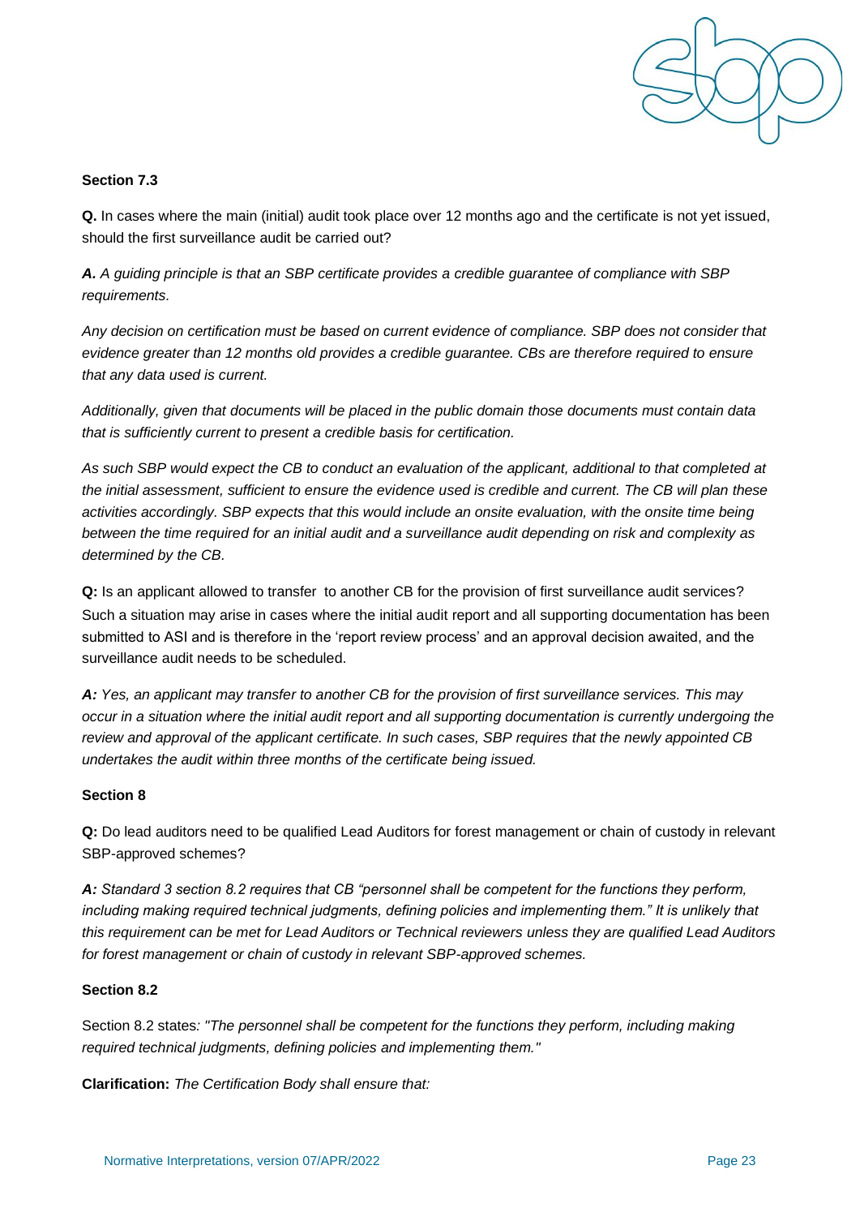**Section 7.3**

**Q.** In cases where the main (initial) audit took place over 12 months ago and the certificate is not yet issued, should the first surveillance audit be carried out?

***A.*** *A guiding principle is that an SBP certificate provides a credible guarantee of compliance with SBP requirements.*

*Any decision on certification must be based on current evidence of compliance. SBP does not consider that evidence greater than 12 months old provides a credible guarantee. CBs are therefore required to ensure that any data used is current.*

*Additionally, given that documents will be placed in the public domain those documents must contain data that is sufficiently current to present a credible basis for certification.*

*As such SBP would expect the CB to conduct an evaluation of the applicant, additional to that completed at the initial assessment, sufficient to ensure the evidence used is credible and current. The CB will plan these activities accordingly. SBP expects that this would include an onsite evaluation, with the onsite time being between the time required for an initial audit and a surveillance audit depending on risk and complexity as determined by the CB.*

**Q:** Is an applicant allowed to transfer to another CB for the provision of first surveillance audit services? Such a situation may arise in cases where the initial audit report and all supporting documentation has been submitted to ASI and is therefore in the 'report review process' and an approval decision awaited, and the surveillance audit needs to be scheduled.

***A:*** *Yes, an applicant may transfer to another CB for the provision of first surveillance services. This may occur in a situation where the initial audit report and all supporting documentation is currently undergoing the review and approval of the applicant certificate. In such cases, SBP requires that the newly appointed CB undertakes the audit within three months of the certificate being issued.*

**Section 8**

**Q:** Do lead auditors need to be qualified Lead Auditors for forest management or chain of custody in relevant SBP-approved schemes?

***A:*** *Standard 3 section 8.2 requires that CB "personnel shall be competent for the functions they perform, including making required technical judgments, defining policies and implementing them." It is unlikely that this requirement can be met for Lead Auditors or Technical reviewers unless they are qualified Lead Auditors for forest management or chain of custody in relevant SBP-approved schemes.*

**Section 8.2**

Section 8.2 states*: "The personnel shall be competent for the functions they perform, including making required technical judgments, defining policies and implementing them."*

**Clarification:** *The Certification Body shall ensure that:*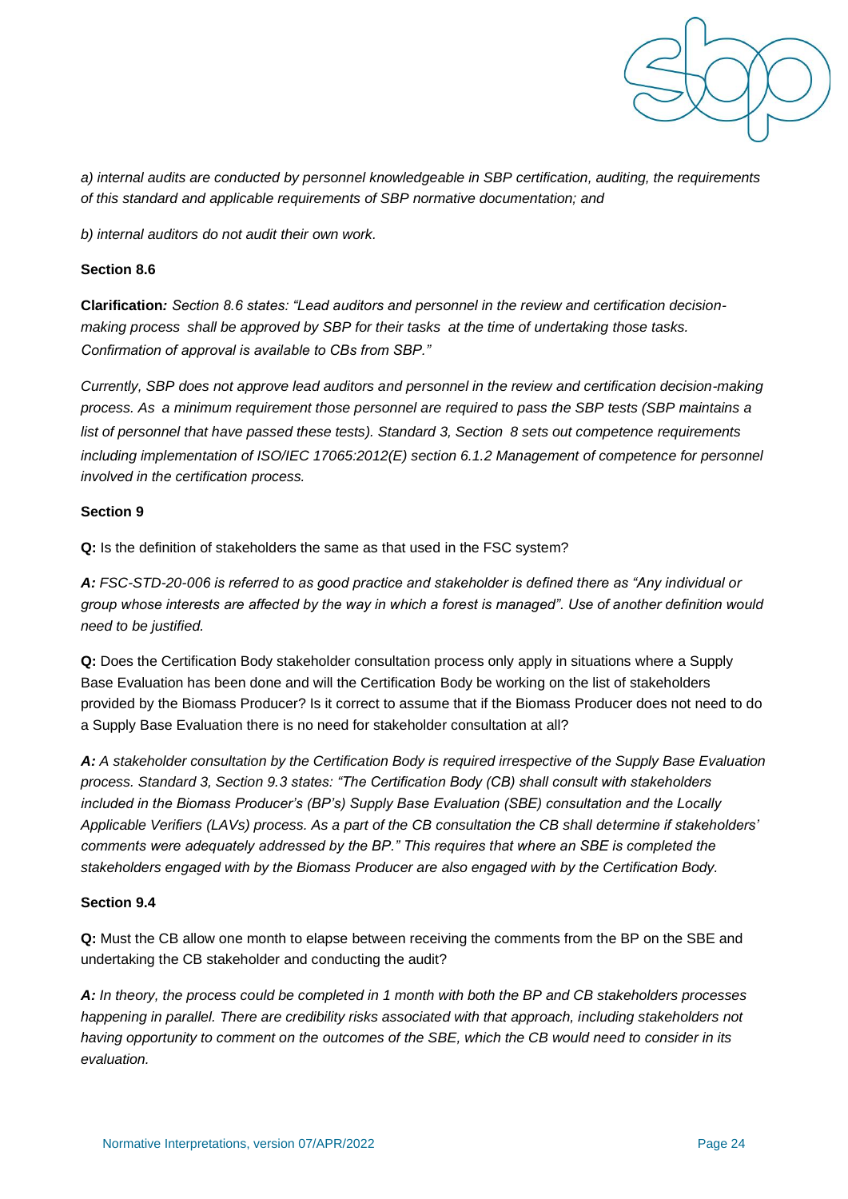*a) internal audits are conducted by personnel knowledgeable in SBP certification, auditing, the requirements of this standard and applicable requirements of SBP normative documentation; and*

*b) internal auditors do not audit their own work.*

**Section 8.6**

**Clarification***: Section 8.6 states: "Lead auditors and personnel in the review and certification decision-making process shall be approved by SBP for their tasks at the time of undertaking those tasks. Confirmation of approval is available to CBs from SBP."*

*Currently, SBP does not approve lead auditors and personnel in the review and certification decision-making process. As a minimum requirement those personnel are required to pass the SBP tests (SBP maintains a list of personnel that have passed these tests). Standard 3, Section 8 sets out competence requirements including implementation of ISO/IEC 17065:2012(E) section 6.1.2 Management of competence for personnel involved in the certification process.*

**Section 9**

**Q:** Is the definition of stakeholders the same as that used in the FSC system?

***A:*** *FSC-STD-20-006 is referred to as good practice and stakeholder is defined there as "Any individual or group whose interests are affected by the way in which a forest is managed". Use of another definition would need to be justified.*

**Q:** Does the Certification Body stakeholder consultation process only apply in situations where a Supply Base Evaluation has been done and will the Certification Body be working on the list of stakeholders provided by the Biomass Producer? Is it correct to assume that if the Biomass Producer does not need to do a Supply Base Evaluation there is no need for stakeholder consultation at all?

***A:*** *A stakeholder consultation by the Certification Body is required irrespective of the Supply Base Evaluation process. Standard 3, Section 9.3 states: "The Certification Body (CB) shall consult with stakeholders included in the Biomass Producer's (BP's) Supply Base Evaluation (SBE) consultation and the Locally Applicable Verifiers (LAVs) process. As a part of the CB consultation the CB shall determine if stakeholders' comments were adequately addressed by the BP." This requires that where an SBE is completed the stakeholders engaged with by the Biomass Producer are also engaged with by the Certification Body.*

**Section 9.4**

**Q:** Must the CB allow one month to elapse between receiving the comments from the BP on the SBE and undertaking the CB stakeholder and conducting the audit?

***A:*** *In theory, the process could be completed in 1 month with both the BP and CB stakeholders processes happening in parallel. There are credibility risks associated with that approach, including stakeholders not having opportunity to comment on the outcomes of the SBE, which the CB would need to consider in its evaluation.*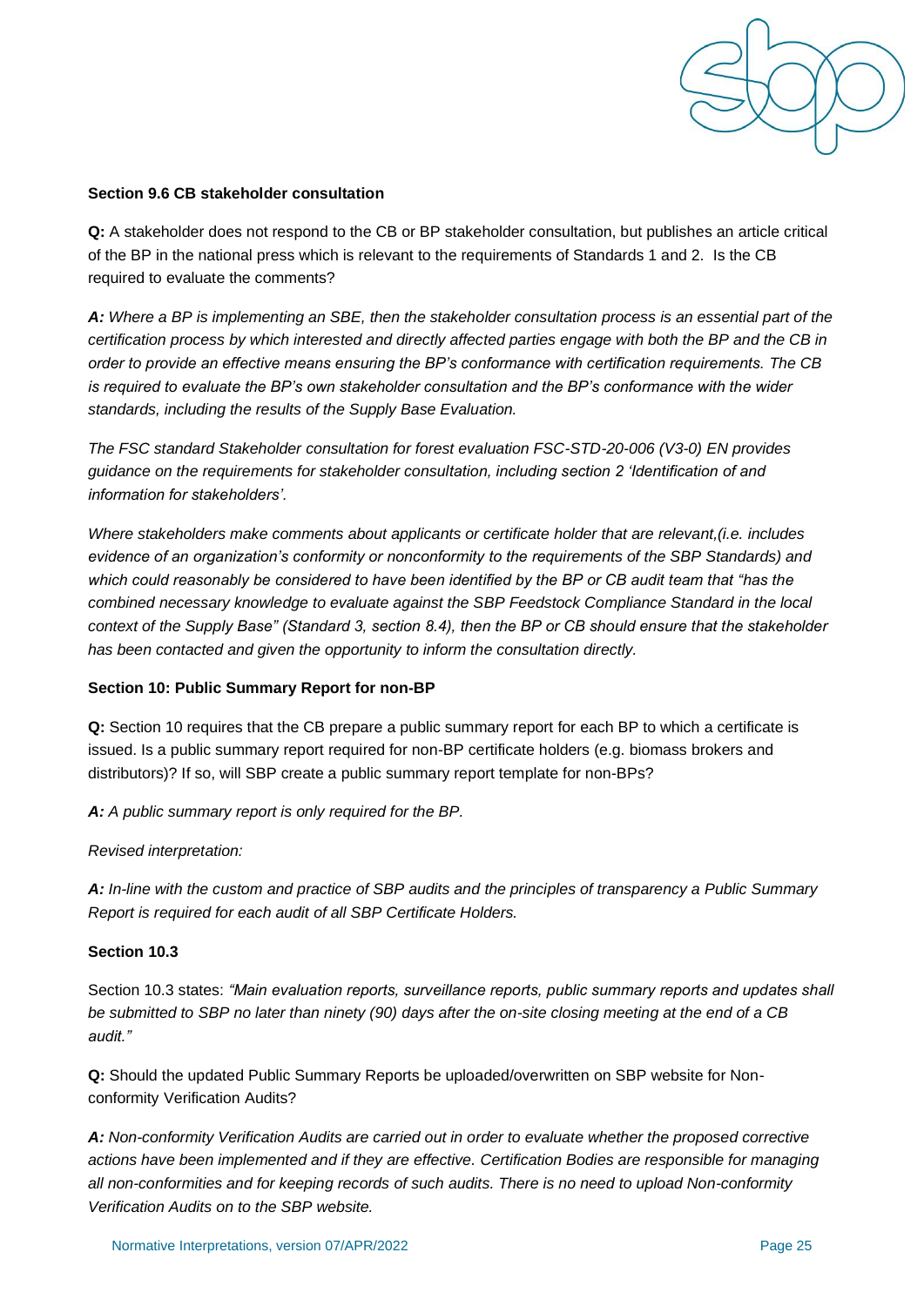**Section 9.6 CB stakeholder consultation**

**Q:** A stakeholder does not respond to the CB or BP stakeholder consultation, but publishes an article critical of the BP in the national press which is relevant to the requirements of Standards 1 and 2. Is the CB required to evaluate the comments?

***A:*** *Where a BP is implementing an SBE, then the stakeholder consultation process is an essential part of the certification process by which interested and directly affected parties engage with both the BP and the CB in order to provide an effective means ensuring the BP's conformance with certification requirements. The CB is required to evaluate the BP's own stakeholder consultation and the BP's conformance with the wider standards, including the results of the Supply Base Evaluation.*

*The FSC standard Stakeholder consultation for forest evaluation FSC-STD-20-006 (V3-0) EN provides guidance on the requirements for stakeholder consultation, including section 2 'Identification of and information for stakeholders'.*

*Where stakeholders make comments about applicants or certificate holder that are relevant,(i.e. includes evidence of an organization's conformity or nonconformity to the requirements of the SBP Standards) and which could reasonably be considered to have been identified by the BP or CB audit team that "has the combined necessary knowledge to evaluate against the SBP Feedstock Compliance Standard in the local context of the Supply Base" (Standard 3, section 8.4), then the BP or CB should ensure that the stakeholder has been contacted and given the opportunity to inform the consultation directly.*

**Section 10: Public Summary Report for non-BP**

**Q:** Section 10 requires that the CB prepare a public summary report for each BP to which a certificate is issued. Is a public summary report required for non-BP certificate holders (e.g. biomass brokers and distributors)? If so, will SBP create a public summary report template for non-BPs?

***A:*** *A public summary report is only required for the BP.*

*Revised interpretation:*

***A:*** *In-line with the custom and practice of SBP audits and the principles of transparency a Public Summary Report is required for each audit of all SBP Certificate Holders.*

**Section 10.3**

Section 10.3 states: *"Main evaluation reports, surveillance reports, public summary reports and updates shall be submitted to SBP no later than ninety (90) days after the on-site closing meeting at the end of a CB audit."*

**Q:** Should the updated Public Summary Reports be uploaded/overwritten on SBP website for Non-conformity Verification Audits?

***A:*** *Non-conformity Verification Audits are carried out in order to evaluate whether the proposed corrective actions have been implemented and if they are effective. Certification Bodies are responsible for managing all non-conformities and for keeping records of such audits. There is no need to upload Non-conformity Verification Audits on to the SBP website.*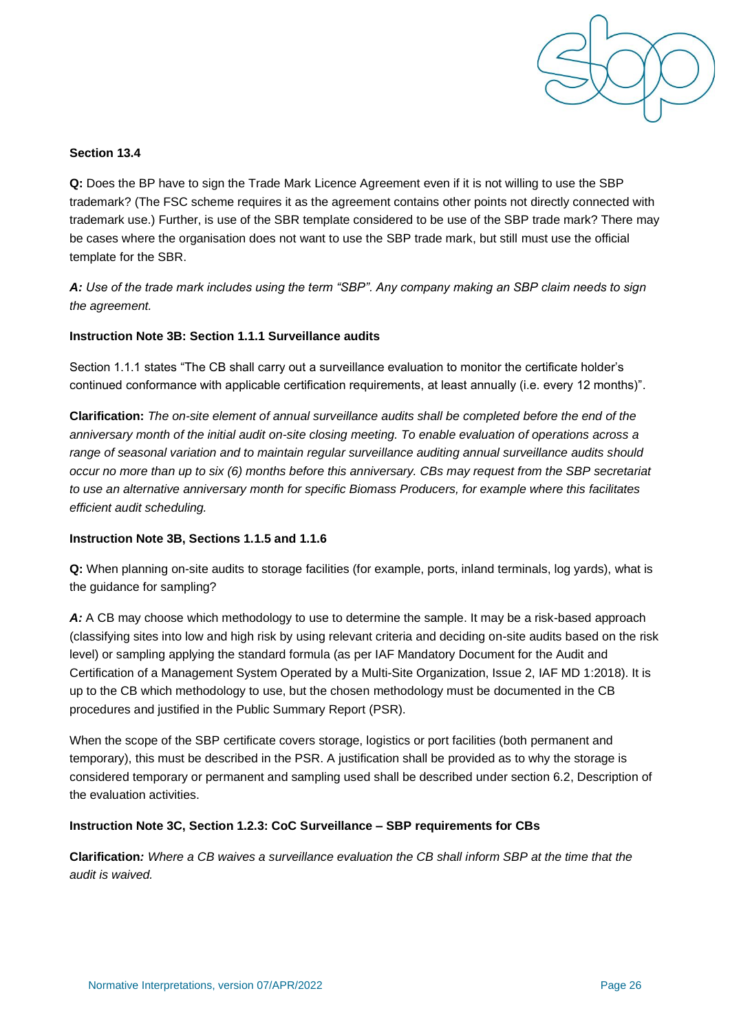**Section 13.4**

**Q:** Does the BP have to sign the Trade Mark Licence Agreement even if it is not willing to use the SBP trademark? (The FSC scheme requires it as the agreement contains other points not directly connected with trademark use.) Further, is use of the SBR template considered to be use of the SBP trade mark? There may be cases where the organisation does not want to use the SBP trade mark, but still must use the official template for the SBR.

***A:*** *Use of the trade mark includes using the term "SBP". Any company making an SBP claim needs to sign the agreement.*

**Instruction Note 3B: Section 1.1.1 Surveillance audits**

Section 1.1.1 states "The CB shall carry out a surveillance evaluation to monitor the certificate holder's continued conformance with applicable certification requirements, at least annually (i.e. every 12 months)".

**Clarification:** *The on-site element of annual surveillance audits shall be completed before the end of the anniversary month of the initial audit on-site closing meeting. To enable evaluation of operations across a range of seasonal variation and to maintain regular surveillance auditing annual surveillance audits should occur no more than up to six (6) months before this anniversary. CBs may request from the SBP secretariat to use an alternative anniversary month for specific Biomass Producers, for example where this facilitates efficient audit scheduling.*

**Instruction Note 3B, Sections 1.1.5 and 1.1.6**

**Q:** When planning on-site audits to storage facilities (for example, ports, inland terminals, log yards), what is the guidance for sampling?

***A:*** A CB may choose which methodology to use to determine the sample. It may be a risk-based approach (classifying sites into low and high risk by using relevant criteria and deciding on-site audits based on the risk level) or sampling applying the standard formula (as per IAF Mandatory Document for the Audit and Certification of a Management System Operated by a Multi-Site Organization, Issue 2, IAF MD 1:2018). It is up to the CB which methodology to use, but the chosen methodology must be documented in the CB procedures and justified in the Public Summary Report (PSR).

When the scope of the SBP certificate covers storage, logistics or port facilities (both permanent and temporary), this must be described in the PSR. A justification shall be provided as to why the storage is considered temporary or permanent and sampling used shall be described under section 6.2, Description of the evaluation activities.

**Instruction Note 3C, Section 1.2.3: CoC Surveillance – SBP requirements for CBs**

**Clarification*:*** *Where a CB waives a surveillance evaluation the CB shall inform SBP at the time that the audit is waived.*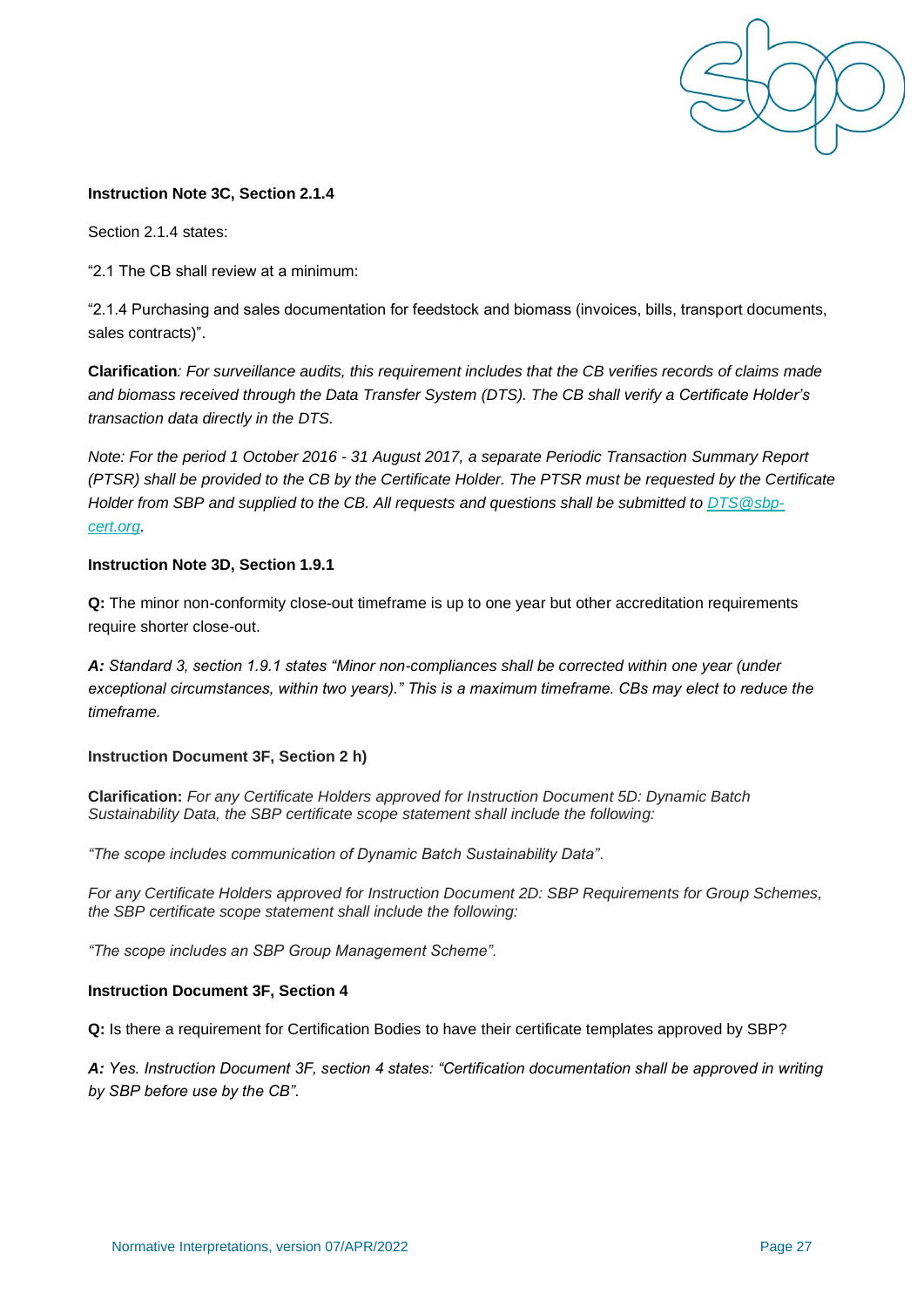**Instruction Note 3C, Section 2.1.4**

Section 2.1.4 states:

“2.1 The CB shall review at a minimum:

“2.1.4 Purchasing and sales documentation for feedstock and biomass (invoices, bills, transport documents, sales contracts)”.

**Clarification**: *For surveillance audits, this requirement includes that the CB verifies records of claims made and biomass received through the Data Transfer System (DTS). The CB shall verify a Certificate Holder’s transaction data directly in the DTS.*

*Note: For the period 1 October 2016 - 31 August 2017, a separate Periodic Transaction Summary Report (PTSR) shall be provided to the CB by the Certificate Holder. The PTSR must be requested by the Certificate Holder from SBP and supplied to the CB. All requests and questions shall be submitted to DTS@sbp-cert.org.*

**Instruction Note 3D, Section 1.9.1**

**Q:** The minor non-conformity close-out timeframe is up to one year but other accreditation requirements require shorter close-out.

***A:*** *Standard 3, section 1.9.1 states “Minor non-compliances shall be corrected within one year (under exceptional circumstances, within two years).” This is a maximum timeframe. CBs may elect to reduce the timeframe.*

**Instruction Document 3F, Section 2 h)**

**Clarification:** *For any Certificate Holders approved for Instruction Document 5D: Dynamic Batch Sustainability Data, the SBP certificate scope statement shall include the following:*

*“The scope includes communication of Dynamic Batch Sustainability Data”*.

*For any Certificate Holders approved for Instruction Document 2D: SBP Requirements for Group Schemes, the SBP certificate scope statement shall include the following:*

*“The scope includes an SBP Group Management Scheme”.*

**Instruction Document 3F, Section 4**

**Q:** Is there a requirement for Certification Bodies to have their certificate templates approved by SBP?

***A:*** *Yes. Instruction Document 3F, section 4 states: “Certification documentation shall be approved in writing by SBP before use by the CB”.*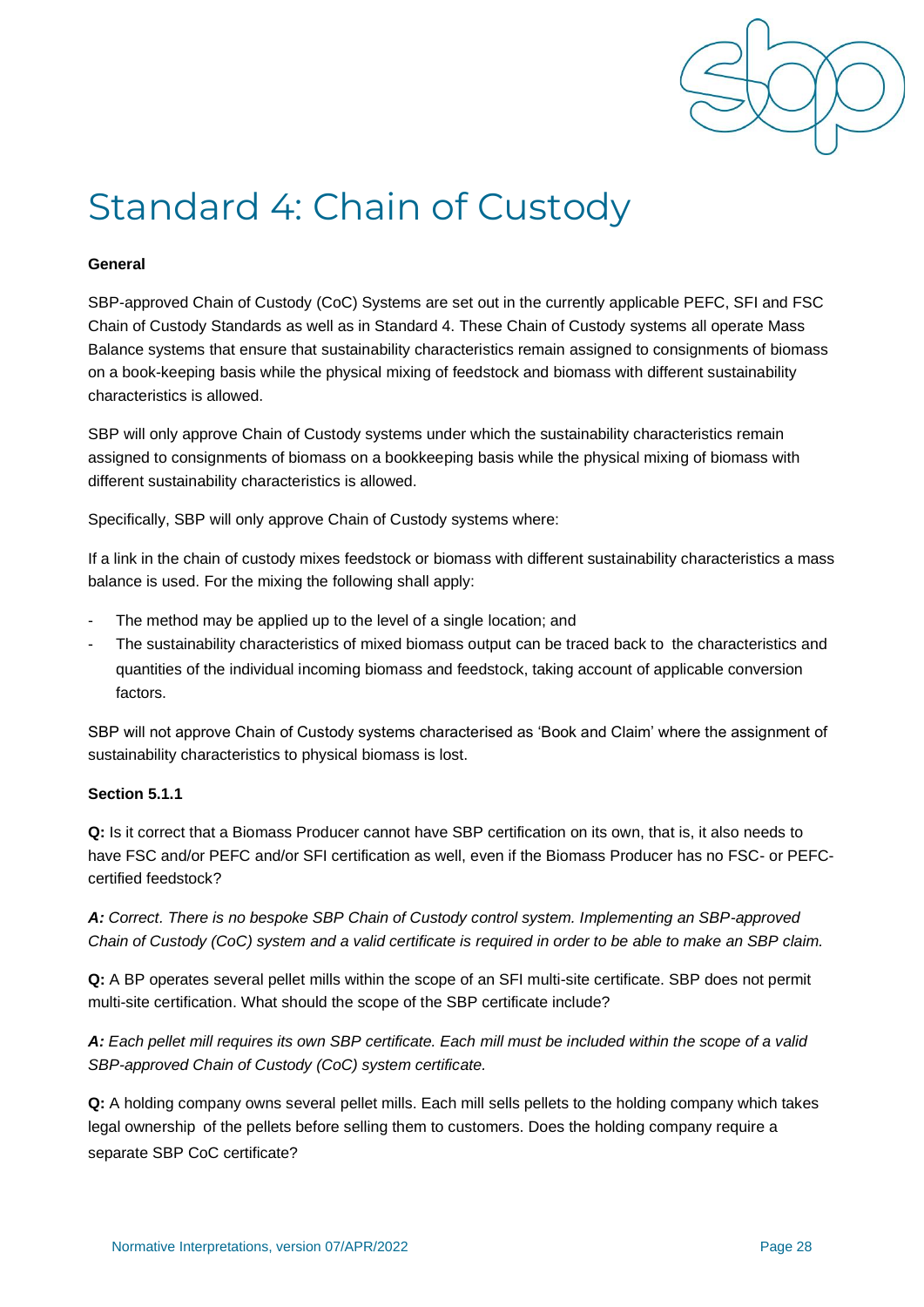# Standard 4: Chain of Custody

**General**

SBP-approved Chain of Custody (CoC) Systems are set out in the currently applicable PEFC, SFI and FSC Chain of Custody Standards as well as in Standard 4. These Chain of Custody systems all operate Mass Balance systems that ensure that sustainability characteristics remain assigned to consignments of biomass on a book-keeping basis while the physical mixing of feedstock and biomass with different sustainability characteristics is allowed.

SBP will only approve Chain of Custody systems under which the sustainability characteristics remain assigned to consignments of biomass on a bookkeeping basis while the physical mixing of biomass with different sustainability characteristics is allowed.

Specifically, SBP will only approve Chain of Custody systems where:

If a link in the chain of custody mixes feedstock or biomass with different sustainability characteristics a mass balance is used. For the mixing the following shall apply:

- The method may be applied up to the level of a single location; and
- The sustainability characteristics of mixed biomass output can be traced back to the characteristics and quantities of the individual incoming biomass and feedstock, taking account of applicable conversion factors.

SBP will not approve Chain of Custody systems characterised as 'Book and Claim' where the assignment of sustainability characteristics to physical biomass is lost.

**Section 5.1.1**

**Q:** Is it correct that a Biomass Producer cannot have SBP certification on its own, that is, it also needs to have FSC and/or PEFC and/or SFI certification as well, even if the Biomass Producer has no FSC- or PEFC-certified feedstock?

***A:*** *Correct. There is no bespoke SBP Chain of Custody control system. Implementing an SBP-approved Chain of Custody (CoC) system and a valid certificate is required in order to be able to make an SBP claim.*

**Q:** A BP operates several pellet mills within the scope of an SFI multi-site certificate. SBP does not permit multi-site certification. What should the scope of the SBP certificate include?

***A:*** *Each pellet mill requires its own SBP certificate. Each mill must be included within the scope of a valid SBP-approved Chain of Custody (CoC) system certificate.*

**Q:** A holding company owns several pellet mills. Each mill sells pellets to the holding company which takes legal ownership of the pellets before selling them to customers. Does the holding company require a separate SBP CoC certificate?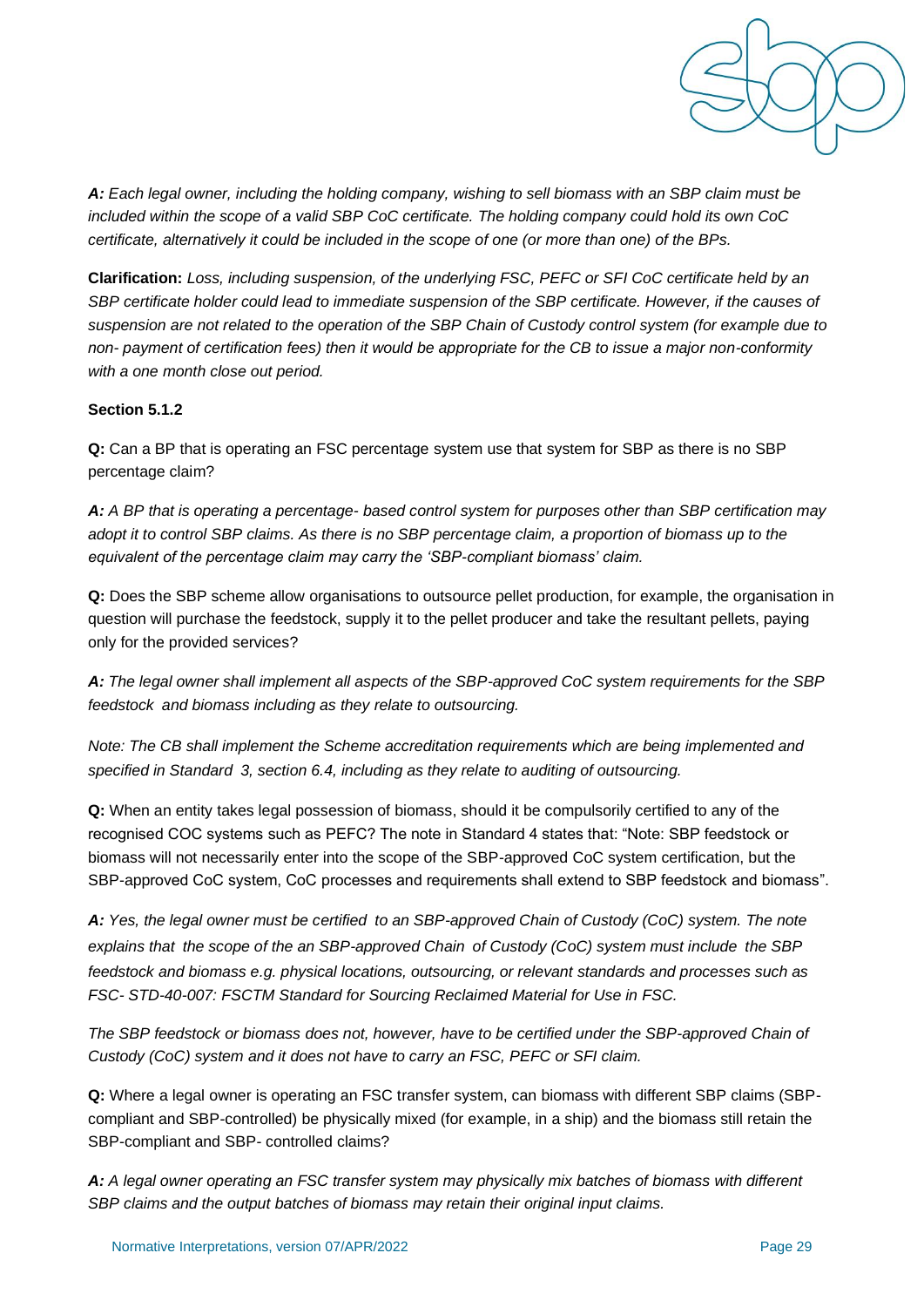***A:*** *Each legal owner, including the holding company, wishing to sell biomass with an SBP claim must be included within the scope of a valid SBP CoC certificate. The holding company could hold its own CoC certificate, alternatively it could be included in the scope of one (or more than one) of the BPs.*

**Clarification:** *Loss, including suspension, of the underlying FSC, PEFC or SFI CoC certificate held by an SBP certificate holder could lead to immediate suspension of the SBP certificate. However, if the causes of suspension are not related to the operation of the SBP Chain of Custody control system (for example due to non- payment of certification fees) then it would be appropriate for the CB to issue a major non-conformity with a one month close out period.*

**Section 5.1.2**

**Q:** Can a BP that is operating an FSC percentage system use that system for SBP as there is no SBP percentage claim?

***A:*** *A BP that is operating a percentage- based control system for purposes other than SBP certification may adopt it to control SBP claims. As there is no SBP percentage claim, a proportion of biomass up to the equivalent of the percentage claim may carry the 'SBP-compliant biomass' claim.*

**Q:** Does the SBP scheme allow organisations to outsource pellet production, for example, the organisation in question will purchase the feedstock, supply it to the pellet producer and take the resultant pellets, paying only for the provided services?

***A:*** *The legal owner shall implement all aspects of the SBP-approved CoC system requirements for the SBP feedstock and biomass including as they relate to outsourcing.*

*Note: The CB shall implement the Scheme accreditation requirements which are being implemented and specified in Standard 3, section 6.4, including as they relate to auditing of outsourcing.*

**Q:** When an entity takes legal possession of biomass, should it be compulsorily certified to any of the recognised COC systems such as PEFC? The note in Standard 4 states that: "Note: SBP feedstock or biomass will not necessarily enter into the scope of the SBP-approved CoC system certification, but the SBP-approved CoC system, CoC processes and requirements shall extend to SBP feedstock and biomass".

***A:*** *Yes, the legal owner must be certified to an SBP-approved Chain of Custody (CoC) system. The note explains that the scope of the an SBP-approved Chain of Custody (CoC) system must include the SBP feedstock and biomass e.g. physical locations, outsourcing, or relevant standards and processes such as FSC- STD-40-007: FSCTM Standard for Sourcing Reclaimed Material for Use in FSC.*

*The SBP feedstock or biomass does not, however, have to be certified under the SBP-approved Chain of Custody (CoC) system and it does not have to carry an FSC, PEFC or SFI claim.*

**Q:** Where a legal owner is operating an FSC transfer system, can biomass with different SBP claims (SBP-compliant and SBP-controlled) be physically mixed (for example, in a ship) and the biomass still retain the SBP-compliant and SBP- controlled claims?

***A:*** *A legal owner operating an FSC transfer system may physically mix batches of biomass with different SBP claims and the output batches of biomass may retain their original input claims.*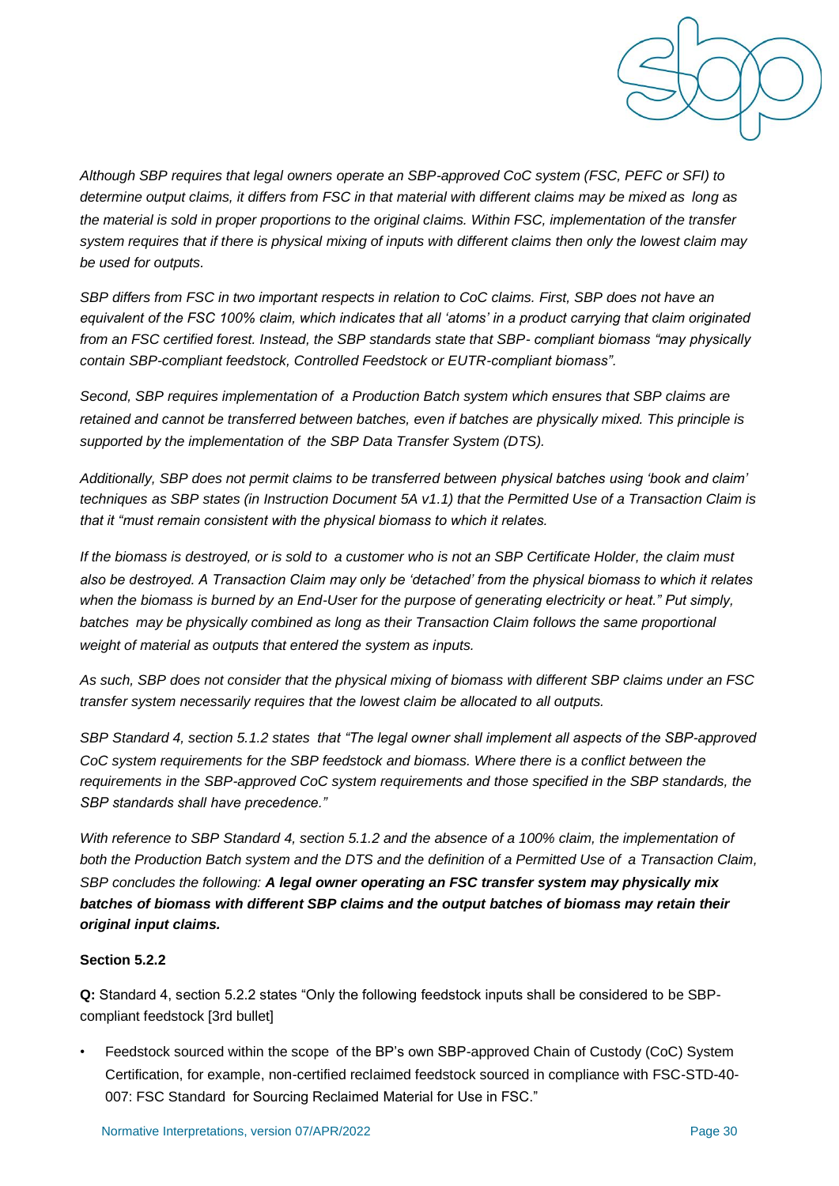*Although SBP requires that legal owners operate an SBP-approved CoC system (FSC, PEFC or SFI) to determine output claims, it differs from FSC in that material with different claims may be mixed as long as the material is sold in proper proportions to the original claims. Within FSC, implementation of the transfer system requires that if there is physical mixing of inputs with different claims then only the lowest claim may be used for outputs.*

*SBP differs from FSC in two important respects in relation to CoC claims. First, SBP does not have an equivalent of the FSC 100% claim, which indicates that all 'atoms' in a product carrying that claim originated from an FSC certified forest. Instead, the SBP standards state that SBP- compliant biomass "may physically contain SBP-compliant feedstock, Controlled Feedstock or EUTR-compliant biomass".*

*Second, SBP requires implementation of a Production Batch system which ensures that SBP claims are retained and cannot be transferred between batches, even if batches are physically mixed. This principle is supported by the implementation of the SBP Data Transfer System (DTS).*

*Additionally, SBP does not permit claims to be transferred between physical batches using 'book and claim' techniques as SBP states (in Instruction Document 5A v1.1) that the Permitted Use of a Transaction Claim is that it "must remain consistent with the physical biomass to which it relates.*

*If the biomass is destroyed, or is sold to a customer who is not an SBP Certificate Holder, the claim must also be destroyed. A Transaction Claim may only be 'detached' from the physical biomass to which it relates when the biomass is burned by an End-User for the purpose of generating electricity or heat." Put simply, batches may be physically combined as long as their Transaction Claim follows the same proportional weight of material as outputs that entered the system as inputs.*

*As such, SBP does not consider that the physical mixing of biomass with different SBP claims under an FSC transfer system necessarily requires that the lowest claim be allocated to all outputs.*

*SBP Standard 4, section 5.1.2 states that "The legal owner shall implement all aspects of the SBP-approved CoC system requirements for the SBP feedstock and biomass. Where there is a conflict between the requirements in the SBP-approved CoC system requirements and those specified in the SBP standards, the SBP standards shall have precedence."*

*With reference to SBP Standard 4, section 5.1.2 and the absence of a 100% claim, the implementation of both the Production Batch system and the DTS and the definition of a Permitted Use of a Transaction Claim, SBP concludes the following:* ***A legal owner operating an FSC transfer system may physically mix batches of biomass with different SBP claims and the output batches of biomass may retain their original input claims.***

**Section 5.2.2**

**Q:** Standard 4, section 5.2.2 states "Only the following feedstock inputs shall be considered to be SBP-compliant feedstock [3rd bullet]

- Feedstock sourced within the scope of the BP's own SBP-approved Chain of Custody (CoC) System Certification, for example, non-certified reclaimed feedstock sourced in compliance with FSC-STD-40-007: FSC Standard for Sourcing Reclaimed Material for Use in FSC."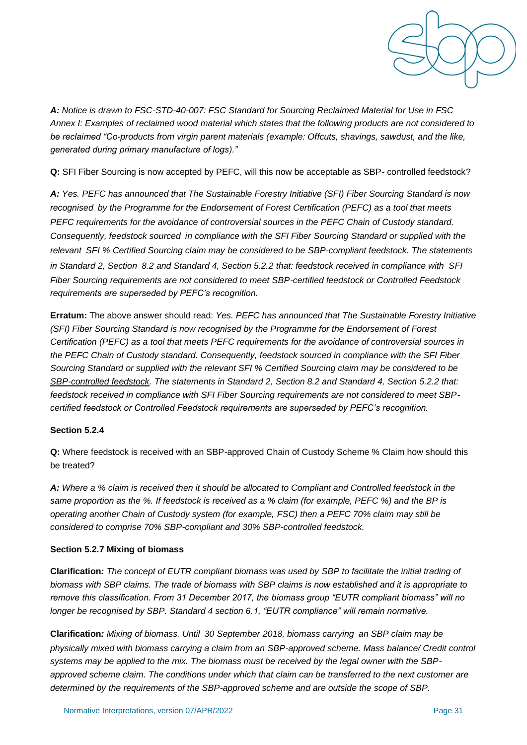***A:*** *Notice is drawn to FSC-STD-40-007: FSC Standard for Sourcing Reclaimed Material for Use in FSC Annex I: Examples of reclaimed wood material which states that the following products are not considered to be reclaimed "Co-products from virgin parent materials (example: Offcuts, shavings, sawdust, and the like, generated during primary manufacture of logs)."*

**Q:** SFI Fiber Sourcing is now accepted by PEFC, will this now be acceptable as SBP- controlled feedstock?

***A:*** *Yes. PEFC has announced that The Sustainable Forestry Initiative (SFI) Fiber Sourcing Standard is now recognised by the Programme for the Endorsement of Forest Certification (PEFC) as a tool that meets PEFC requirements for the avoidance of controversial sources in the PEFC Chain of Custody standard. Consequently, feedstock sourced in compliance with the SFI Fiber Sourcing Standard or supplied with the relevant SFI % Certified Sourcing claim may be considered to be SBP-compliant feedstock. The statements in Standard 2, Section 8.2 and Standard 4, Section 5.2.2 that: feedstock received in compliance with SFI Fiber Sourcing requirements are not considered to meet SBP-certified feedstock or Controlled Feedstock requirements are superseded by PEFC's recognition.*

**Erratum:** The above answer should read: *Yes. PEFC has announced that The Sustainable Forestry Initiative (SFI) Fiber Sourcing Standard is now recognised by the Programme for the Endorsement of Forest Certification (PEFC) as a tool that meets PEFC requirements for the avoidance of controversial sources in the PEFC Chain of Custody standard. Consequently, feedstock sourced in compliance with the SFI Fiber Sourcing Standard or supplied with the relevant SFI % Certified Sourcing claim may be considered to be <u>SBP-controlled feedstock</u>. The statements in Standard 2, Section 8.2 and Standard 4, Section 5.2.2 that: feedstock received in compliance with SFI Fiber Sourcing requirements are not considered to meet SBP-certified feedstock or Controlled Feedstock requirements are superseded by PEFC's recognition.*

**Section 5.2.4**

**Q:** Where feedstock is received with an SBP-approved Chain of Custody Scheme % Claim how should this be treated?

***A:*** *Where a % claim is received then it should be allocated to Compliant and Controlled feedstock in the same proportion as the %. If feedstock is received as a % claim (for example, PEFC %) and the BP is operating another Chain of Custody system (for example, FSC) then a PEFC 70% claim may still be considered to comprise 70% SBP-compliant and 30% SBP-controlled feedstock.*

**Section 5.2.7 Mixing of biomass**

**Clarification***: The concept of EUTR compliant biomass was used by SBP to facilitate the initial trading of biomass with SBP claims. The trade of biomass with SBP claims is now established and it is appropriate to remove this classification. From 31 December 2017, the biomass group "EUTR compliant biomass" will no longer be recognised by SBP. Standard 4 section 6.1, "EUTR compliance" will remain normative.*

**Clarification***: Mixing of biomass. Until 30 September 2018, biomass carrying an SBP claim may be physically mixed with biomass carrying a claim from an SBP-approved scheme. Mass balance/ Credit control systems may be applied to the mix. The biomass must be received by the legal owner with the SBP-approved scheme claim. The conditions under which that claim can be transferred to the next customer are determined by the requirements of the SBP-approved scheme and are outside the scope of SBP.*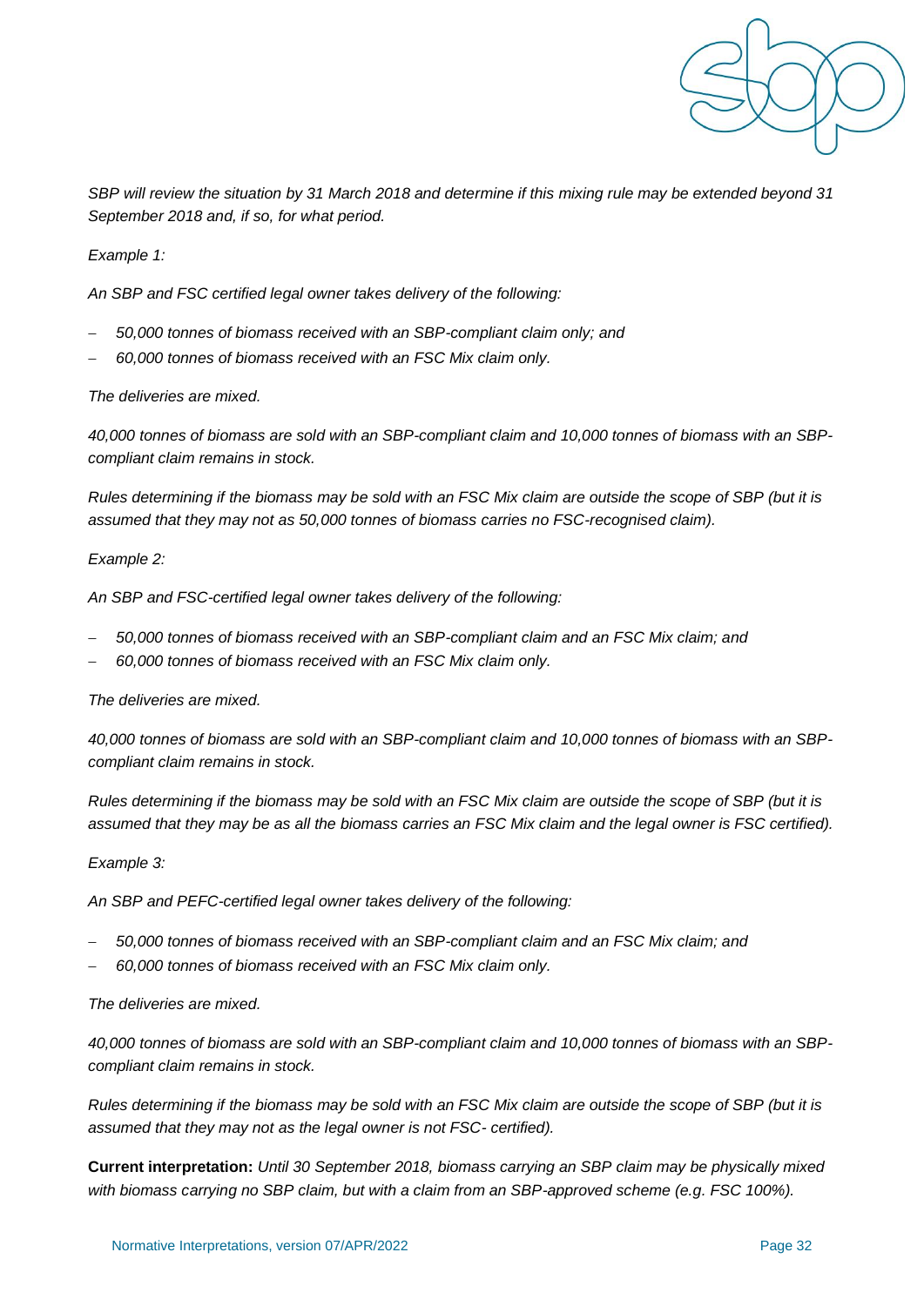*SBP will review the situation by 31 March 2018 and determine if this mixing rule may be extended beyond 31 September 2018 and, if so, for what period.*

*Example 1:*

*An SBP and FSC certified legal owner takes delivery of the following:*

- *50,000 tonnes of biomass received with an SBP-compliant claim only; and*
- *60,000 tonnes of biomass received with an FSC Mix claim only.*

*The deliveries are mixed.*

*40,000 tonnes of biomass are sold with an SBP-compliant claim and 10,000 tonnes of biomass with an SBP-compliant claim remains in stock.*

*Rules determining if the biomass may be sold with an FSC Mix claim are outside the scope of SBP (but it is assumed that they may not as 50,000 tonnes of biomass carries no FSC-recognised claim).*

*Example 2:*

*An SBP and FSC-certified legal owner takes delivery of the following:*

- *50,000 tonnes of biomass received with an SBP-compliant claim and an FSC Mix claim; and*
- *60,000 tonnes of biomass received with an FSC Mix claim only.*

*The deliveries are mixed.*

*40,000 tonnes of biomass are sold with an SBP-compliant claim and 10,000 tonnes of biomass with an SBP-compliant claim remains in stock.*

*Rules determining if the biomass may be sold with an FSC Mix claim are outside the scope of SBP (but it is assumed that they may be as all the biomass carries an FSC Mix claim and the legal owner is FSC certified).*

*Example 3:*

*An SBP and PEFC-certified legal owner takes delivery of the following:*

- *50,000 tonnes of biomass received with an SBP-compliant claim and an FSC Mix claim; and*
- *60,000 tonnes of biomass received with an FSC Mix claim only.*

*The deliveries are mixed.*

*40,000 tonnes of biomass are sold with an SBP-compliant claim and 10,000 tonnes of biomass with an SBP-compliant claim remains in stock.*

*Rules determining if the biomass may be sold with an FSC Mix claim are outside the scope of SBP (but it is assumed that they may not as the legal owner is not FSC- certified).*

**Current interpretation:** *Until 30 September 2018, biomass carrying an SBP claim may be physically mixed with biomass carrying no SBP claim, but with a claim from an SBP-approved scheme (e.g. FSC 100%).*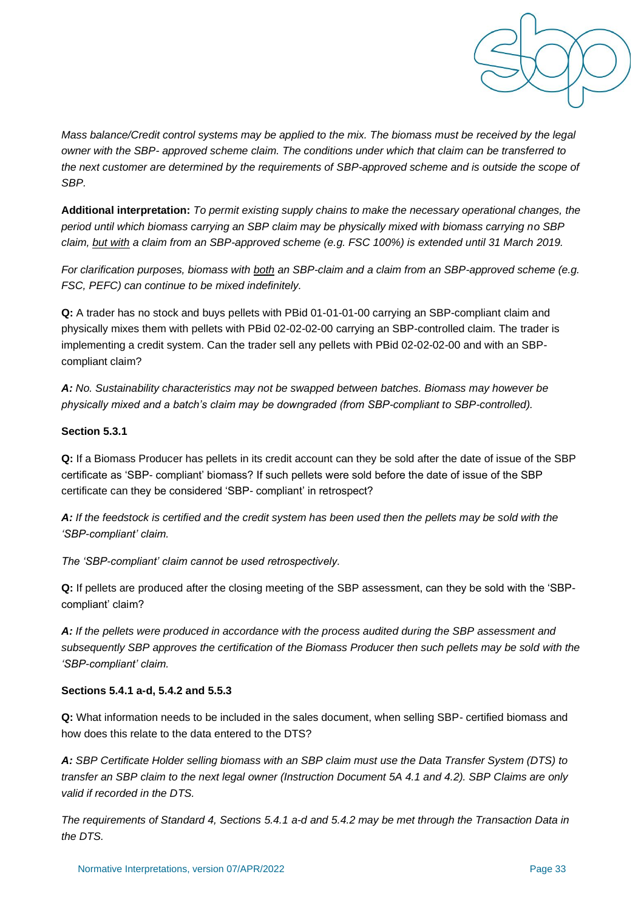*Mass balance/Credit control systems may be applied to the mix. The biomass must be received by the legal owner with the SBP- approved scheme claim. The conditions under which that claim can be transferred to the next customer are determined by the requirements of SBP-approved scheme and is outside the scope of SBP.*

**Additional interpretation:** *To permit existing supply chains to make the necessary operational changes, the period until which biomass carrying an SBP claim may be physically mixed with biomass carrying no SBP claim, <u>but with</u> a claim from an SBP-approved scheme (e.g. FSC 100%) is extended until 31 March 2019.*

*For clarification purposes, biomass with <u>both</u> an SBP-claim and a claim from an SBP-approved scheme (e.g. FSC, PEFC) can continue to be mixed indefinitely.*

**Q:** A trader has no stock and buys pellets with PBid 01-01-01-00 carrying an SBP-compliant claim and physically mixes them with pellets with PBid 02-02-02-00 carrying an SBP-controlled claim. The trader is implementing a credit system. Can the trader sell any pellets with PBid 02-02-02-00 and with an SBP-compliant claim?

***A:*** *No. Sustainability characteristics may not be swapped between batches. Biomass may however be physically mixed and a batch's claim may be downgraded (from SBP-compliant to SBP-controlled).*

**Section 5.3.1**

**Q:** If a Biomass Producer has pellets in its credit account can they be sold after the date of issue of the SBP certificate as 'SBP- compliant' biomass? If such pellets were sold before the date of issue of the SBP certificate can they be considered 'SBP- compliant' in retrospect?

***A:*** *If the feedstock is certified and the credit system has been used then the pellets may be sold with the 'SBP-compliant' claim.*

*The 'SBP-compliant' claim cannot be used retrospectively.*

**Q:** If pellets are produced after the closing meeting of the SBP assessment, can they be sold with the 'SBP-compliant' claim?

***A:*** *If the pellets were produced in accordance with the process audited during the SBP assessment and subsequently SBP approves the certification of the Biomass Producer then such pellets may be sold with the 'SBP-compliant' claim.*

**Sections 5.4.1 a-d, 5.4.2 and 5.5.3**

**Q:** What information needs to be included in the sales document, when selling SBP- certified biomass and how does this relate to the data entered to the DTS?

***A:*** *SBP Certificate Holder selling biomass with an SBP claim must use the Data Transfer System (DTS) to transfer an SBP claim to the next legal owner (Instruction Document 5A 4.1 and 4.2). SBP Claims are only valid if recorded in the DTS.*

*The requirements of Standard 4, Sections 5.4.1 a-d and 5.4.2 may be met through the Transaction Data in the DTS.*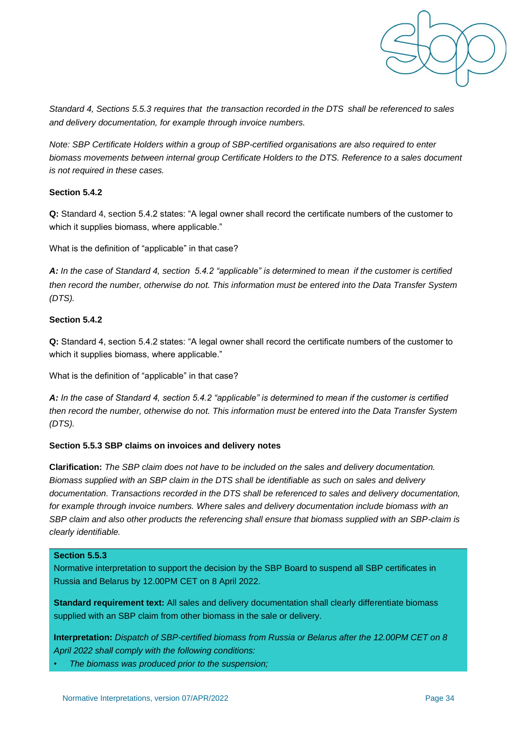*Standard 4, Sections 5.5.3 requires that the transaction recorded in the DTS shall be referenced to sales and delivery documentation, for example through invoice numbers.*

*Note: SBP Certificate Holders within a group of SBP-certified organisations are also required to enter biomass movements between internal group Certificate Holders to the DTS. Reference to a sales document is not required in these cases.*

**Section 5.4.2**

**Q:** Standard 4, section 5.4.2 states: "A legal owner shall record the certificate numbers of the customer to which it supplies biomass, where applicable."

What is the definition of "applicable" in that case?

***A:*** *In the case of Standard 4, section 5.4.2 "applicable" is determined to mean if the customer is certified then record the number, otherwise do not. This information must be entered into the Data Transfer System (DTS).*

**Section 5.4.2**

**Q:** Standard 4, section 5.4.2 states: "A legal owner shall record the certificate numbers of the customer to which it supplies biomass, where applicable."

What is the definition of "applicable" in that case?

***A:*** *In the case of Standard 4, section 5.4.2 "applicable" is determined to mean if the customer is certified then record the number, otherwise do not. This information must be entered into the Data Transfer System (DTS).*

**Section 5.5.3 SBP claims on invoices and delivery notes**

**Clarification:** *The SBP claim does not have to be included on the sales and delivery documentation. Biomass supplied with an SBP claim in the DTS shall be identifiable as such on sales and delivery documentation. Transactions recorded in the DTS shall be referenced to sales and delivery documentation, for example through invoice numbers. Where sales and delivery documentation include biomass with an SBP claim and also other products the referencing shall ensure that biomass supplied with an SBP-claim is clearly identifiable.*

**Section 5.5.3**

Normative interpretation to support the decision by the SBP Board to suspend all SBP certificates in Russia and Belarus by 12.00PM CET on 8 April 2022.

**Standard requirement text:** All sales and delivery documentation shall clearly differentiate biomass supplied with an SBP claim from other biomass in the sale or delivery.

**Interpretation:** *Dispatch of SBP-certified biomass from Russia or Belarus after the 12.00PM CET on 8 April 2022 shall comply with the following conditions:*

- *The biomass was produced prior to the suspension;*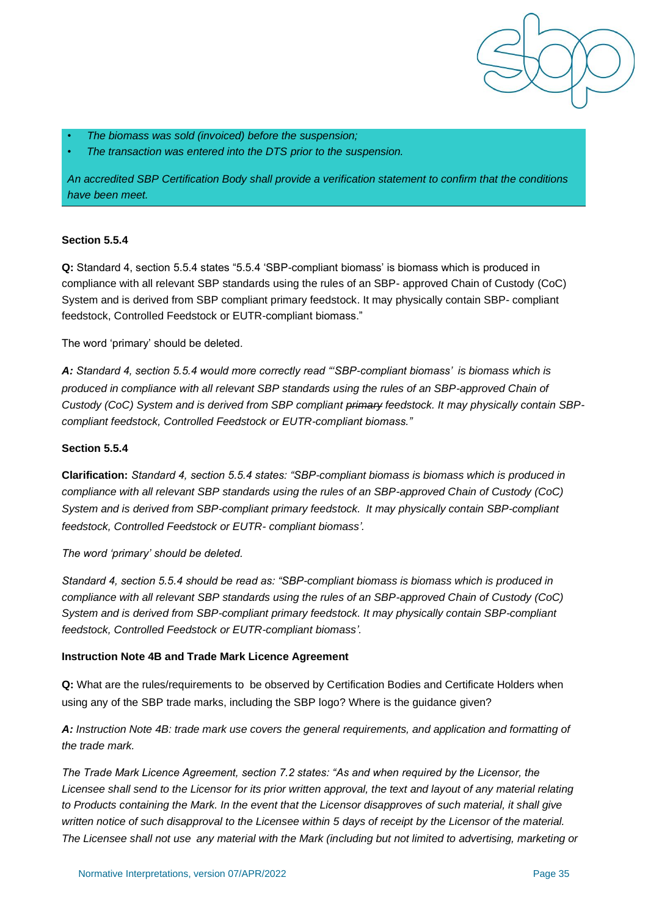- *The biomass was sold (invoiced) before the suspension;*
- *The transaction was entered into the DTS prior to the suspension.*

*An accredited SBP Certification Body shall provide a verification statement to confirm that the conditions have been meet.*

**Section 5.5.4**

**Q:** Standard 4, section 5.5.4 states "5.5.4 'SBP-compliant biomass' is biomass which is produced in compliance with all relevant SBP standards using the rules of an SBP- approved Chain of Custody (CoC) System and is derived from SBP compliant primary feedstock. It may physically contain SBP- compliant feedstock, Controlled Feedstock or EUTR-compliant biomass."

The word 'primary' should be deleted.

***A:** Standard 4, section 5.5.4 would more correctly read "'SBP-compliant biomass' is biomass which is produced in compliance with all relevant SBP standards using the rules of an SBP-approved Chain of Custody (CoC) System and is derived from SBP compliant ~~primary~~ feedstock. It may physically contain SBP-compliant feedstock, Controlled Feedstock or EUTR-compliant biomass."*

**Section 5.5.4**

**Clarification:** *Standard 4, section 5.5.4 states: "SBP-compliant biomass is biomass which is produced in compliance with all relevant SBP standards using the rules of an SBP-approved Chain of Custody (CoC) System and is derived from SBP-compliant primary feedstock. It may physically contain SBP-compliant feedstock, Controlled Feedstock or EUTR- compliant biomass'.*

*The word 'primary' should be deleted.*

*Standard 4, section 5.5.4 should be read as: "SBP-compliant biomass is biomass which is produced in compliance with all relevant SBP standards using the rules of an SBP-approved Chain of Custody (CoC) System and is derived from SBP-compliant primary feedstock. It may physically contain SBP-compliant feedstock, Controlled Feedstock or EUTR-compliant biomass'.*

**Instruction Note 4B and Trade Mark Licence Agreement**

**Q:** What are the rules/requirements to be observed by Certification Bodies and Certificate Holders when using any of the SBP trade marks, including the SBP logo? Where is the guidance given?

***A:** Instruction Note 4B: trade mark use covers the general requirements, and application and formatting of the trade mark.*

*The Trade Mark Licence Agreement, section 7.2 states: "As and when required by the Licensor, the Licensee shall send to the Licensor for its prior written approval, the text and layout of any material relating to Products containing the Mark. In the event that the Licensor disapproves of such material, it shall give written notice of such disapproval to the Licensee within 5 days of receipt by the Licensor of the material. The Licensee shall not use any material with the Mark (including but not limited to advertising, marketing or*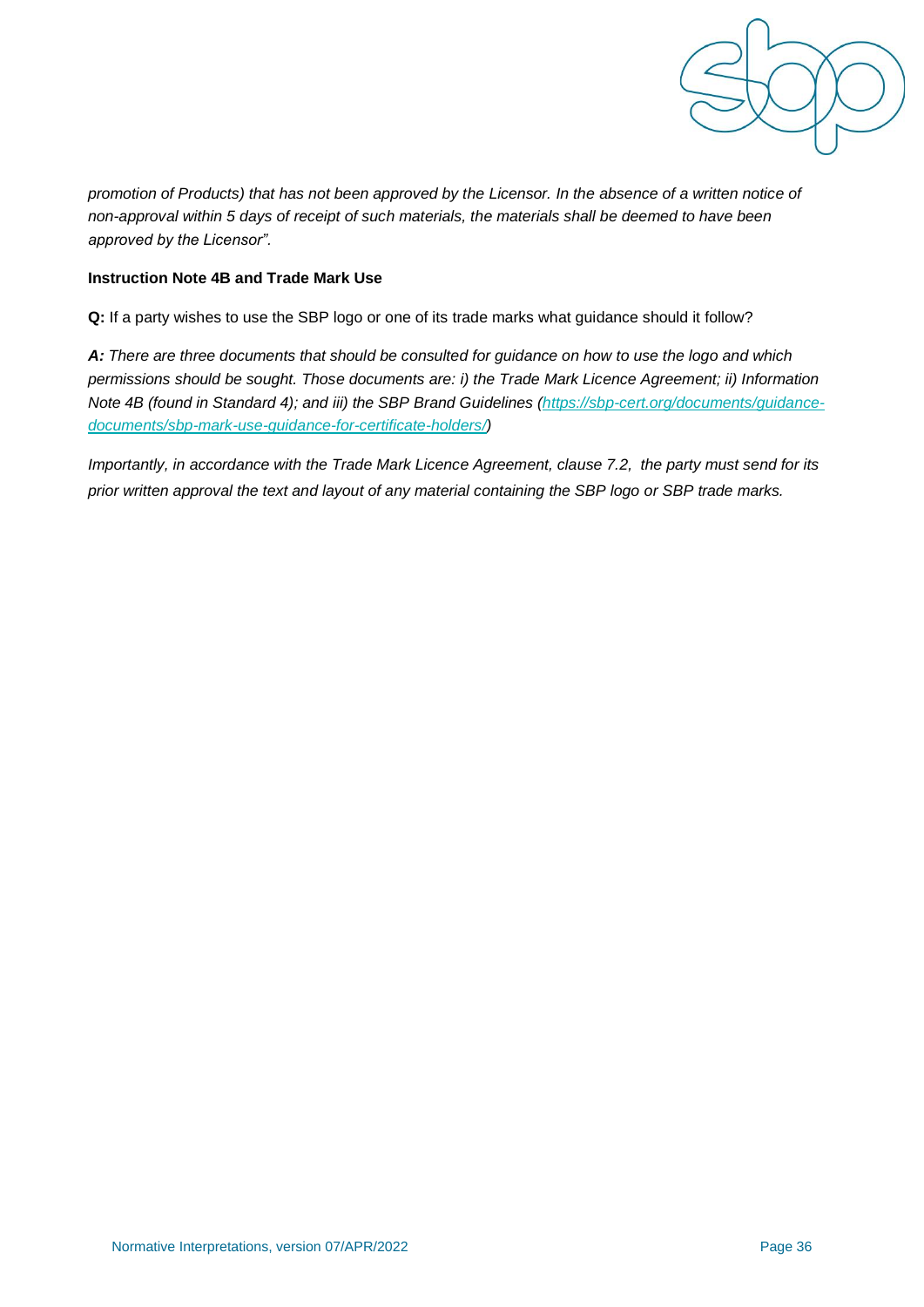*promotion of Products) that has not been approved by the Licensor. In the absence of a written notice of non-approval within 5 days of receipt of such materials, the materials shall be deemed to have been approved by the Licensor".*

**Instruction Note 4B and Trade Mark Use**

**Q:** If a party wishes to use the SBP logo or one of its trade marks what guidance should it follow?

***A:*** *There are three documents that should be consulted for guidance on how to use the logo and which permissions should be sought. Those documents are: i) the Trade Mark Licence Agreement; ii) Information Note 4B (found in Standard 4); and iii) the SBP Brand Guidelines ([https://sbp-cert.org/documents/guidance-documents/sbp-mark-use-guidance-for-certificate-holders/](https://sbp-cert.org/documents/guidance-documents/sbp-mark-use-guidance-for-certificate-holders/))*

*Importantly, in accordance with the Trade Mark Licence Agreement, clause 7.2, the party must send for its prior written approval the text and layout of any material containing the SBP logo or SBP trade marks.*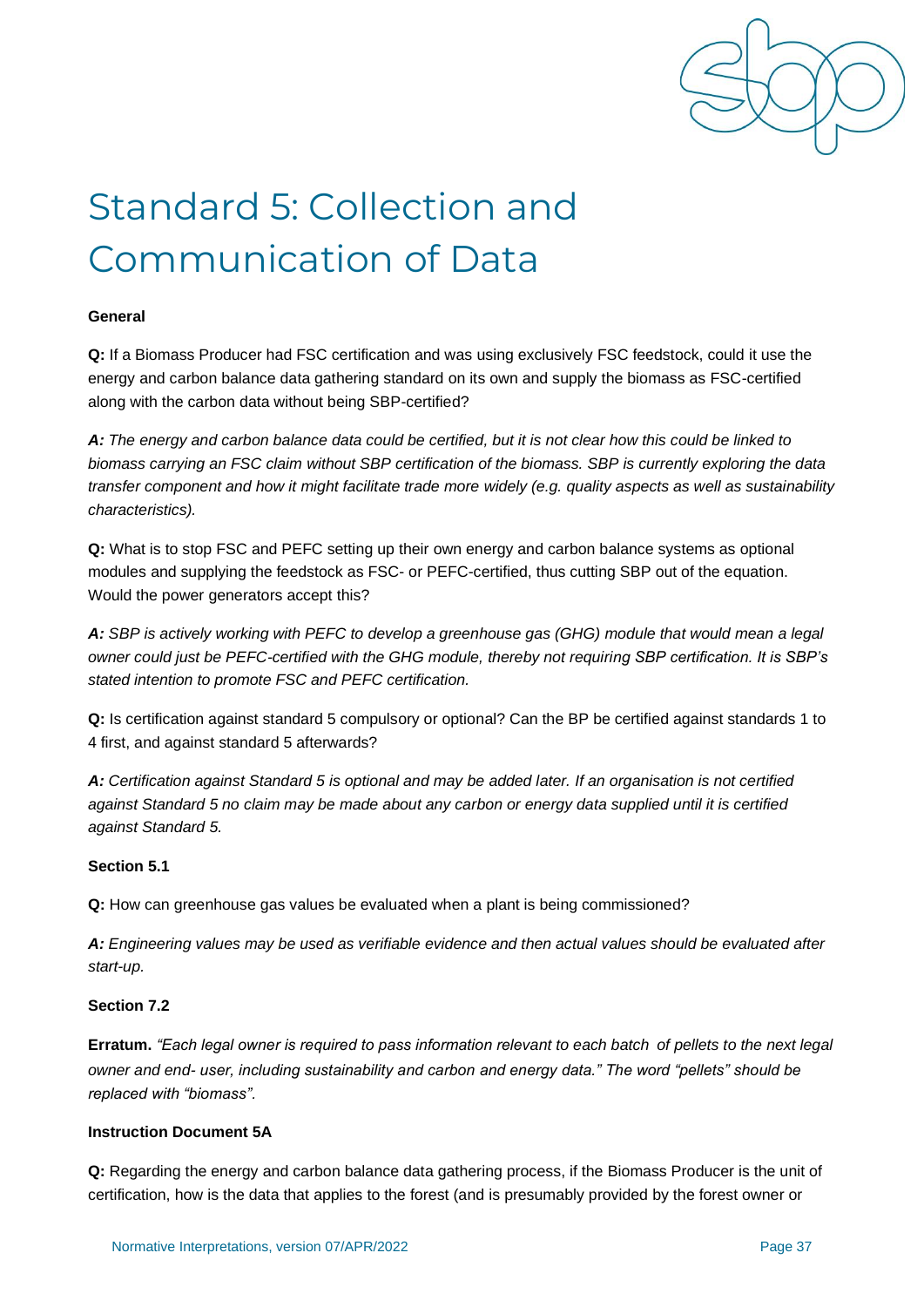# Standard 5: Collection and Communication of Data

**General**

**Q:** If a Biomass Producer had FSC certification and was using exclusively FSC feedstock, could it use the energy and carbon balance data gathering standard on its own and supply the biomass as FSC-certified along with the carbon data without being SBP-certified?

***A:*** *The energy and carbon balance data could be certified, but it is not clear how this could be linked to biomass carrying an FSC claim without SBP certification of the biomass. SBP is currently exploring the data transfer component and how it might facilitate trade more widely (e.g. quality aspects as well as sustainability characteristics).*

**Q:** What is to stop FSC and PEFC setting up their own energy and carbon balance systems as optional modules and supplying the feedstock as FSC- or PEFC-certified, thus cutting SBP out of the equation. Would the power generators accept this?

***A:*** *SBP is actively working with PEFC to develop a greenhouse gas (GHG) module that would mean a legal owner could just be PEFC-certified with the GHG module, thereby not requiring SBP certification. It is SBP's stated intention to promote FSC and PEFC certification.*

**Q:** Is certification against standard 5 compulsory or optional? Can the BP be certified against standards 1 to 4 first, and against standard 5 afterwards?

***A:*** *Certification against Standard 5 is optional and may be added later. If an organisation is not certified against Standard 5 no claim may be made about any carbon or energy data supplied until it is certified against Standard 5.*

**Section 5.1**

**Q:** How can greenhouse gas values be evaluated when a plant is being commissioned?

***A:*** *Engineering values may be used as verifiable evidence and then actual values should be evaluated after start-up.*

**Section 7.2**

**Erratum.** *"Each legal owner is required to pass information relevant to each batch of pellets to the next legal owner and end- user, including sustainability and carbon and energy data." The word "pellets" should be replaced with "biomass".*

**Instruction Document 5A**

**Q:** Regarding the energy and carbon balance data gathering process, if the Biomass Producer is the unit of certification, how is the data that applies to the forest (and is presumably provided by the forest owner or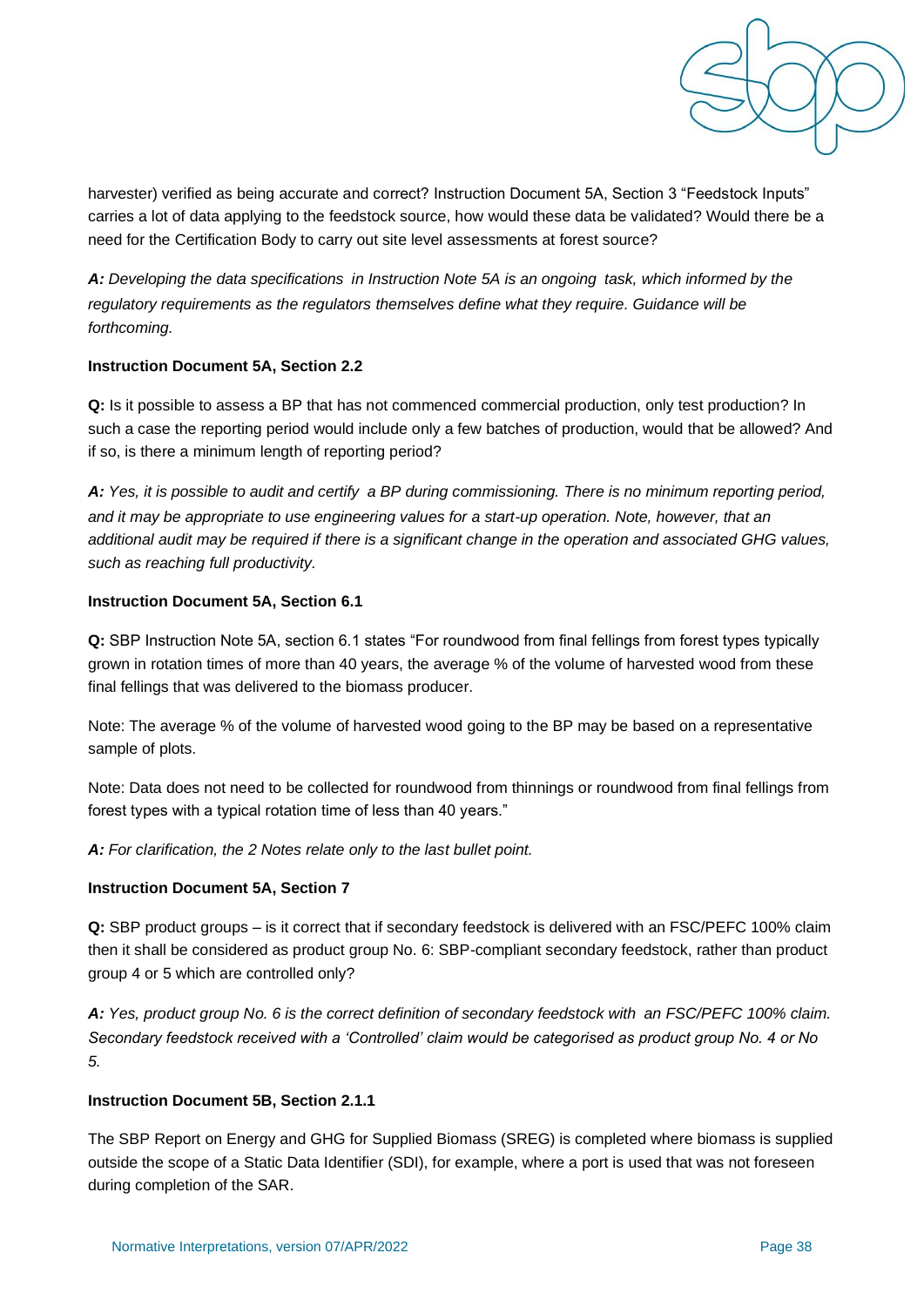harvester) verified as being accurate and correct? Instruction Document 5A, Section 3 “Feedstock Inputs” carries a lot of data applying to the feedstock source, how would these data be validated? Would there be a need for the Certification Body to carry out site level assessments at forest source?

***A:*** *Developing the data specifications in Instruction Note 5A is an ongoing task, which informed by the regulatory requirements as the regulators themselves define what they require. Guidance will be forthcoming.*

**Instruction Document 5A, Section 2.2**

**Q:** Is it possible to assess a BP that has not commenced commercial production, only test production? In such a case the reporting period would include only a few batches of production, would that be allowed? And if so, is there a minimum length of reporting period?

***A:*** *Yes, it is possible to audit and certify a BP during commissioning. There is no minimum reporting period, and it may be appropriate to use engineering values for a start-up operation. Note, however, that an additional audit may be required if there is a significant change in the operation and associated GHG values, such as reaching full productivity.*

**Instruction Document 5A, Section 6.1**

**Q:** SBP Instruction Note 5A, section 6.1 states “For roundwood from final fellings from forest types typically grown in rotation times of more than 40 years, the average % of the volume of harvested wood from these final fellings that was delivered to the biomass producer.

Note: The average % of the volume of harvested wood going to the BP may be based on a representative sample of plots.

Note: Data does not need to be collected for roundwood from thinnings or roundwood from final fellings from forest types with a typical rotation time of less than 40 years.”

***A:*** *For clarification, the 2 Notes relate only to the last bullet point.*

**Instruction Document 5A, Section 7**

**Q:** SBP product groups – is it correct that if secondary feedstock is delivered with an FSC/PEFC 100% claim then it shall be considered as product group No. 6: SBP-compliant secondary feedstock, rather than product group 4 or 5 which are controlled only?

***A:*** *Yes, product group No. 6 is the correct definition of secondary feedstock with an FSC/PEFC 100% claim. Secondary feedstock received with a ‘Controlled’ claim would be categorised as product group No. 4 or No 5.*

**Instruction Document 5B, Section 2.1.1**

The SBP Report on Energy and GHG for Supplied Biomass (SREG) is completed where biomass is supplied outside the scope of a Static Data Identifier (SDI), for example, where a port is used that was not foreseen during completion of the SAR.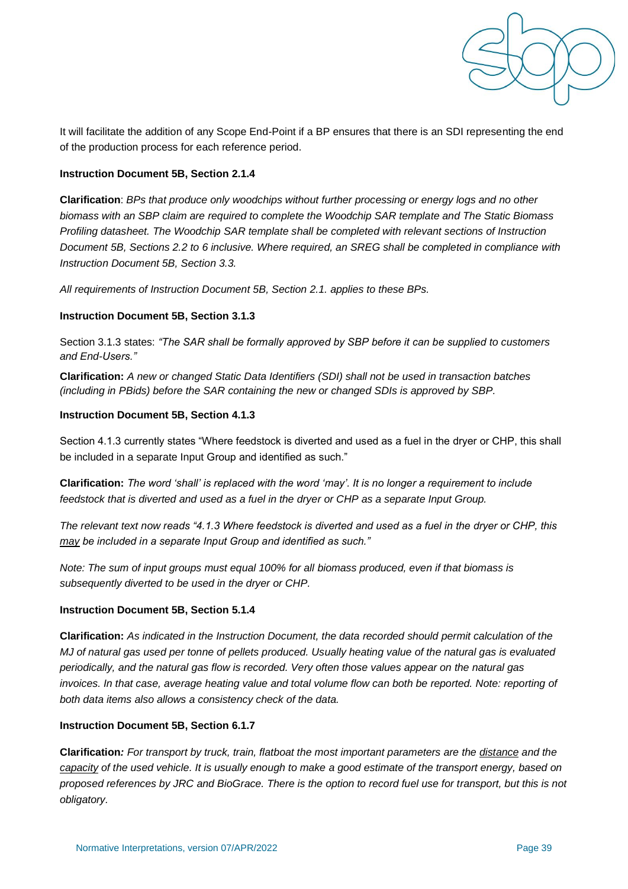It will facilitate the addition of any Scope End-Point if a BP ensures that there is an SDI representing the end of the production process for each reference period.

**Instruction Document 5B, Section 2.1.4**

**Clarification**: *BPs that produce only woodchips without further processing or energy logs and no other biomass with an SBP claim are required to complete the Woodchip SAR template and The Static Biomass Profiling datasheet. The Woodchip SAR template shall be completed with relevant sections of Instruction Document 5B, Sections 2.2 to 6 inclusive. Where required, an SREG shall be completed in compliance with Instruction Document 5B, Section 3.3.*

*All requirements of Instruction Document 5B, Section 2.1. applies to these BPs.*

**Instruction Document 5B, Section 3.1.3**

Section 3.1.3 states: *"The SAR shall be formally approved by SBP before it can be supplied to customers and End-Users."*

**Clarification:** *A new or changed Static Data Identifiers (SDI) shall not be used in transaction batches (including in PBids) before the SAR containing the new or changed SDIs is approved by SBP.*

**Instruction Document 5B, Section 4.1.3**

Section 4.1.3 currently states "Where feedstock is diverted and used as a fuel in the dryer or CHP, this shall be included in a separate Input Group and identified as such."

**Clarification:** *The word 'shall' is replaced with the word 'may'. It is no longer a requirement to include feedstock that is diverted and used as a fuel in the dryer or CHP as a separate Input Group.*

*The relevant text now reads "4.1.3 Where feedstock is diverted and used as a fuel in the dryer or CHP, this may be included in a separate Input Group and identified as such."*

*Note: The sum of input groups must equal 100% for all biomass produced, even if that biomass is subsequently diverted to be used in the dryer or CHP.*

**Instruction Document 5B, Section 5.1.4**

**Clarification:** *As indicated in the Instruction Document, the data recorded should permit calculation of the MJ of natural gas used per tonne of pellets produced. Usually heating value of the natural gas is evaluated periodically, and the natural gas flow is recorded. Very often those values appear on the natural gas invoices. In that case, average heating value and total volume flow can both be reported. Note: reporting of both data items also allows a consistency check of the data.*

**Instruction Document 5B, Section 6.1.7**

**Clarification***: For transport by truck, train, flatboat the most important parameters are the distance and the capacity of the used vehicle. It is usually enough to make a good estimate of the transport energy, based on proposed references by JRC and BioGrace. There is the option to record fuel use for transport, but this is not obligatory.*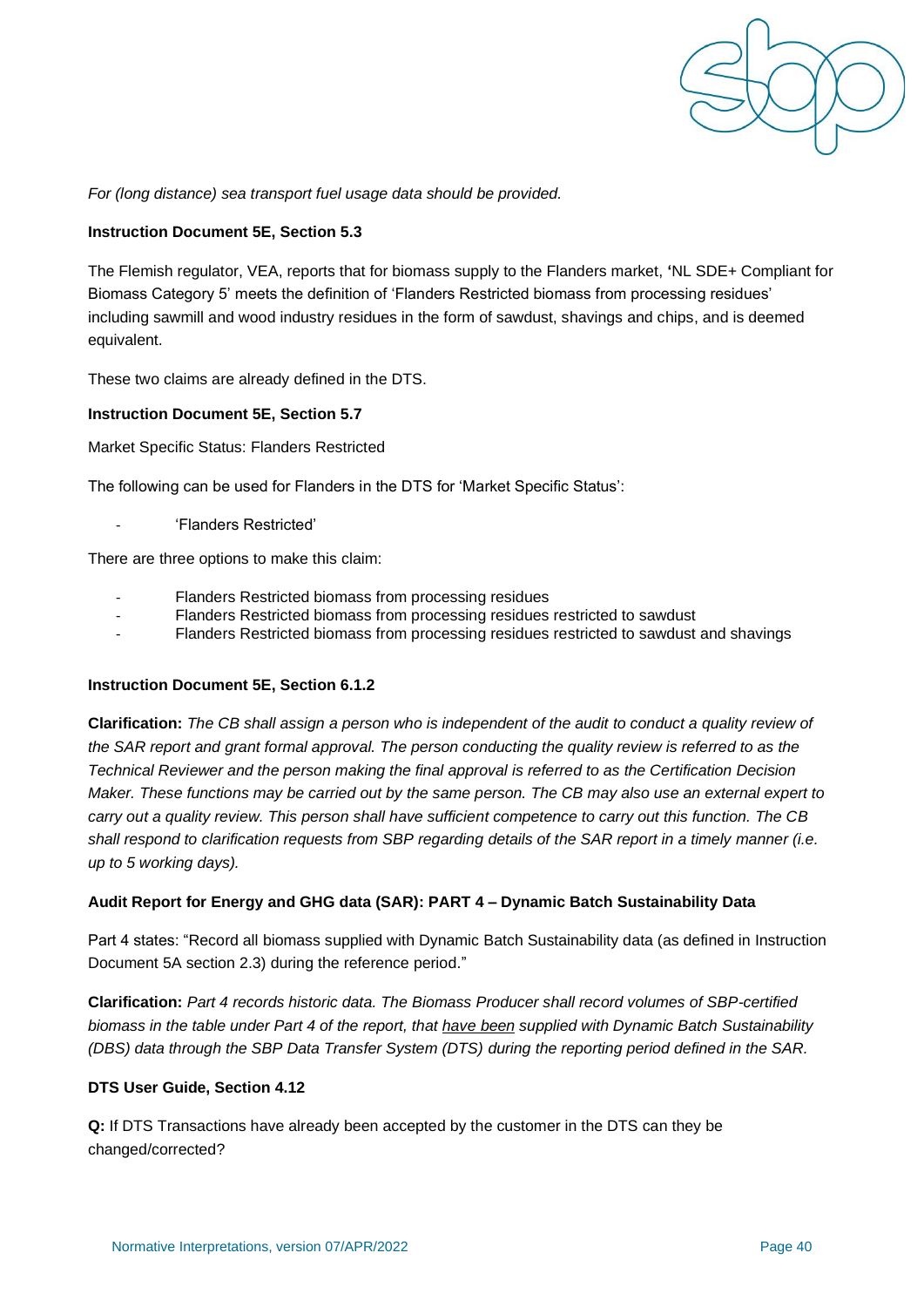*For (long distance) sea transport fuel usage data should be provided.*

**Instruction Document 5E, Section 5.3**

The Flemish regulator, VEA, reports that for biomass supply to the Flanders market, **'**NL SDE+ Compliant for Biomass Category 5' meets the definition of 'Flanders Restricted biomass from processing residues' including sawmill and wood industry residues in the form of sawdust, shavings and chips, and is deemed equivalent.

These two claims are already defined in the DTS.

**Instruction Document 5E, Section 5.7**

Market Specific Status: Flanders Restricted

The following can be used for Flanders in the DTS for 'Market Specific Status':

- 'Flanders Restricted'

There are three options to make this claim:

- Flanders Restricted biomass from processing residues
- Flanders Restricted biomass from processing residues restricted to sawdust
- Flanders Restricted biomass from processing residues restricted to sawdust and shavings

**Instruction Document 5E, Section 6.1.2**

**Clarification:** *The CB shall assign a person who is independent of the audit to conduct a quality review of the SAR report and grant formal approval. The person conducting the quality review is referred to as the Technical Reviewer and the person making the final approval is referred to as the Certification Decision Maker. These functions may be carried out by the same person. The CB may also use an external expert to carry out a quality review. This person shall have sufficient competence to carry out this function. The CB shall respond to clarification requests from SBP regarding details of the SAR report in a timely manner (i.e. up to 5 working days).*

**Audit Report for Energy and GHG data (SAR): PART 4 – Dynamic Batch Sustainability Data**

Part 4 states: "Record all biomass supplied with Dynamic Batch Sustainability data (as defined in Instruction Document 5A section 2.3) during the reference period."

**Clarification:** *Part 4 records historic data. The Biomass Producer shall record volumes of SBP-certified biomass in the table under Part 4 of the report, that <u>have been</u> supplied with Dynamic Batch Sustainability (DBS) data through the SBP Data Transfer System (DTS) during the reporting period defined in the SAR.*

**DTS User Guide, Section 4.12**

**Q:** If DTS Transactions have already been accepted by the customer in the DTS can they be changed/corrected?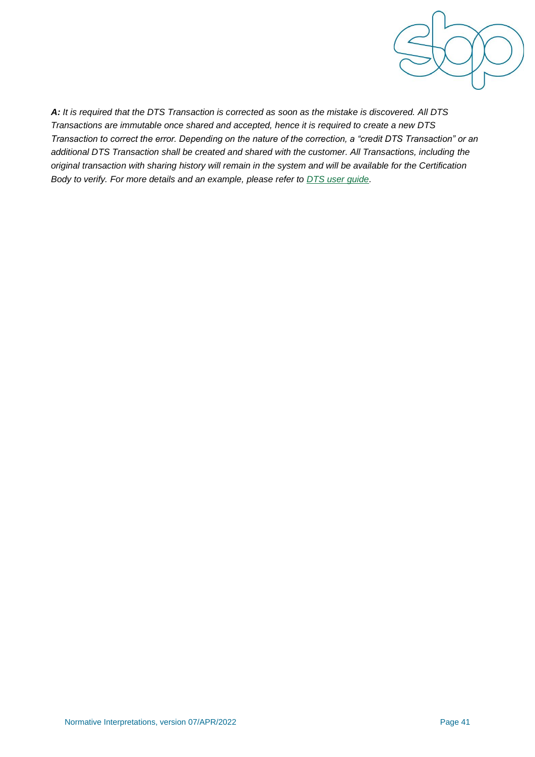***A:*** *It is required that the DTS Transaction is corrected as soon as the mistake is discovered. All DTS Transactions are immutable once shared and accepted, hence it is required to create a new DTS Transaction to correct the error. Depending on the nature of the correction, a "credit DTS Transaction" or an additional DTS Transaction shall be created and shared with the customer. All Transactions, including the original transaction with sharing history will remain in the system and will be available for the Certification Body to verify. For more details and an example, please refer to [DTS user guide](DTS user guide).*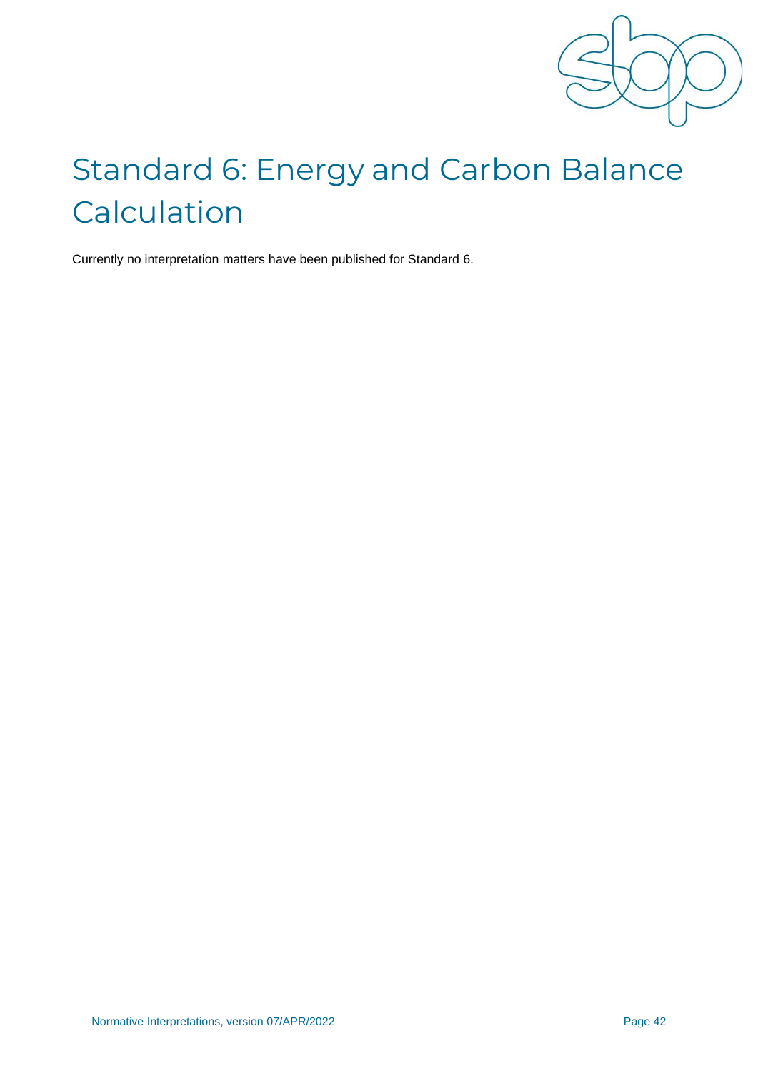# Standard 6: Energy and Carbon Balance Calculation

Currently no interpretation matters have been published for Standard 6.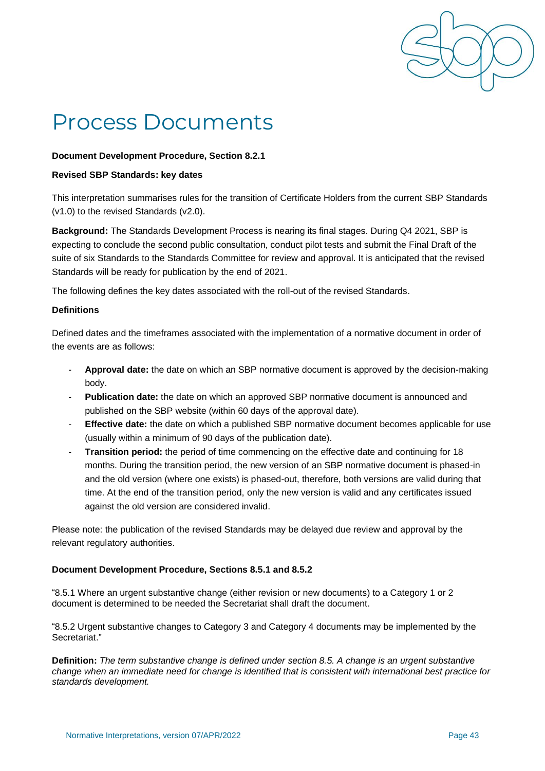# Process Documents

**Document Development Procedure, Section 8.2.1**

**Revised SBP Standards: key dates**

This interpretation summarises rules for the transition of Certificate Holders from the current SBP Standards (v1.0) to the revised Standards (v2.0).

**Background:** The Standards Development Process is nearing its final stages. During Q4 2021, SBP is expecting to conclude the second public consultation, conduct pilot tests and submit the Final Draft of the suite of six Standards to the Standards Committee for review and approval. It is anticipated that the revised Standards will be ready for publication by the end of 2021.

The following defines the key dates associated with the roll-out of the revised Standards.

**Definitions**

Defined dates and the timeframes associated with the implementation of a normative document in order of the events are as follows:

- **Approval date:** the date on which an SBP normative document is approved by the decision-making body.
- **Publication date:** the date on which an approved SBP normative document is announced and published on the SBP website (within 60 days of the approval date).
- **Effective date:** the date on which a published SBP normative document becomes applicable for use (usually within a minimum of 90 days of the publication date).
- **Transition period:** the period of time commencing on the effective date and continuing for 18 months. During the transition period, the new version of an SBP normative document is phased-in and the old version (where one exists) is phased-out, therefore, both versions are valid during that time. At the end of the transition period, only the new version is valid and any certificates issued against the old version are considered invalid.

Please note: the publication of the revised Standards may be delayed due review and approval by the relevant regulatory authorities.

**Document Development Procedure, Sections 8.5.1 and 8.5.2**

"8.5.1 Where an urgent substantive change (either revision or new documents) to a Category 1 or 2 document is determined to be needed the Secretariat shall draft the document.

"8.5.2 Urgent substantive changes to Category 3 and Category 4 documents may be implemented by the Secretariat."

**Definition:** *The term substantive change is defined under section 8.5. A change is an urgent substantive change when an immediate need for change is identified that is consistent with international best practice for standards development.*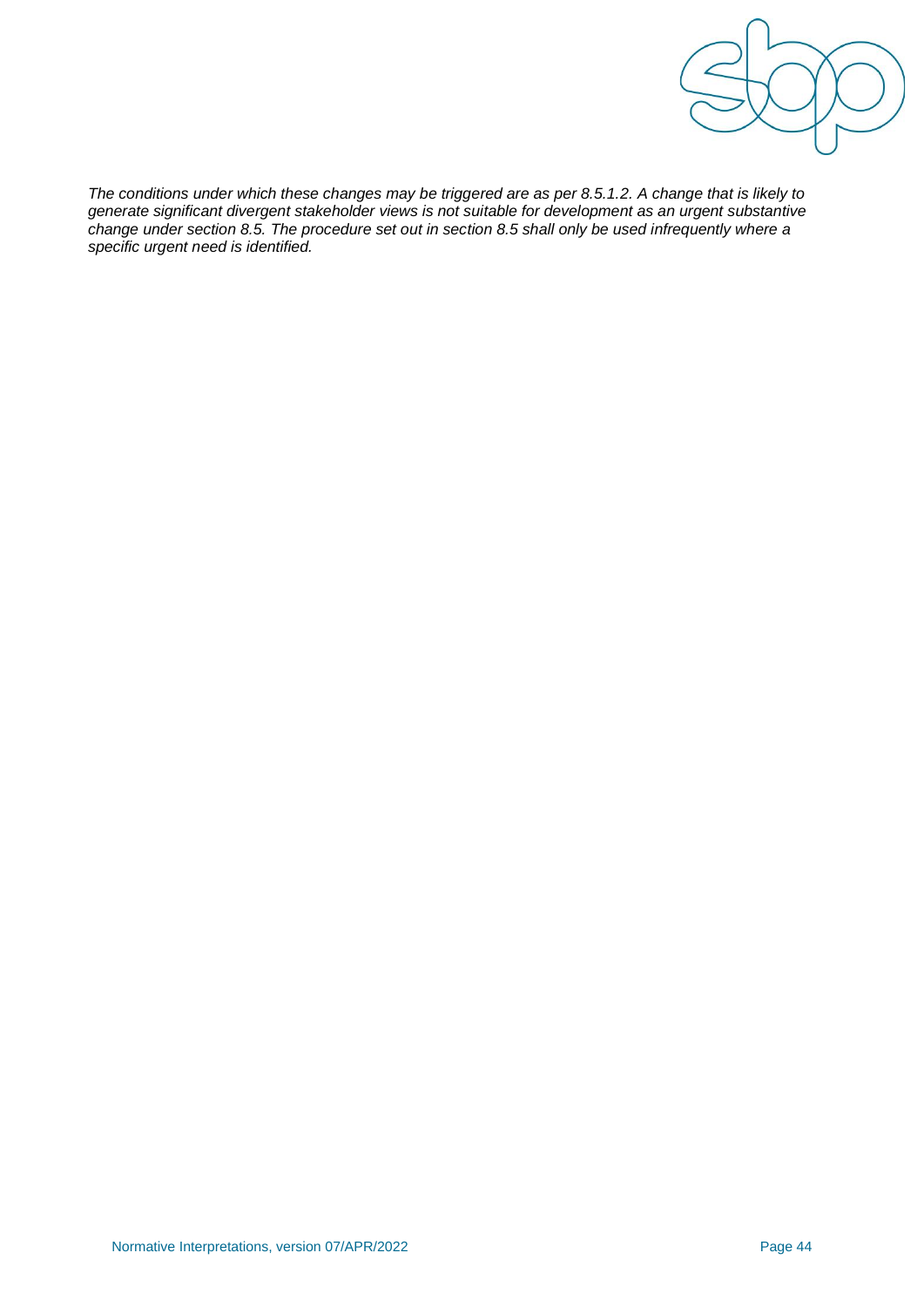*The conditions under which these changes may be triggered are as per 8.5.1.2. A change that is likely to generate significant divergent stakeholder views is not suitable for development as an urgent substantive change under section 8.5. The procedure set out in section 8.5 shall only be used infrequently where a specific urgent need is identified.*